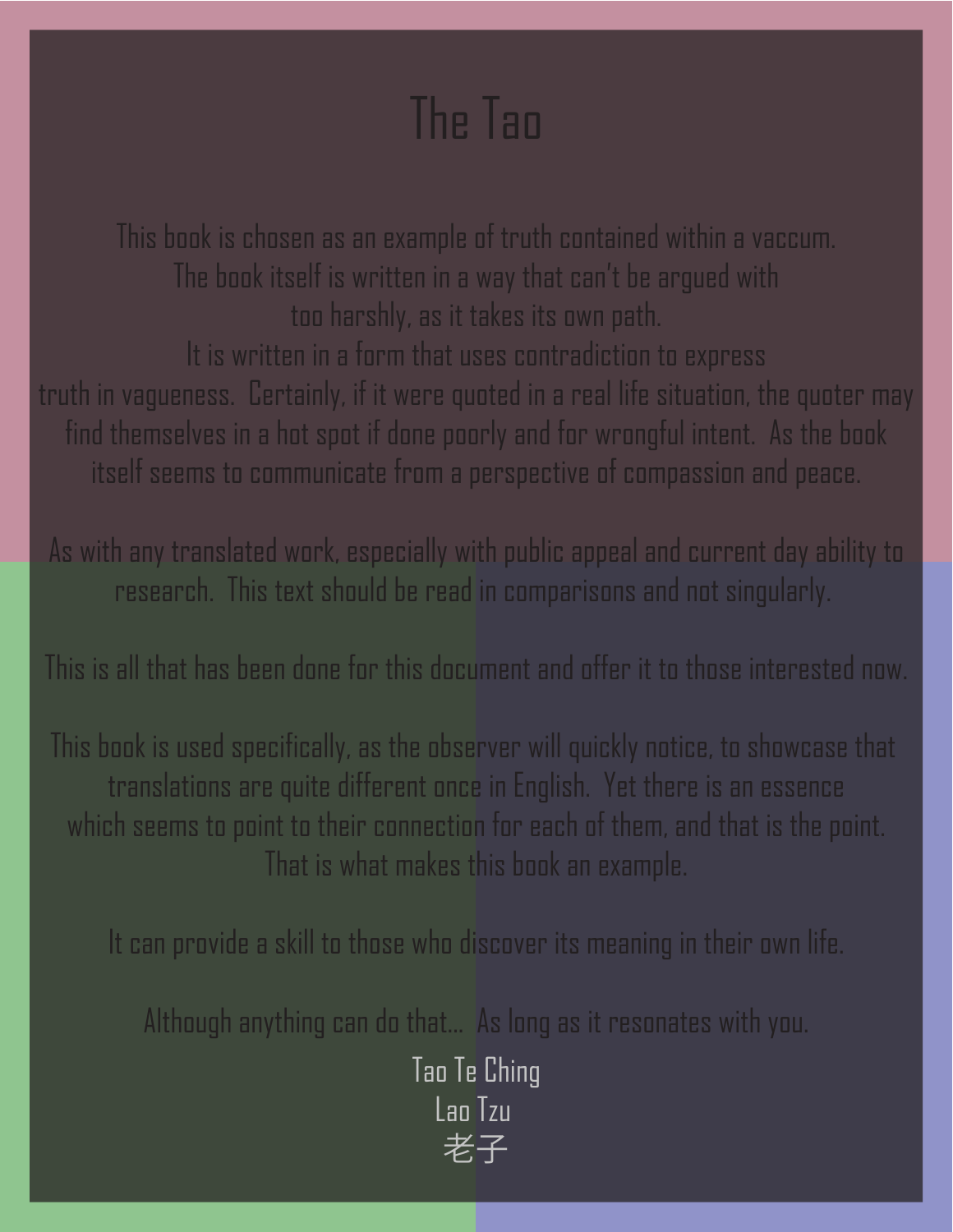# The Tao

This book is chosen as an example of truth contained within a vaccum.
The book itself is written in a way that can't be argued with
too harshly, as it takes its own path.
It is written in a form that uses contradiction to express
truth in vagueness. Certainly, if it were quoted in a real life situation, the quoter may
find themselves in a hot spot if done poorly and for wrongful intent. As the book
itself seems to communicate from a perspective of compassion and peace.

As with any translated work, especially with public appeal and current day ability to
research. This text should be read in comparisons and not singularly.

This is all that has been done for this document and offer it to those interested now.

This book is used specifically, as the observer will quickly notice, to showcase that
translations are quite different once in English. Yet there is an essence
which seems to point to their connection for each of them, and that is the point.
That is what makes this book an example.

It can provide a skill to those who discover its meaning in their own life.

Although anything can do that... As long as it resonates with you.

Tao Te Ching
Lao Tzu
老子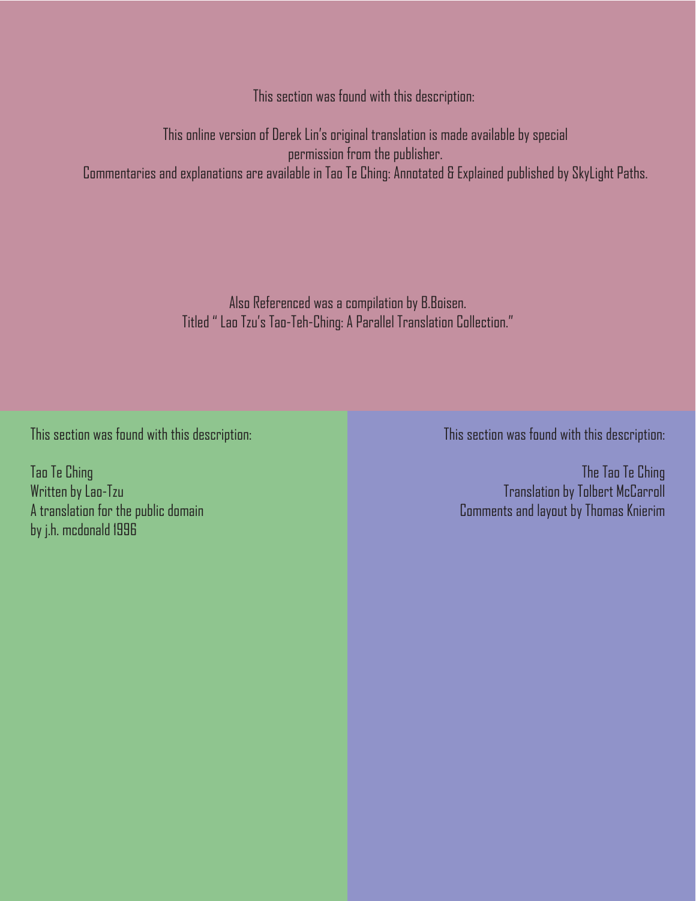This section was found with this description:

This online version of Derek Lin's original translation is made available by special permission from the publisher.
Commentaries and explanations are available in Tao Te Ching: Annotated & Explained published by SkyLight Paths.

Also Referenced was a compilation by B.Boisen.
Titled " Lao Tzu's Tao-Teh-Ching: A Parallel Translation Collection."

This section was found with this description:

Tao Te Ching
Written by Lao-Tzu
A translation for the public domain
by j.h. mcdonald 1996

This section was found with this description:

The Tao Te Ching
Translation by Tolbert McCarroll
Comments and layout by Thomas Knierim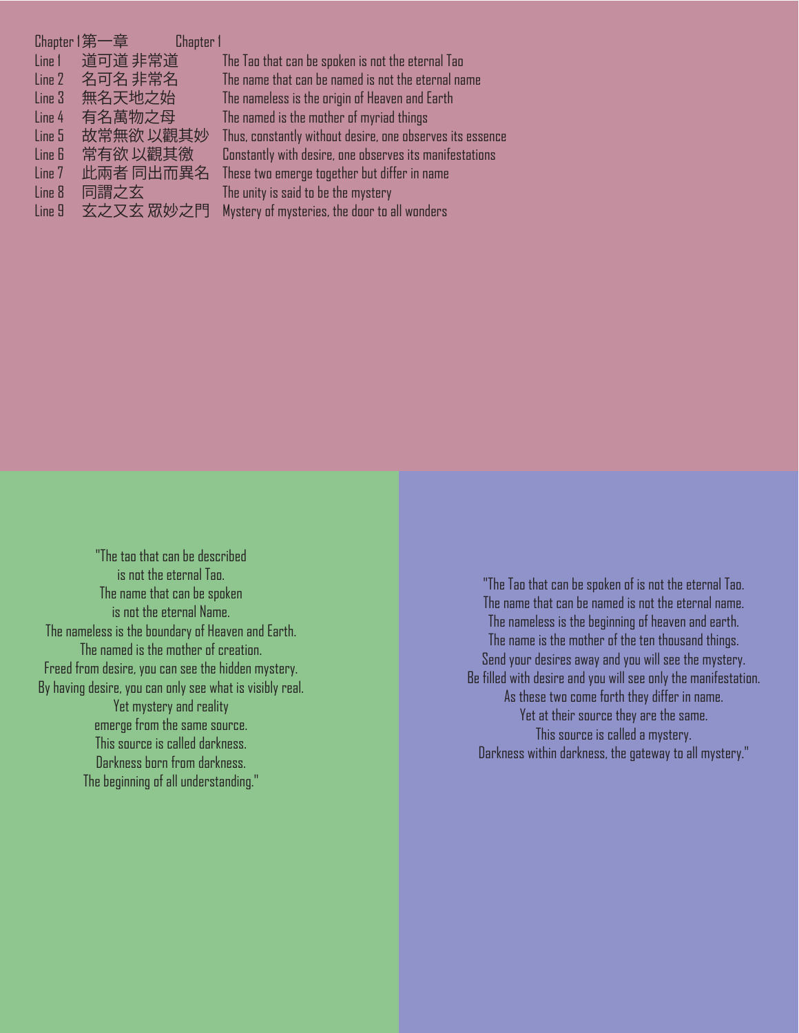| Chapter 1 第一章 | | Chapter 1 |
|---|---|---|
| Line 1 | 道可道 非常道 | The Tao that can be spoken is not the eternal Tao |
| Line 2 | 名可名 非常名 | The name that can be named is not the eternal name |
| Line 3 | 無名天地之始 | The nameless is the origin of Heaven and Earth |
| Line 4 | 有名萬物之母 | The named is the mother of myriad things |
| Line 5 | 故常無欲 以觀其妙 | Thus, constantly without desire, one observes its essence |
| Line 6 | 常有欲 以觀其徼 | Constantly with desire, one observes its manifestations |
| Line 7 | 此兩者 同出而異名 | These two emerge together but differ in name |
| Line 8 | 同謂之玄 | The unity is said to be the mystery |
| Line 9 | 玄之又玄 眾妙之門 | Mystery of mysteries, the door to all wonders |

"The tao that can be described
is not the eternal Tao.
The name that can be spoken
is not the eternal Name.
The nameless is the boundary of Heaven and Earth.
The named is the mother of creation.
Freed from desire, you can see the hidden mystery.
By having desire, you can only see what is visibly real.
Yet mystery and reality
emerge from the same source.
This source is called darkness.
Darkness born from darkness.
The beginning of all understanding."

"The Tao that can be spoken of is not the eternal Tao.
The name that can be named is not the eternal name.
The nameless is the beginning of heaven and earth.
The name is the mother of the ten thousand things.
Send your desires away and you will see the mystery.
Be filled with desire and you will see only the manifestation.
As these two come forth they differ in name.
Yet at their source they are the same.
This source is called a mystery.
Darkness within darkness, the gateway to all mystery."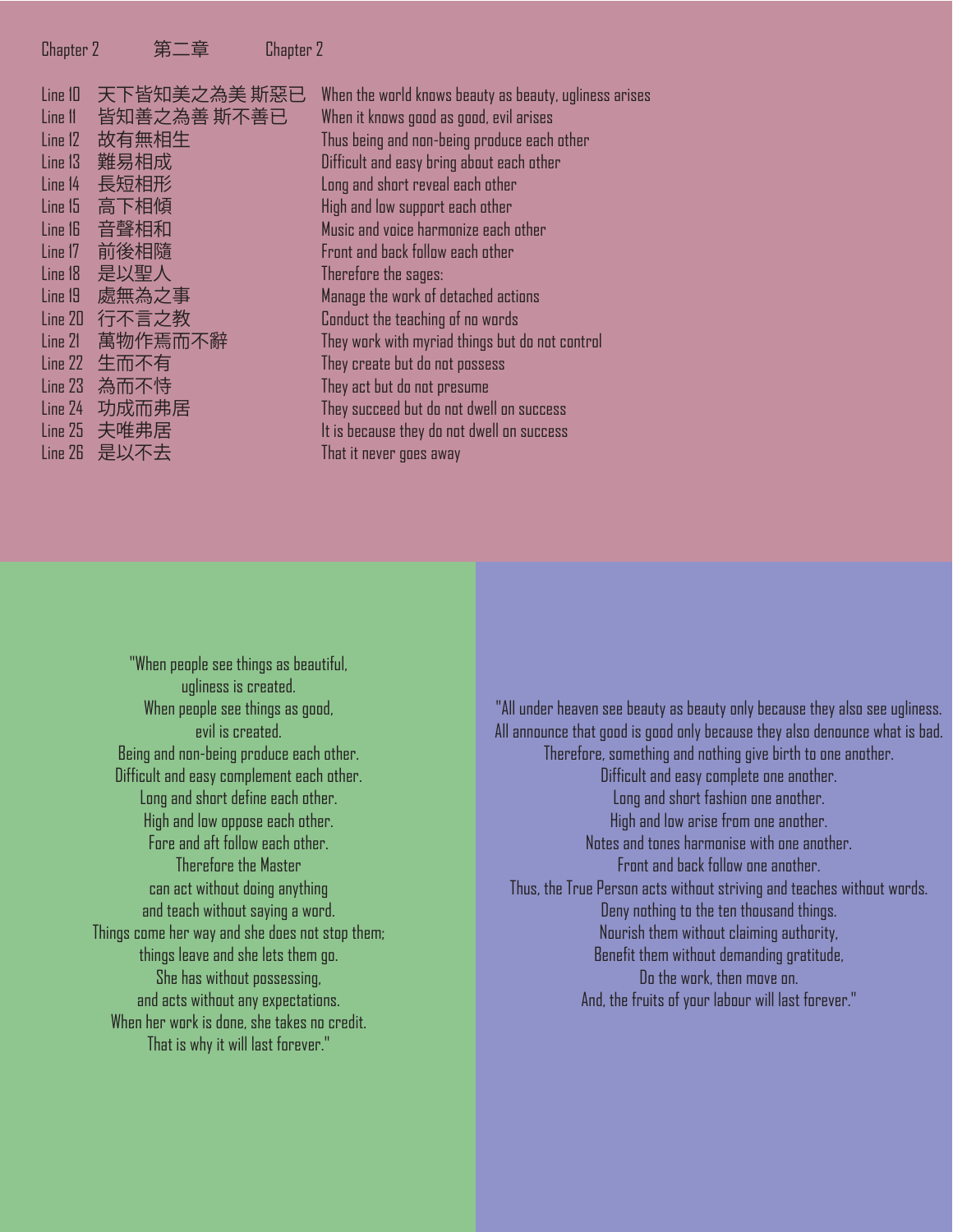Chapter 2 第二章 Chapter 2

| | | |
|---|---|---|
| Line 10 | 天下皆知美之為美 斯惡已 | When the world knows beauty as beauty, ugliness arises |
| Line 11 | 皆知善之為善 斯不善已 | When it knows good as good, evil arises |
| Line 12 | 故有無相生 | Thus being and non-being produce each other |
| Line 13 | 難易相成 | Difficult and easy bring about each other |
| Line 14 | 長短相形 | Long and short reveal each other |
| Line 15 | 高下相傾 | High and low support each other |
| Line 16 | 音聲相和 | Music and voice harmonize each other |
| Line 17 | 前後相隨 | Front and back follow each other |
| Line 18 | 是以聖人 | Therefore the sages: |
| Line 19 | 處無為之事 | Manage the work of detached actions |
| Line 20 | 行不言之教 | Conduct the teaching of no words |
| Line 21 | 萬物作焉而不辭 | They work with myriad things but do not control |
| Line 22 | 生而不有 | They create but do not possess |
| Line 23 | 為而不恃 | They act but do not presume |
| Line 24 | 功成而弗居 | They succeed but do not dwell on success |
| Line 25 | 夫唯弗居 | It is because they do not dwell on success |
| Line 26 | 是以不去 | That it never goes away |

"When people see things as beautiful,
ugliness is created.
When people see things as good,
evil is created.
Being and non-being produce each other.
Difficult and easy complement each other.
Long and short define each other.
High and low oppose each other.
Fore and aft follow each other.
Therefore the Master
can act without doing anything
and teach without saying a word.
Things come her way and she does not stop them;
things leave and she lets them go.
She has without possessing,
and acts without any expectations.
When her work is done, she takes no credit.
That is why it will last forever."

"All under heaven see beauty as beauty only because they also see ugliness.
All announce that good is good only because they also denounce what is bad.
Therefore, something and nothing give birth to one another.
Difficult and easy complete one another.
Long and short fashion one another.
High and low arise from one another.
Notes and tones harmonise with one another.
Front and back follow one another.
Thus, the True Person acts without striving and teaches without words.
Deny nothing to the ten thousand things.
Nourish them without claiming authority,
Benefit them without demanding gratitude,
Do the work, then move on.
And, the fruits of your labour will last forever."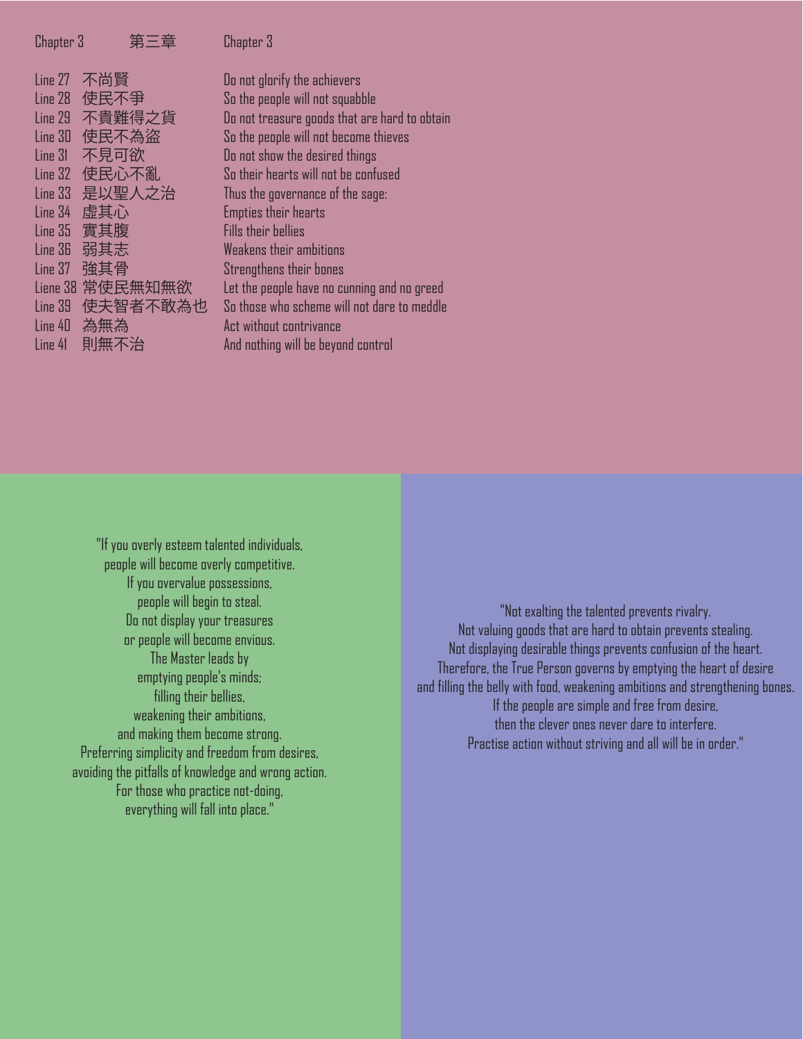| Chapter 3 | 第三章 | Chapter 3 |
|---|---|---|
| Line 27 | 不尚賢 | Do not glorify the achievers |
| Line 28 | 使民不爭 | So the people will not squabble |
| Line 29 | 不貴難得之貨 | Do not treasure goods that are hard to obtain |
| Line 30 | 使民不為盜 | So the people will not become thieves |
| Line 31 | 不見可欲 | Do not show the desired things |
| Line 32 | 使民心不亂 | So their hearts will not be confused |
| Line 33 | 是以聖人之治 | Thus the governance of the sage: |
| Line 34 | 虛其心 | Empties their hearts |
| Line 35 | 實其腹 | Fills their bellies |
| Line 36 | 弱其志 | Weakens their ambitions |
| Line 37 | 強其骨 | Strengthens their bones |
| Liene 38 | 常使民無知無欲 | Let the people have no cunning and no greed |
| Line 39 | 使夫智者不敢為也 | So those who scheme will not dare to meddle |
| Line 40 | 為無為 | Act without contrivance |
| Line 41 | 則無不治 | And nothing will be beyond control |

"If you overly esteem talented individuals,
people will become overly competitive.
If you overvalue possessions,
people will begin to steal.
Do not display your treasures
or people will become envious.
The Master leads by
emptying people's minds;
filling their bellies,
weakening their ambitions,
and making them become strong.
Preferring simplicity and freedom from desires,
avoiding the pitfalls of knowledge and wrong action.
For those who practice not-doing,
everything will fall into place."

"Not exalting the talented prevents rivalry.
Not valuing goods that are hard to obtain prevents stealing.
Not displaying desirable things prevents confusion of the heart.
Therefore, the True Person governs by emptying the heart of desire
and filling the belly with food, weakening ambitions and strengthening bones.
If the people are simple and free from desire,
then the clever ones never dare to interfere.
Practise action without striving and all will be in order."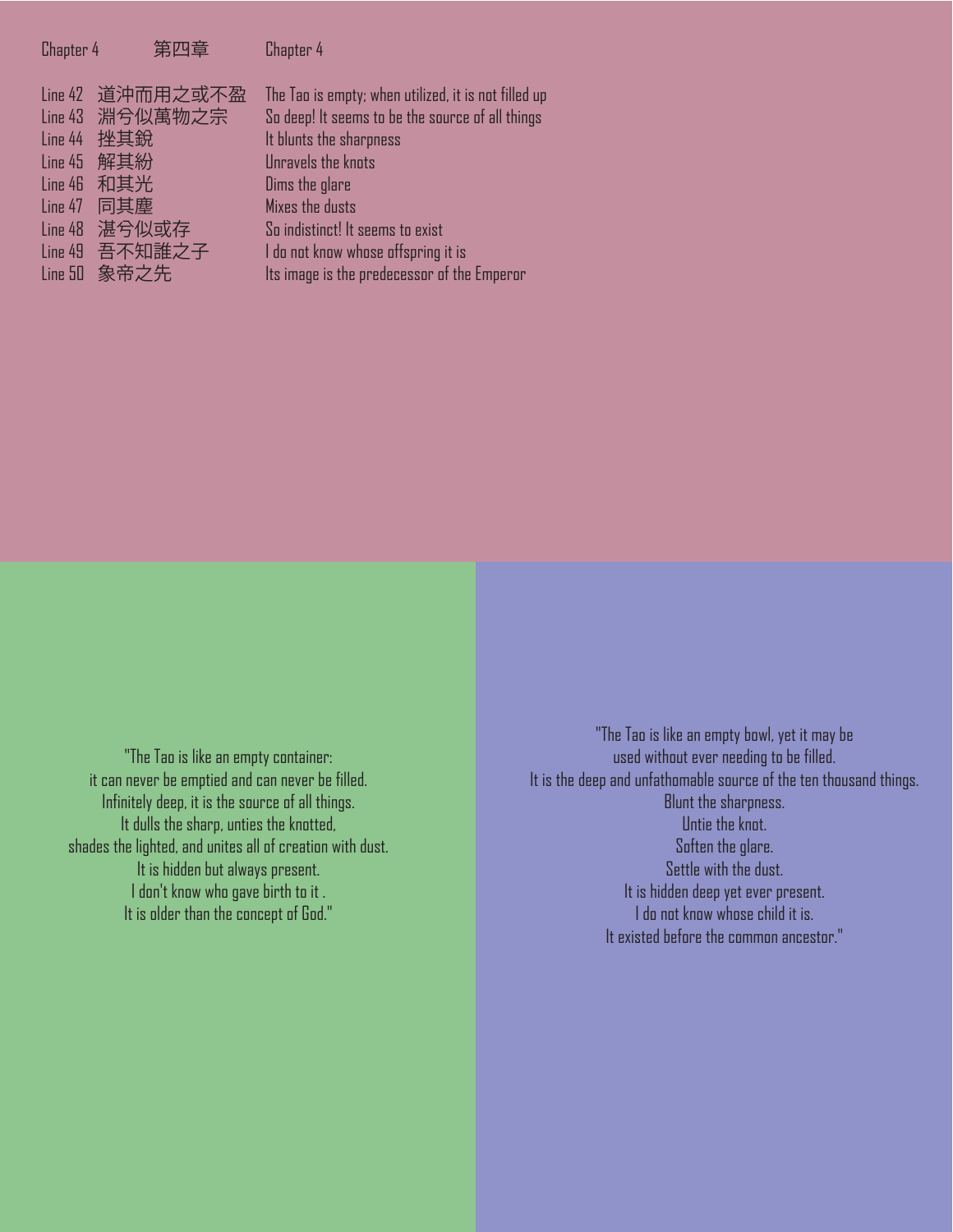| Chapter 4 | 第四章 | Chapter 4 |
|---|---|---|
| Line 42 | 道沖而用之或不盈 | The Tao is empty; when utilized, it is not filled up |
| Line 43 | 淵兮似萬物之宗 | So deep! It seems to be the source of all things |
| Line 44 | 挫其銳 | It blunts the sharpness |
| Line 45 | 解其紛 | Unravels the knots |
| Line 46 | 和其光 | Dims the glare |
| Line 47 | 同其塵 | Mixes the dusts |
| Line 48 | 湛兮似或存 | So indistinct! It seems to exist |
| Line 49 | 吾不知誰之子 | I do not know whose offspring it is |
| Line 50 | 象帝之先 | Its image is the predecessor of the Emperor |

"The Tao is like an empty container:
it can never be emptied and can never be filled.
Infinitely deep, it is the source of all things.
It dulls the sharp, unties the knotted,
shades the lighted, and unites all of creation with dust.
It is hidden but always present.
I don't know who gave birth to it .
It is older than the concept of God."

"The Tao is like an empty bowl, yet it may be
used without ever needing to be filled.
It is the deep and unfathomable source of the ten thousand things.
Blunt the sharpness.
Untie the knot.
Soften the glare.
Settle with the dust.
It is hidden deep yet ever present.
I do not know whose child it is.
It existed before the common ancestor."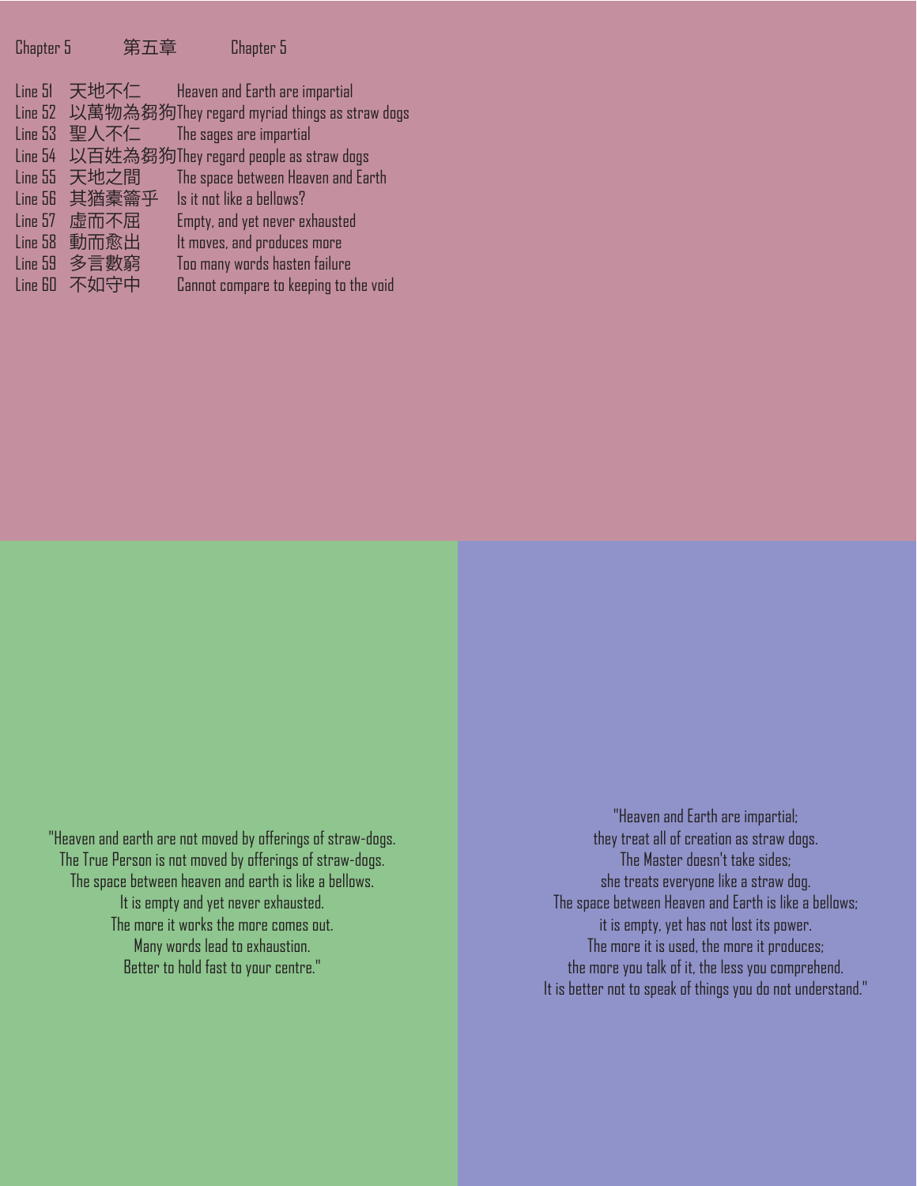Chapter 5 第五章 Chapter 5

| | | |
|---|---|---|
| Line 51 | 天地不仁 | Heaven and Earth are impartial |
| Line 52 | 以萬物為芻狗 | They regard myriad things as straw dogs |
| Line 53 | 聖人不仁 | The sages are impartial |
| Line 54 | 以百姓為芻狗 | They regard people as straw dogs |
| Line 55 | 天地之間 | The space between Heaven and Earth |
| Line 56 | 其猶橐籥乎 | Is it not like a bellows? |
| Line 57 | 虛而不屈 | Empty, and yet never exhausted |
| Line 58 | 動而愈出 | It moves, and produces more |
| Line 59 | 多言數窮 | Too many words hasten failure |
| Line 60 | 不如守中 | Cannot compare to keeping to the void |

"Heaven and earth are not moved by offerings of straw-dogs.
The True Person is not moved by offerings of straw-dogs.
The space between heaven and earth is like a bellows.
It is empty and yet never exhausted.
The more it works the more comes out.
Many words lead to exhaustion.
Better to hold fast to your centre."

"Heaven and Earth are impartial;
they treat all of creation as straw dogs.
The Master doesn't take sides;
she treats everyone like a straw dog.
The space between Heaven and Earth is like a bellows;
it is empty, yet has not lost its power.
The more it is used, the more it produces;
the more you talk of it, the less you comprehend.
It is better not to speak of things you do not understand."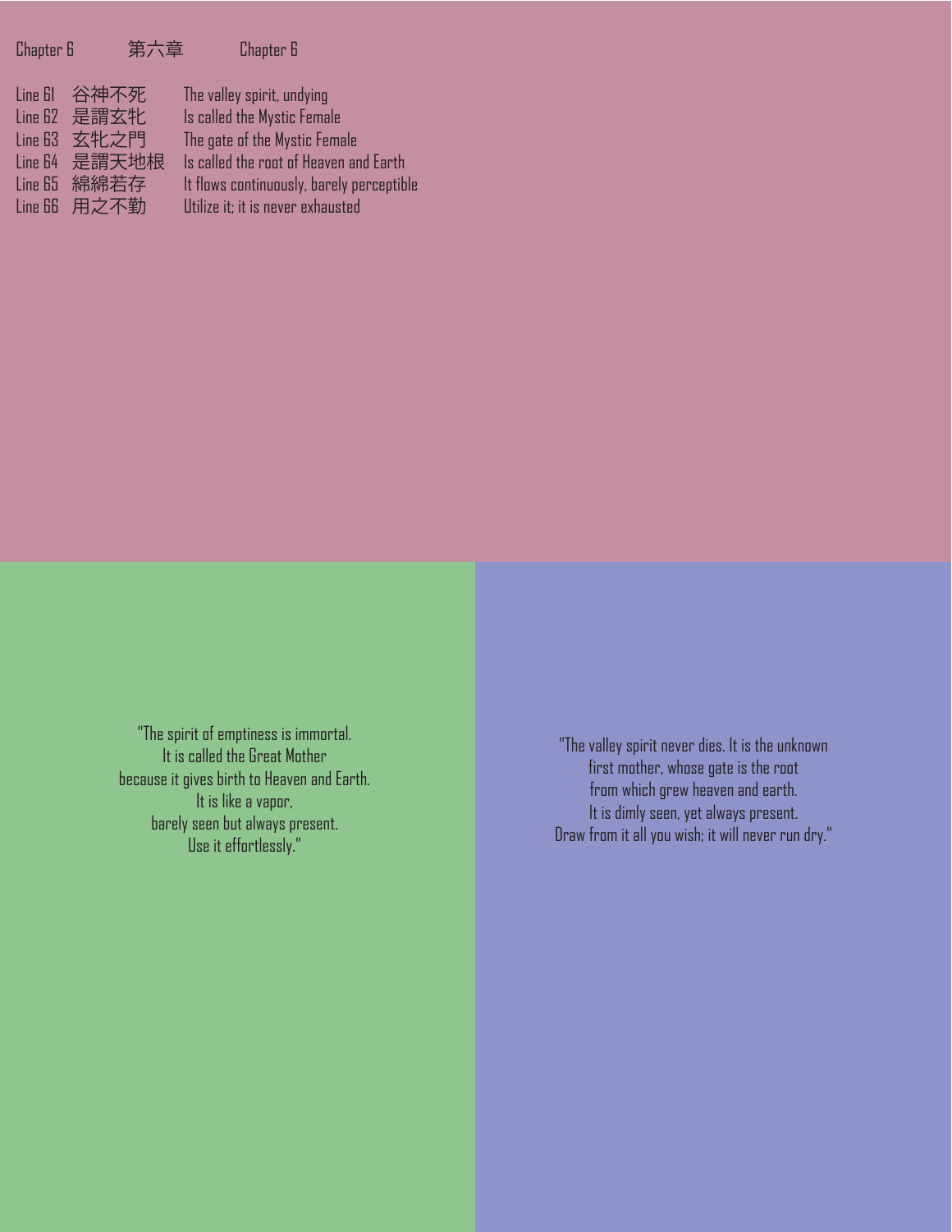| Chapter 6 | 第六章 | Chapter 6 |
|---|---|---|
| Line 61 | 谷神不死 | The valley spirit, undying |
| Line 62 | 是謂玄牝 | Is called the Mystic Female |
| Line 63 | 玄牝之門 | The gate of the Mystic Female |
| Line 64 | 是謂天地根 | Is called the root of Heaven and Earth |
| Line 65 | 綿綿若存 | It flows continuously, barely perceptible |
| Line 66 | 用之不勤 | Utilize it; it is never exhausted |

"The spirit of emptiness is immortal.
It is called the Great Mother
because it gives birth to Heaven and Earth.
It is like a vapor,
barely seen but always present.
Use it effortlessly."

"The valley spirit never dies. It is the unknown
first mother, whose gate is the root
from which grew heaven and earth.
It is dimly seen, yet always present.
Draw from it all you wish; it will never run dry."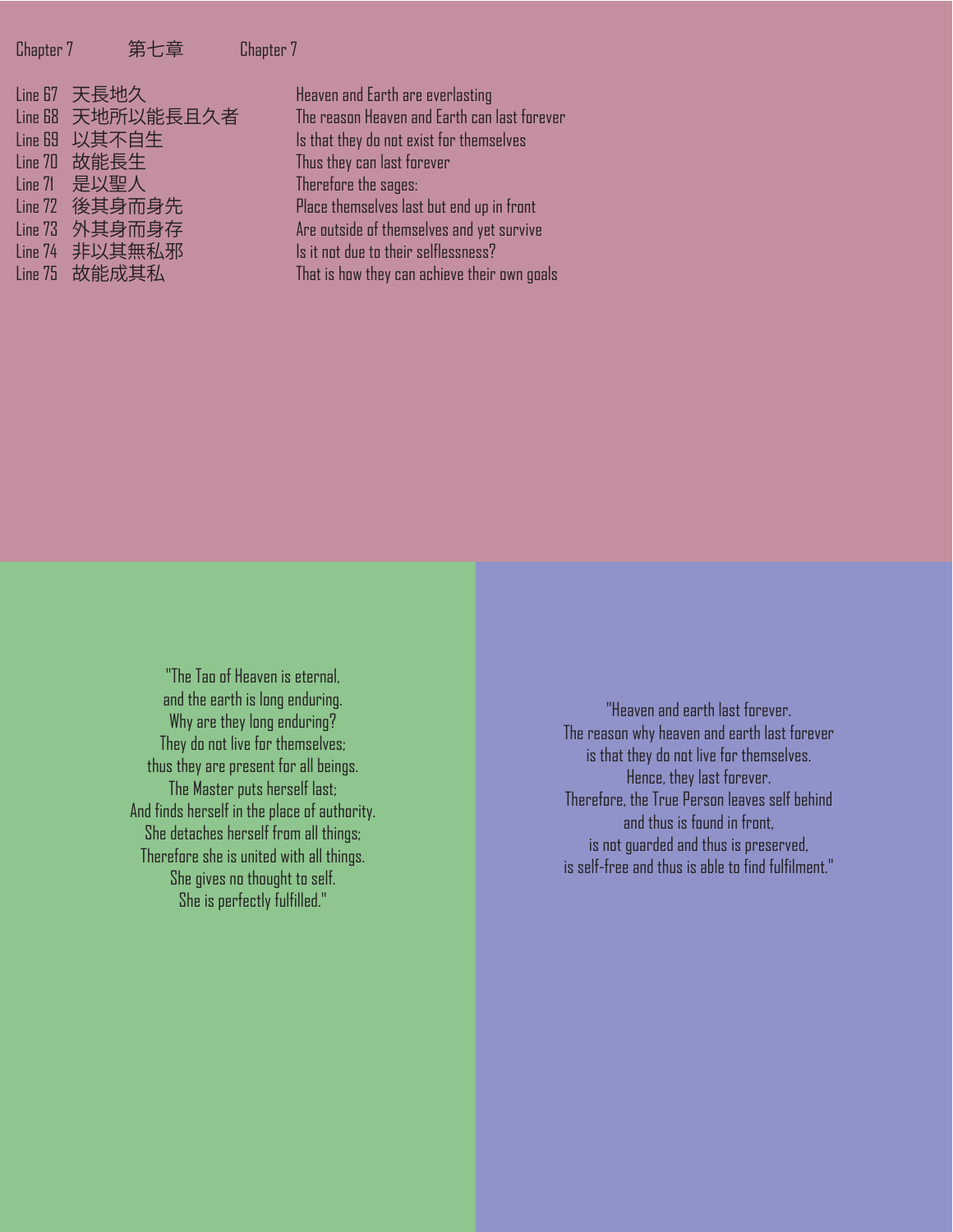| Chapter 7 | 第七章 | Chapter 7 |
|---|---|---|
| Line 67 | 天長地久 | Heaven and Earth are everlasting |
| Line 68 | 天地所以能長且久者 | The reason Heaven and Earth can last forever |
| Line 69 | 以其不自生 | Is that they do not exist for themselves |
| Line 70 | 故能長生 | Thus they can last forever |
| Line 71 | 是以聖人 | Therefore the sages: |
| Line 72 | 後其身而身先 | Place themselves last but end up in front |
| Line 73 | 外其身而身存 | Are outside of themselves and yet survive |
| Line 74 | 非以其無私邪 | Is it not due to their selflessness? |
| Line 75 | 故能成其私 | That is how they can achieve their own goals |

"The Tao of Heaven is eternal,
and the earth is long enduring.
Why are they long enduring?
They do not live for themselves;
thus they are present for all beings.
The Master puts herself last;
And finds herself in the place of authority.
She detaches herself from all things;
Therefore she is united with all things.
She gives no thought to self.
She is perfectly fulfilled."

"Heaven and earth last forever.
The reason why heaven and earth last forever
is that they do not live for themselves.
Hence, they last forever.
Therefore, the True Person leaves self behind
and thus is found in front,
is not guarded and thus is preserved,
is self-free and thus is able to find fulfilment."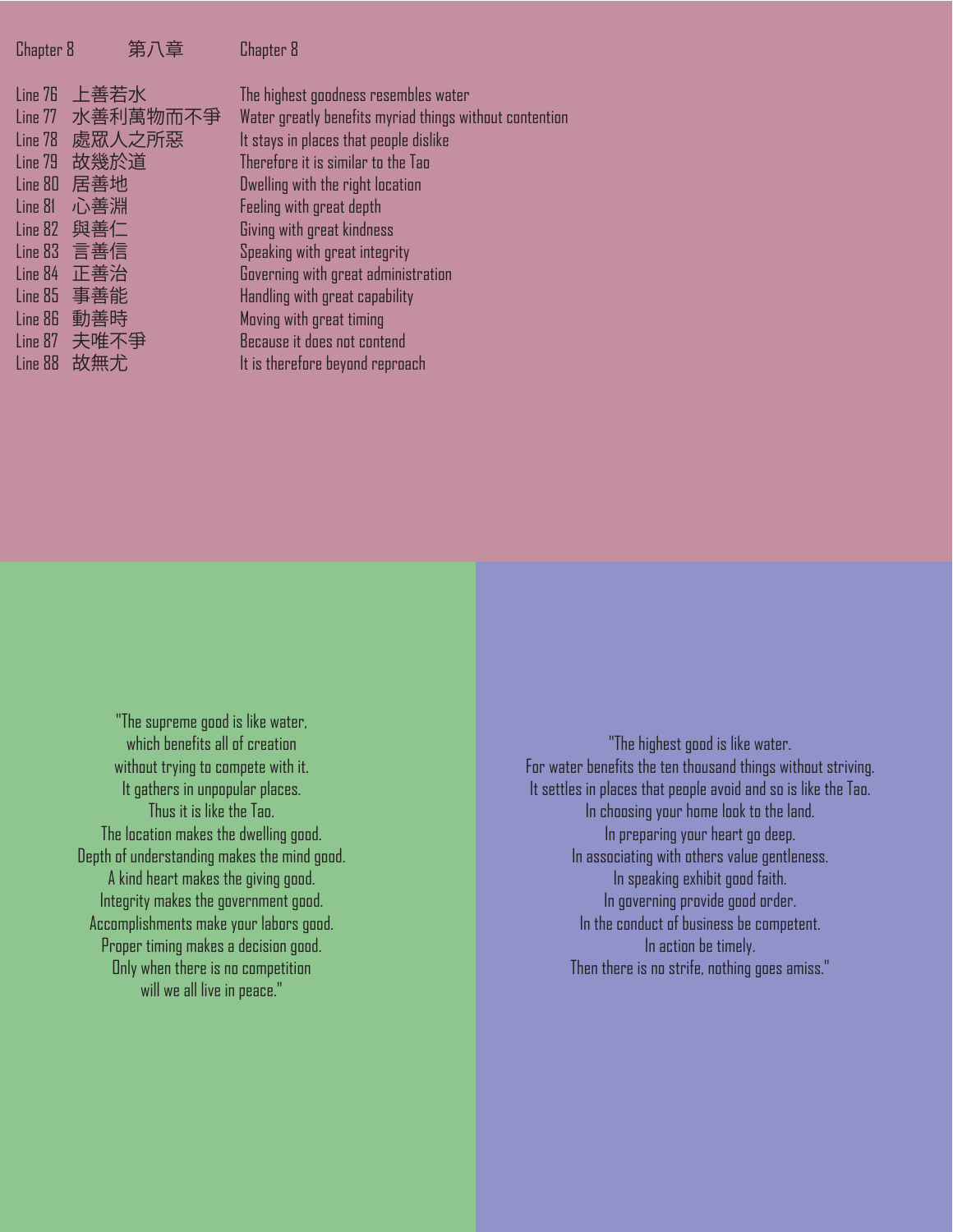| Chapter 8 | 第八章 | Chapter 8 |
|---|---|---|
| Line 76 | 上善若水 | The highest goodness resembles water |
| Line 77 | 水善利萬物而不爭 | Water greatly benefits myriad things without contention |
| Line 78 | 處眾人之所惡 | It stays in places that people dislike |
| Line 79 | 故幾於道 | Therefore it is similar to the Tao |
| Line 80 | 居善地 | Dwelling with the right location |
| Line 81 | 心善淵 | Feeling with great depth |
| Line 82 | 與善仁 | Giving with great kindness |
| Line 83 | 言善信 | Speaking with great integrity |
| Line 84 | 正善治 | Governing with great administration |
| Line 85 | 事善能 | Handling with great capability |
| Line 86 | 動善時 | Moving with great timing |
| Line 87 | 夫唯不爭 | Because it does not contend |
| Line 88 | 故無尤 | It is therefore beyond reproach |

"The supreme good is like water,
which benefits all of creation
without trying to compete with it.
It gathers in unpopular places.
Thus it is like the Tao.
The location makes the dwelling good.
Depth of understanding makes the mind good.
A kind heart makes the giving good.
Integrity makes the government good.
Accomplishments make your labors good.
Proper timing makes a decision good.
Only when there is no competition
will we all live in peace."

"The highest good is like water.
For water benefits the ten thousand things without striving.
It settles in places that people avoid and so is like the Tao.
In choosing your home look to the land.
In preparing your heart go deep.
In associating with others value gentleness.
In speaking exhibit good faith.
In governing provide good order.
In the conduct of business be competent.
In action be timely.
Then there is no strife, nothing goes amiss."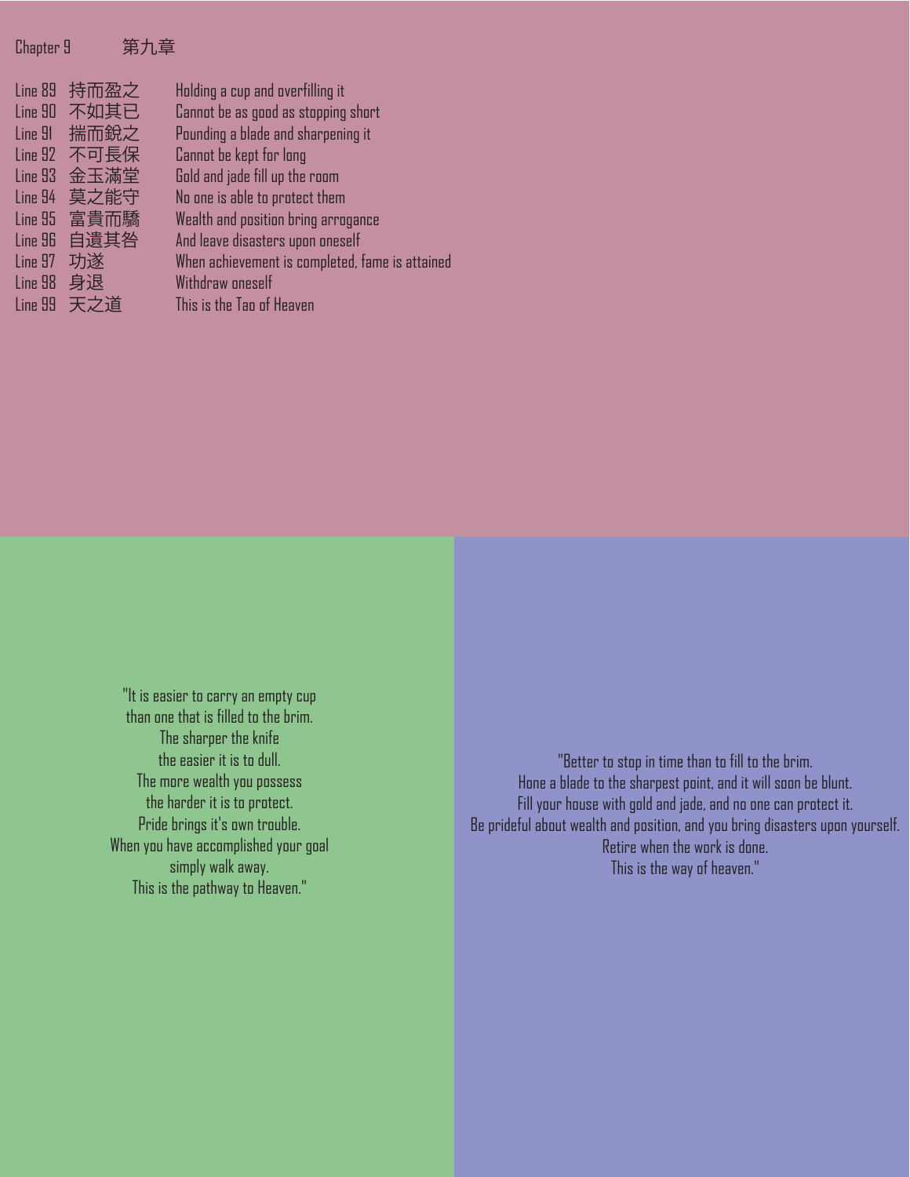## Chapter 9 第九章

| | | |
|---|---|---|
| Line 89 | 持而盈之 | Holding a cup and overfilling it |
| Line 90 | 不如其已 | Cannot be as good as stopping short |
| Line 91 | 揣而銳之 | Pounding a blade and sharpening it |
| Line 92 | 不可長保 | Cannot be kept for long |
| Line 93 | 金玉滿堂 | Gold and jade fill up the room |
| Line 94 | 莫之能守 | No one is able to protect them |
| Line 95 | 富貴而驕 | Wealth and position bring arrogance |
| Line 96 | 自遺其咎 | And leave disasters upon oneself |
| Line 97 | 功遂 | When achievement is completed, fame is attained |
| Line 98 | 身退 | Withdraw oneself |
| Line 99 | 天之道 | This is the Tao of Heaven |

"It is easier to carry an empty cup
than one that is filled to the brim.
The sharper the knife
the easier it is to dull.
The more wealth you possess
the harder it is to protect.
Pride brings it's own trouble.
When you have accomplished your goal
simply walk away.
This is the pathway to Heaven."

"Better to stop in time than to fill to the brim.
Hone a blade to the sharpest point, and it will soon be blunt.
Fill your house with gold and jade, and no one can protect it.
Be prideful about wealth and position, and you bring disasters upon yourself.
Retire when the work is done.
This is the way of heaven."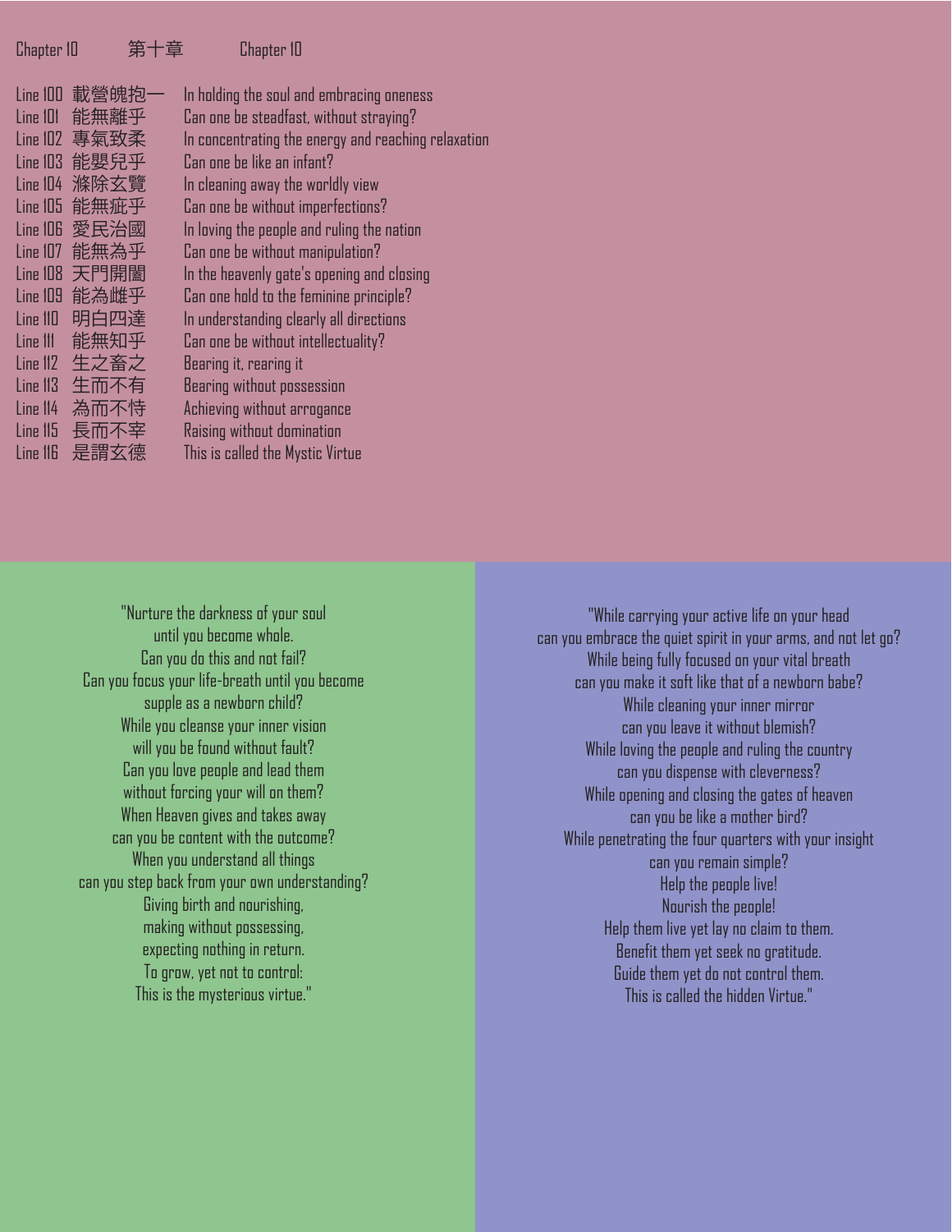## Chapter 10 第十章 Chapter 10

| Line | Chinese | English |
| --- | --- | --- |
| Line 100 | 載營魄抱一 | In holding the soul and embracing oneness |
| Line 101 | 能無離乎 | Can one be steadfast, without straying? |
| Line 102 | 專氣致柔 | In concentrating the energy and reaching relaxation |
| Line 103 | 能嬰兒乎 | Can one be like an infant? |
| Line 104 | 滌除玄覽 | In cleaning away the worldly view |
| Line 105 | 能無疵乎 | Can one be without imperfections? |
| Line 106 | 愛民治國 | In loving the people and ruling the nation |
| Line 107 | 能無為乎 | Can one be without manipulation? |
| Line 108 | 天門開闔 | In the heavenly gate's opening and closing |
| Line 109 | 能為雌乎 | Can one hold to the feminine principle? |
| Line 110 | 明白四達 | In understanding clearly all directions |
| Line 111 | 能無知乎 | Can one be without intellectuality? |
| Line 112 | 生之畜之 | Bearing it, rearing it |
| Line 113 | 生而不有 | Bearing without possession |
| Line 114 | 為而不恃 | Achieving without arrogance |
| Line 115 | 長而不宰 | Raising without domination |
| Line 116 | 是謂玄德 | This is called the Mystic Virtue |

"Nurture the darkness of your soul
until you become whole.
Can you do this and not fail?
Can you focus your life-breath until you become
supple as a newborn child?
While you cleanse your inner vision
will you be found without fault?
Can you love people and lead them
without forcing your will on them?
When Heaven gives and takes away
can you be content with the outcome?
When you understand all things
can you step back from your own understanding?
Giving birth and nourishing,
making without possessing,
expecting nothing in return.
To grow, yet not to control:
This is the mysterious virtue."

"While carrying your active life on your head
can you embrace the quiet spirit in your arms, and not let go?
While being fully focused on your vital breath
can you make it soft like that of a newborn babe?
While cleaning your inner mirror
can you leave it without blemish?
While loving the people and ruling the country
can you dispense with cleverness?
While opening and closing the gates of heaven
can you be like a mother bird?
While penetrating the four quarters with your insight
can you remain simple?
Help the people live!
Nourish the people!
Help them live yet lay no claim to them.
Benefit them yet seek no gratitude.
Guide them yet do not control them.
This is called the hidden Virtue."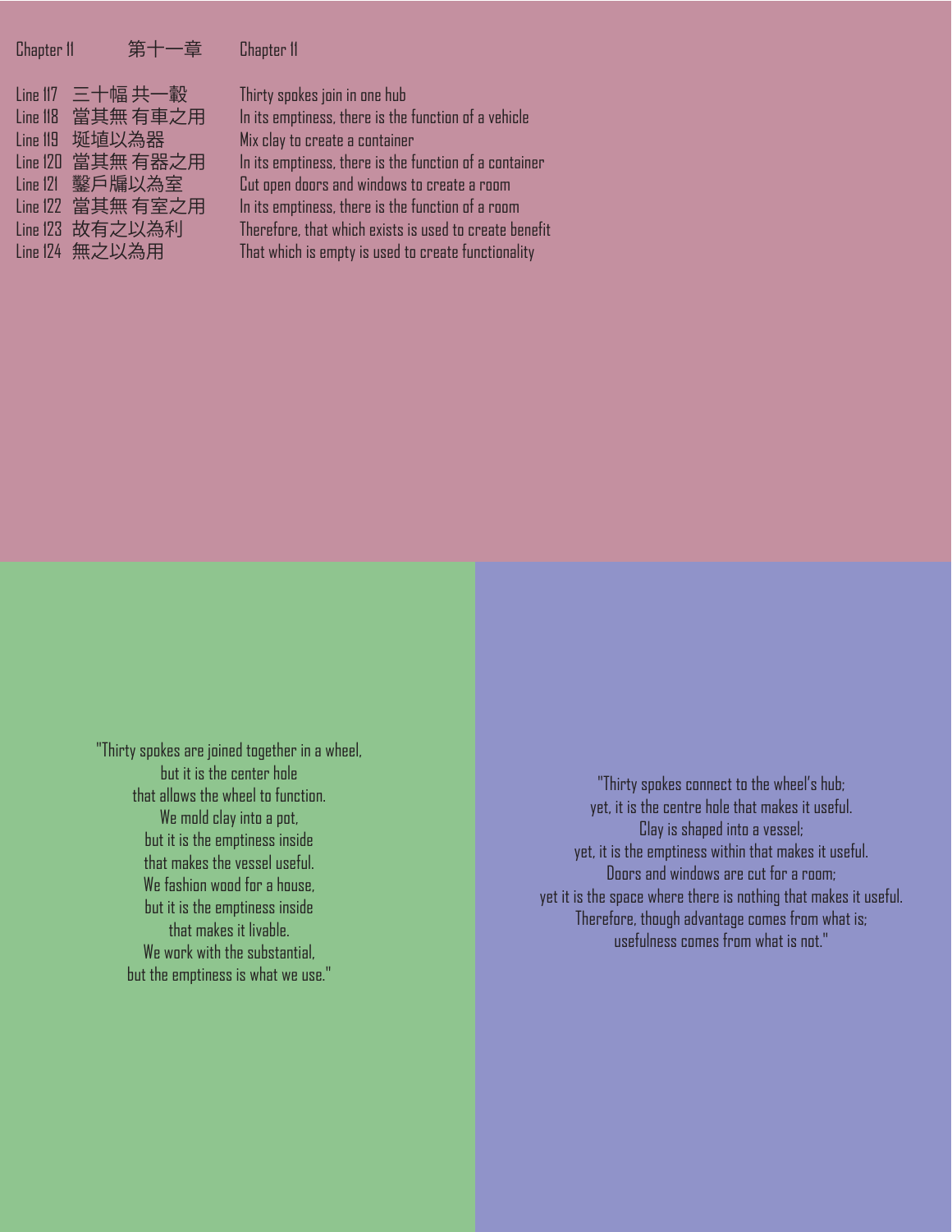| Chapter 11 | 第十一章 | Chapter 11 |
| --- | --- | --- |
| Line 117 | 三十幅 共一轂 | Thirty spokes join in one hub |
| Line 118 | 當其無 有車之用 | In its emptiness, there is the function of a vehicle |
| Line 119 | 埏埴以為器 | Mix clay to create a container |
| Line 120 | 當其無 有器之用 | In its emptiness, there is the function of a container |
| Line 121 | 鑿戶牖以為室 | Cut open doors and windows to create a room |
| Line 122 | 當其無 有室之用 | In its emptiness, there is the function of a room |
| Line 123 | 故有之以為利 | Therefore, that which exists is used to create benefit |
| Line 124 | 無之以為用 | That which is empty is used to create functionality |

"Thirty spokes are joined together in a wheel,
but it is the center hole
that allows the wheel to function.
We mold clay into a pot,
but it is the emptiness inside
that makes the vessel useful.
We fashion wood for a house,
but it is the emptiness inside
that makes it livable.
We work with the substantial,
but the emptiness is what we use."

"Thirty spokes connect to the wheel's hub;
yet, it is the centre hole that makes it useful.
Clay is shaped into a vessel;
yet, it is the emptiness within that makes it useful.
Doors and windows are cut for a room;
yet it is the space where there is nothing that makes it useful.
Therefore, though advantage comes from what is;
usefulness comes from what is not."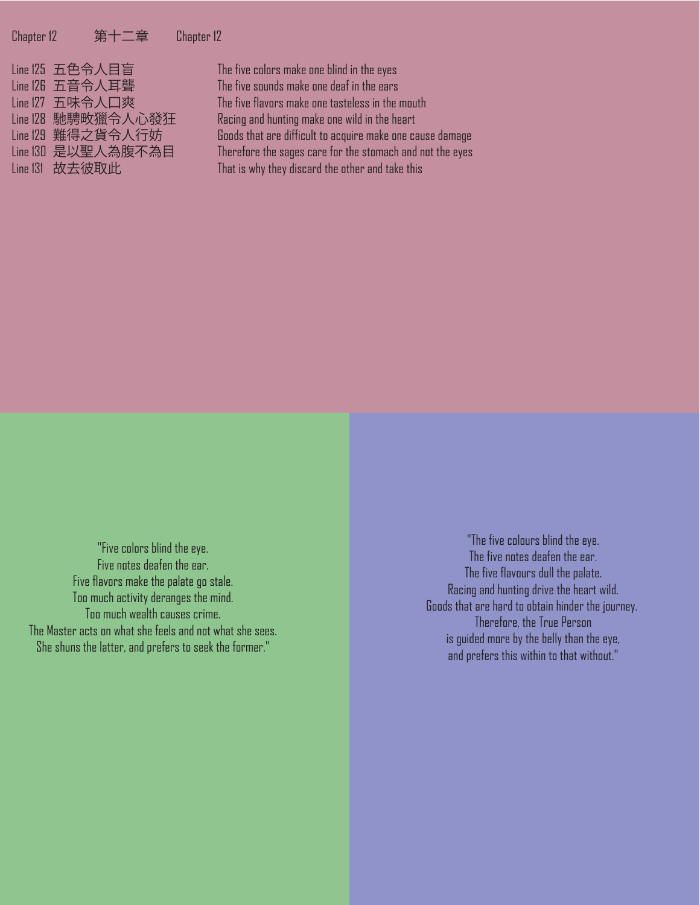Chapter 12 第十二章 Chapter 12

| | | |
|---|---|---|
| Line 125 | 五色令人目盲 | The five colors make one blind in the eyes |
| Line 126 | 五音令人耳聾 | The five sounds make one deaf in the ears |
| Line 127 | 五味令人口爽 | The five flavors make one tasteless in the mouth |
| Line 128 | 馳騁畋獵令人心發狂 | Racing and hunting make one wild in the heart |
| Line 129 | 難得之貨令人行妨 | Goods that are difficult to acquire make one cause damage |
| Line 130 | 是以聖人為腹不為目 | Therefore the sages care for the stomach and not the eyes |
| Line 131 | 故去彼取此 | That is why they discard the other and take this |

"Five colors blind the eye.
Five notes deafen the ear.
Five flavors make the palate go stale.
Too much activity deranges the mind.
Too much wealth causes crime.
The Master acts on what she feels and not what she sees.
She shuns the latter, and prefers to seek the former."

"The five colours blind the eye.
The five notes deafen the ear.
The five flavours dull the palate.
Racing and hunting drive the heart wild.
Goods that are hard to obtain hinder the journey.
Therefore, the True Person
is guided more by the belly than the eye,
and prefers this within to that without."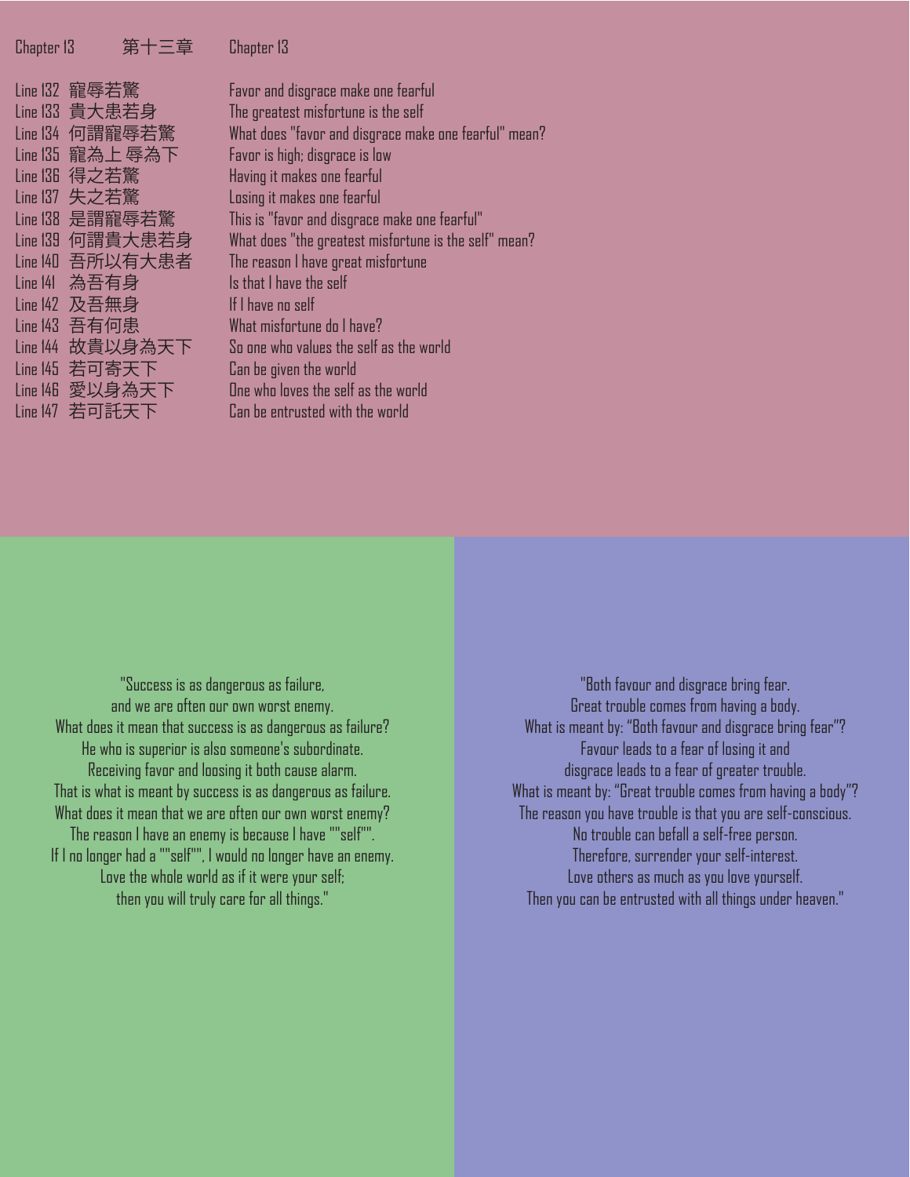Chapter 13 第十三章 Chapter 13

| Line | Chinese | English |
|---|---|---|
| Line 132 | 寵辱若驚 | Favor and disgrace make one fearful |
| Line 133 | 貴大患若身 | The greatest misfortune is the self |
| Line 134 | 何謂寵辱若驚 | What does "favor and disgrace make one fearful" mean? |
| Line 135 | 寵為上 辱為下 | Favor is high; disgrace is low |
| Line 136 | 得之若驚 | Having it makes one fearful |
| Line 137 | 失之若驚 | Losing it makes one fearful |
| Line 138 | 是謂寵辱若驚 | This is "favor and disgrace make one fearful" |
| Line 139 | 何謂貴大患若身 | What does "the greatest misfortune is the self" mean? |
| Line 140 | 吾所以有大患者 | The reason I have great misfortune |
| Line 141 | 為吾有身 | Is that I have the self |
| Line 142 | 及吾無身 | If I have no self |
| Line 143 | 吾有何患 | What misfortune do I have? |
| Line 144 | 故貴以身為天下 | So one who values the self as the world |
| Line 145 | 若可寄天下 | Can be given the world |
| Line 146 | 愛以身為天下 | One who loves the self as the world |
| Line 147 | 若可託天下 | Can be entrusted with the world |

"Success is as dangerous as failure,
and we are often our own worst enemy.
What does it mean that success is as dangerous as failure?
He who is superior is also someone's subordinate.
Receiving favor and loosing it both cause alarm.
That is what is meant by success is as dangerous as failure.
What does it mean that we are often our own worst enemy?
The reason I have an enemy is because I have ""self"".
If I no longer had a ""self"", I would no longer have an enemy.
Love the whole world as if it were your self;
then you will truly care for all things."

"Both favour and disgrace bring fear.
Great trouble comes from having a body.
What is meant by: "Both favour and disgrace bring fear"?
Favour leads to a fear of losing it and
disgrace leads to a fear of greater trouble.
What is meant by: "Great trouble comes from having a body"?
The reason you have trouble is that you are self-conscious.
No trouble can befall a self-free person.
Therefore, surrender your self-interest.
Love others as much as you love yourself.
Then you can be entrusted with all things under heaven."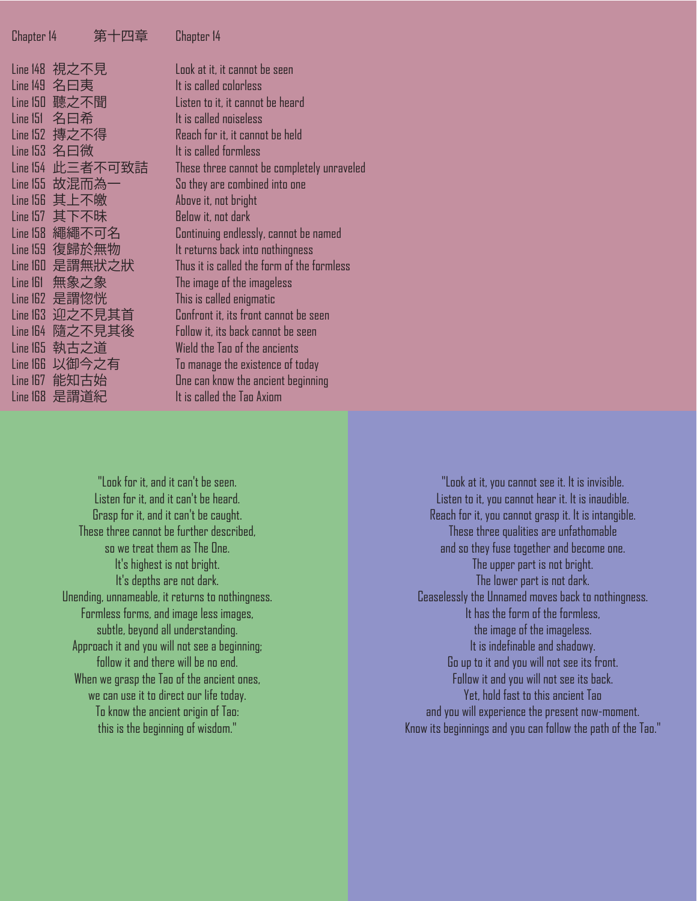| Chapter 14 | 第十四章 | Chapter 14 |
|---|---|---|
| Line 148 | 視之不見 | Look at it, it cannot be seen |
| Line 149 | 名曰夷 | It is called colorless |
| Line 150 | 聽之不聞 | Listen to it, it cannot be heard |
| Line 151 | 名曰希 | It is called noiseless |
| Line 152 | 摶之不得 | Reach for it, it cannot be held |
| Line 153 | 名曰微 | It is called formless |
| Line 154 | 此三者不可致詰 | These three cannot be completely unraveled |
| Line 155 | 故混而為一 | So they are combined into one |
| Line 156 | 其上不皦 | Above it, not bright |
| Line 157 | 其下不昧 | Below it, not dark |
| Line 158 | 繩繩不可名 | Continuing endlessly, cannot be named |
| Line 159 | 復歸於無物 | It returns back into nothingness |
| Line 160 | 是謂無狀之狀 | Thus it is called the form of the formless |
| Line 161 | 無象之象 | The image of the imageless |
| Line 162 | 是謂惚恍 | This is called enigmatic |
| Line 163 | 迎之不見其首 | Confront it, its front cannot be seen |
| Line 164 | 隨之不見其後 | Follow it, its back cannot be seen |
| Line 165 | 執古之道 | Wield the Tao of the ancients |
| Line 166 | 以御今之有 | To manage the existence of today |
| Line 167 | 能知古始 | One can know the ancient beginning |
| Line 168 | 是謂道紀 | It is called the Tao Axiom |

"Look for it, and it can't be seen.
Listen for it, and it can't be heard.
Grasp for it, and it can't be caught.
These three cannot be further described,
so we treat them as The One.
It's highest is not bright.
It's depths are not dark.
Unending, unnameable, it returns to nothingness.
Formless forms, and image less images,
subtle, beyond all understanding.
Approach it and you will not see a beginning;
follow it and there will be no end.
When we grasp the Tao of the ancient ones,
we can use it to direct our life today.
To know the ancient origin of Tao:
this is the beginning of wisdom."

"Look at it, you cannot see it. It is invisible.
Listen to it, you cannot hear it. It is inaudible.
Reach for it, you cannot grasp it. It is intangible.
These three qualities are unfathomable
and so they fuse together and become one.
The upper part is not bright.
The lower part is not dark.
Ceaselessly the Unnamed moves back to nothingness.
It has the form of the formless,
the image of the imageless.
It is indefinable and shadowy.
Go up to it and you will not see its front.
Follow it and you will not see its back.
Yet, hold fast to this ancient Tao
and you will experience the present now-moment.
Know its beginnings and you can follow the path of the Tao."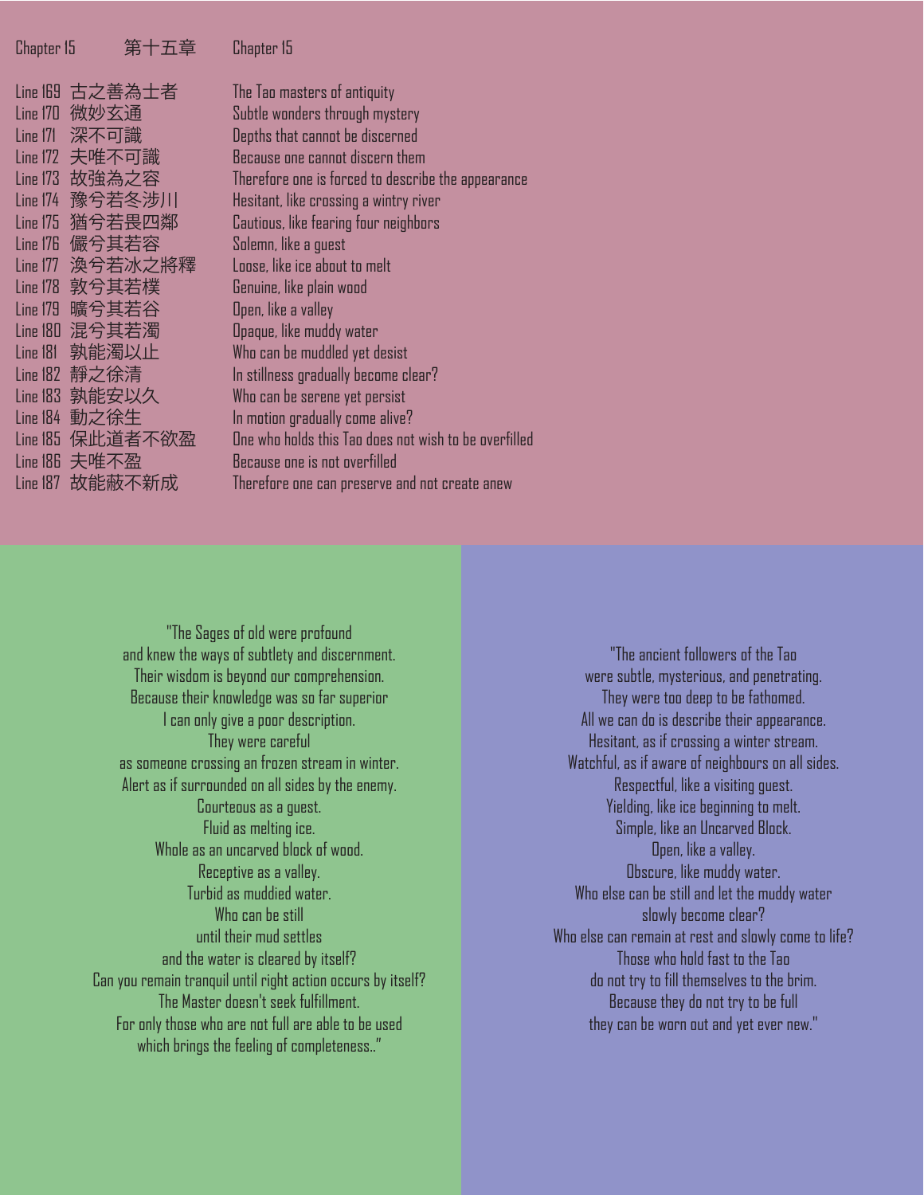| Chapter 15 | 第十五章 | Chapter 15 |
|---|---|---|
| Line 169 | 古之善為士者 | The Tao masters of antiquity |
| Line 170 | 微妙玄通 | Subtle wonders through mystery |
| Line 171 | 深不可識 | Depths that cannot be discerned |
| Line 172 | 夫唯不可識 | Because one cannot discern them |
| Line 173 | 故強為之容 | Therefore one is forced to describe the appearance |
| Line 174 | 豫兮若冬涉川 | Hesitant, like crossing a wintry river |
| Line 175 | 猶兮若畏四鄰 | Cautious, like fearing four neighbors |
| Line 176 | 儼兮其若容 | Solemn, like a guest |
| Line 177 | 渙兮若冰之將釋 | Loose, like ice about to melt |
| Line 178 | 敦兮其若樸 | Genuine, like plain wood |
| Line 179 | 曠兮其若谷 | Open, like a valley |
| Line 180 | 混兮其若濁 | Opaque, like muddy water |
| Line 181 | 孰能濁以止 | Who can be muddled yet desist |
| Line 182 | 靜之徐清 | In stillness gradually become clear? |
| Line 183 | 孰能安以久 | Who can be serene yet persist |
| Line 184 | 動之徐生 | In motion gradually come alive? |
| Line 185 | 保此道者不欲盈 | One who holds this Tao does not wish to be overfilled |
| Line 186 | 夫唯不盈 | Because one is not overfilled |
| Line 187 | 故能蔽不新成 | Therefore one can preserve and not create anew |

"The Sages of old were profound
and knew the ways of subtlety and discernment.
Their wisdom is beyond our comprehension.
Because their knowledge was so far superior
I can only give a poor description.
They were careful
as someone crossing an frozen stream in winter.
Alert as if surrounded on all sides by the enemy.
Courteous as a guest.
Fluid as melting ice.
Whole as an uncarved block of wood.
Receptive as a valley.
Turbid as mudded water.
Who can be still
until their mud settles
and the water is cleared by itself?
Can you remain tranquil until right action occurs by itself?
The Master doesn't seek fulfillment.
For only those who are not full are able to be used
which brings the feeling of completeness.."

"The ancient followers of the Tao
were subtle, mysterious, and penetrating.
They were too deep to be fathomed.
All we can do is describe their appearance.
Hesitant, as if crossing a winter stream.
Watchful, as if aware of neighbours on all sides.
Respectful, like a visiting guest.
Yielding, like ice beginning to melt.
Simple, like an Uncarved Block.
Open, like a valley.
Obscure, like muddy water.
Who else can be still and let the muddy water
slowly become clear?
Who else can remain at rest and slowly come to life?
Those who hold fast to the Tao
do not try to fill themselves to the brim.
Because they do not try to be full
they can be worn out and yet ever new."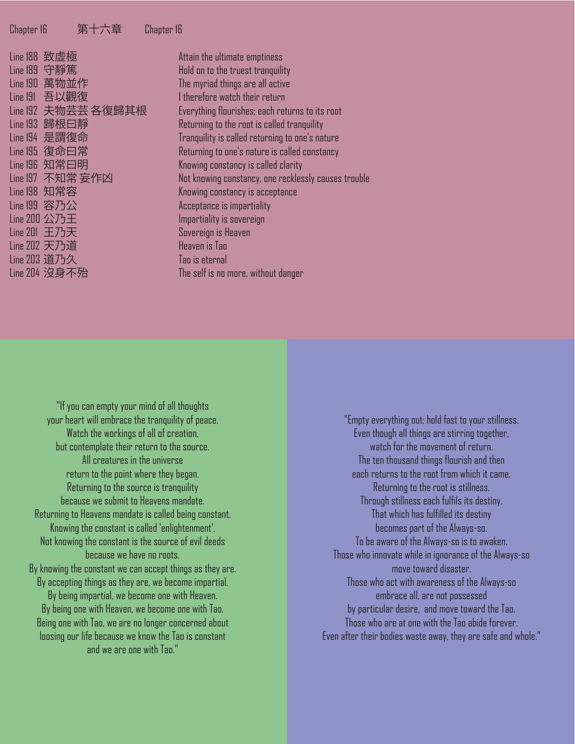## Chapter 16 第十六章 Chapter 16

| Line | Chinese | English |
|---|---|---|
| Line 188 | 致虛極 | Attain the ultimate emptiness |
| Line 189 | 守靜篤 | Hold on to the truest tranquility |
| Line 190 | 萬物並作 | The myriad things are all active |
| Line 191 | 吾以觀復 | I therefore watch their return |
| Line 192 | 夫物芸芸 各復歸其根 | Everything flourishes; each returns to its root |
| Line 193 | 歸根曰靜 | Returning to the root is called tranquility |
| Line 194 | 是謂復命 | Tranquility is called returning to one's nature |
| Line 195 | 復命曰常 | Returning to one's nature is called constancy |
| Line 196 | 知常曰明 | Knowing constancy is called clarity |
| Line 197 | 不知常 妄作凶 | Not knowing constancy, one recklessly causes trouble |
| Line 198 | 知常容 | Knowing constancy is acceptance |
| Line 199 | 容乃公 | Acceptance is impartiality |
| Line 200 | 公乃王 | Impartiality is sovereign |
| Line 201 | 王乃天 | Sovereign is Heaven |
| Line 202 | 天乃道 | Heaven is Tao |
| Line 203 | 道乃久 | Tao is eternal |
| Line 204 | 沒身不殆 | The self is no more, without danger |

"If you can empty your mind of all thoughts
your heart will embrace the tranquility of peace.
Watch the workings of all of creation,
but contemplate their return to the source.
All creatures in the universe
return to the point where they began.
Returning to the source is tranquility
because we submit to Heavens mandate.
Returning to Heavens mandate is called being constant.
Knowing the constant is called 'enlightenment'.
Not knowing the constant is the source of evil deeds
because we have no roots.
By knowing the constant we can accept things as they are.
By accepting things as they are, we become impartial.
By being impartial, we become one with Heaven.
By being one with Heaven, we become one with Tao.
Being one with Tao, we are no longer concerned about
loosing our life because we know the Tao is constant
and we are one with Tao."

"Empty everything out; hold fast to your stillness.
Even though all things are stirring together,
watch for the movement of return.
The ten thousand things flourish and then
each returns to the root from which it came.
Returning to the root is stillness.
Through stillness each fulfils its destiny.
That which has fulfilled its destiny
becomes part of the Always-so.
To be aware of the Always-so is to awaken.
Those who innovate while in ignorance of the Always-so
move toward disaster.
Those who act with awareness of the Always-so
embrace all, are not possessed
by particular desire, and move toward the Tao.
Those who are at one with the Tao abide forever.
Even after their bodies waste away, they are safe and whole."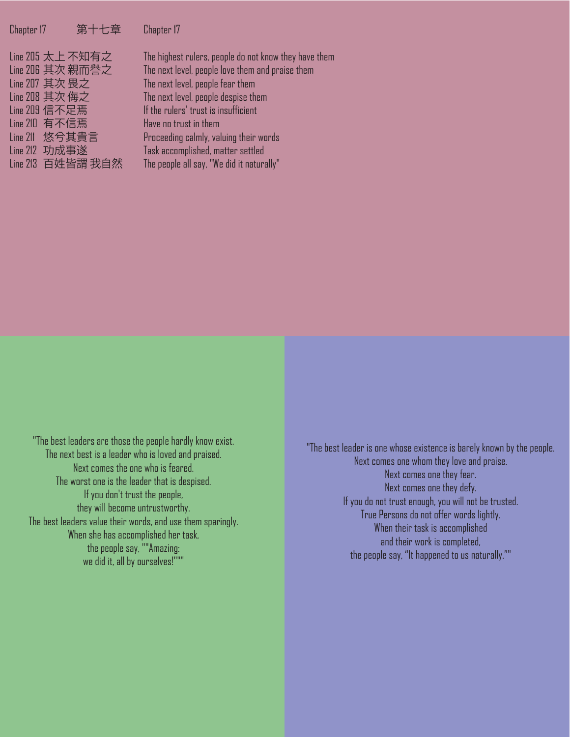| Chapter 17 | 第十七章 | Chapter 17 |
|---|---|---|
| Line 205 | 太上 不知有之 | The highest rulers, people do not know they have them |
| Line 206 | 其次 親而譽之 | The next level, people love them and praise them |
| Line 207 | 其次 畏之 | The next level, people fear them |
| Line 208 | 其次 侮之 | The next level, people despise them |
| Line 209 | 信不足焉 | If the rulers' trust is insufficient |
| Line 210 | 有不信焉 | Have no trust in them |
| Line 211 | 悠兮其貴言 | Proceeding calmly, valuing their words |
| Line 212 | 功成事遂 | Task accomplished, matter settled |
| Line 213 | 百姓皆謂 我自然 | The people all say, "We did it naturally" |

"The best leaders are those the people hardly know exist.
The next best is a leader who is loved and praised.
Next comes the one who is feared.
The worst one is the leader that is despised.
If you don't trust the people,
they will become untrustworthy.
The best leaders value their words, and use them sparingly.
When she has accomplished her task,
the people say, ""Amazing:
we did it, all by ourselves!"""

"The best leader is one whose existence is barely known by the people.
Next comes one whom they love and praise.
Next comes one they fear.
Next comes one they defy.
If you do not trust enough, you will not be trusted.
True Persons do not offer words lightly.
When their task is accomplished
and their work is completed,
the people say, "It happened to us naturally.""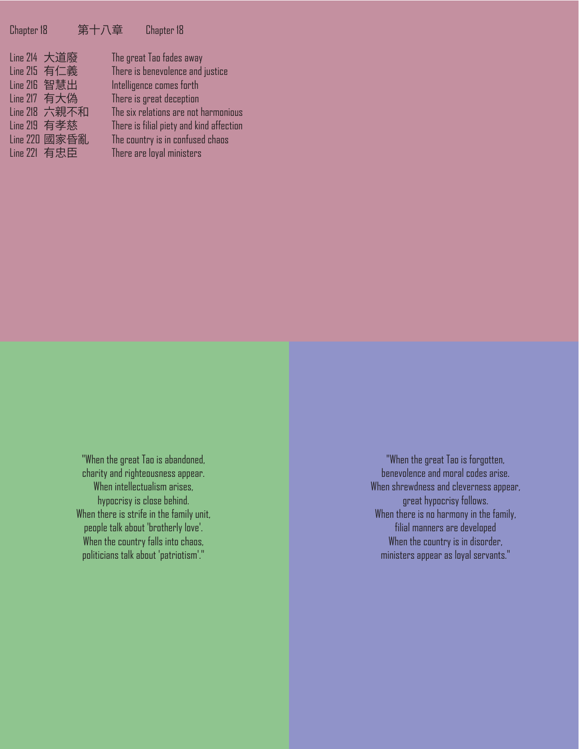Chapter 18 第十八章 Chapter 18

| Line | Chinese | English |
|---|---|---|
| Line 214 | 大道廢 | The great Tao fades away |
| Line 215 | 有仁義 | There is benevolence and justice |
| Line 216 | 智慧出 | Intelligence comes forth |
| Line 217 | 有大偽 | There is great deception |
| Line 218 | 六親不和 | The six relations are not harmonious |
| Line 219 | 有孝慈 | There is filial piety and kind affection |
| Line 220 | 國家昏亂 | The country is in confused chaos |
| Line 221 | 有忠臣 | There are loyal ministers |

"When the great Tao is abandoned,
charity and righteousness appear.
When intellectualism arises,
hypocrisy is close behind.
When there is strife in the family unit,
people talk about 'brotherly love'.
When the country falls into chaos,
politicians talk about 'patriotism'."

"When the great Tao is forgotten,
benevolence and moral codes arise.
When shrewdness and cleverness appear,
great hypocrisy follows.
When there is no harmony in the family,
filial manners are developed
When the country is in disorder,
ministers appear as loyal servants."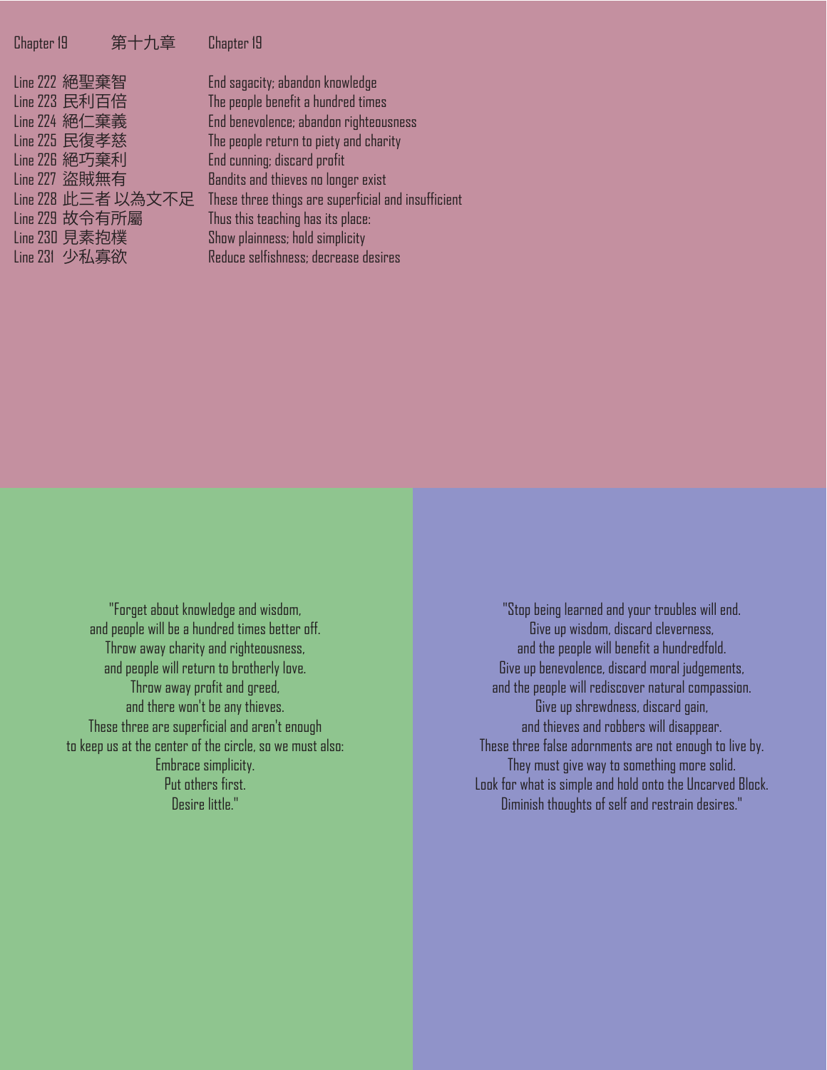Chapter 19 第十九章 Chapter 19

| Line | Chinese | English |
|---|---|---|
| Line 222 | 絕聖棄智 | End sagacity; abandon knowledge |
| Line 223 | 民利百倍 | The people benefit a hundred times |
| Line 224 | 絕仁棄義 | End benevolence; abandon righteousness |
| Line 225 | 民復孝慈 | The people return to piety and charity |
| Line 226 | 絕巧棄利 | End cunning; discard profit |
| Line 227 | 盜賊無有 | Bandits and thieves no longer exist |
| Line 228 | 此三者 以為文不足 | These three things are superficial and insufficient |
| Line 229 | 故令有所屬 | Thus this teaching has its place: |
| Line 230 | 見素抱樸 | Show plainness; hold simplicity |
| Line 231 | 少私寡欲 | Reduce selfishness; decrease desires |

"Forget about knowledge and wisdom,
and people will be a hundred times better off.
Throw away charity and righteousness,
and people will return to brotherly love.
Throw away profit and greed,
and there won't be any thieves.
These three are superficial and aren't enough
to keep us at the center of the circle, so we must also:
Embrace simplicity.
Put others first.
Desire little."

"Stop being learned and your troubles will end.
Give up wisdom, discard cleverness,
and the people will benefit a hundredfold.
Give up benevolence, discard moral judgements,
and the people will rediscover natural compassion.
Give up shrewdness, discard gain,
and thieves and robbers will disappear.
These three false adornments are not enough to live by.
They must give way to something more solid.
Look for what is simple and hold onto the Uncarved Block.
Diminish thoughts of self and restrain desires."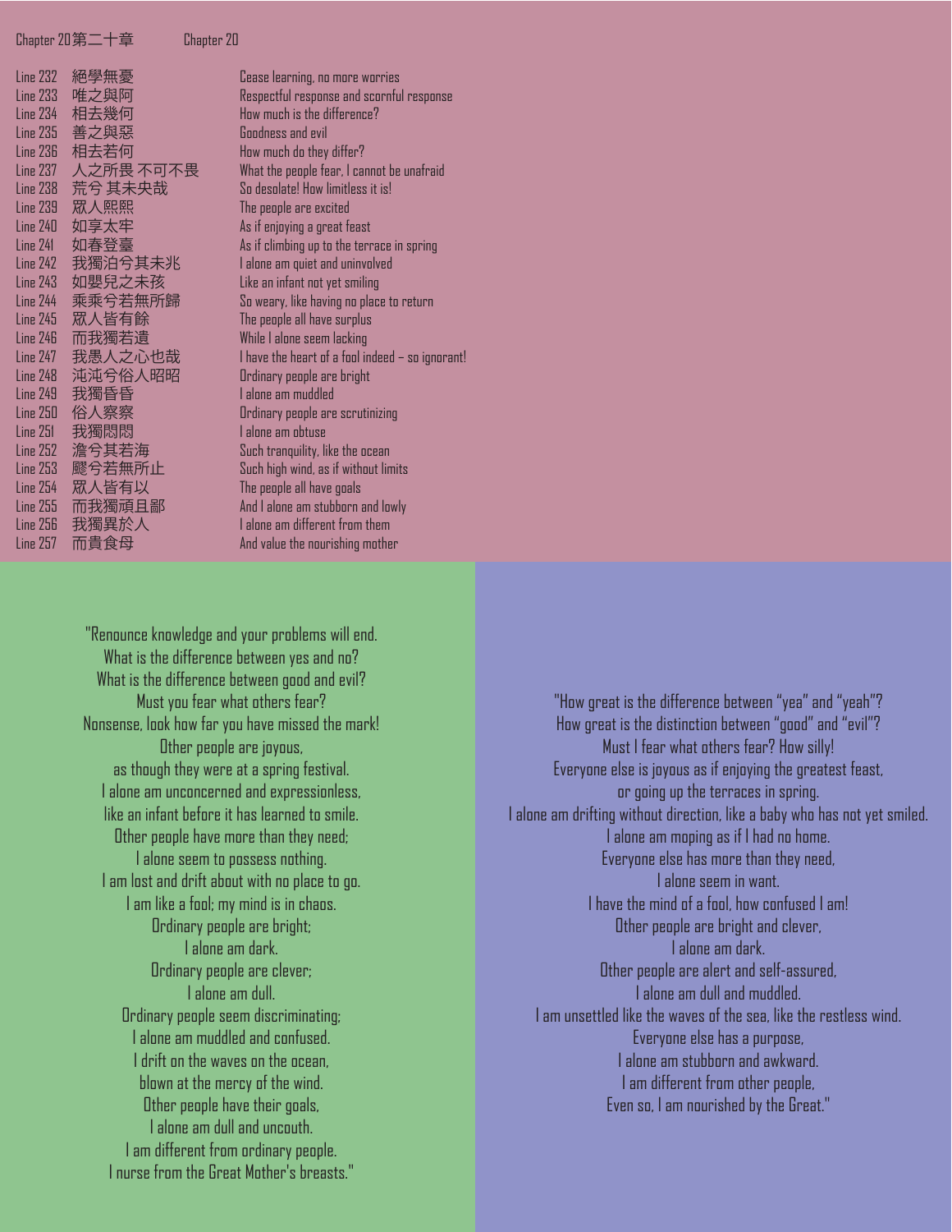Chapter 20 第二十章 Chapter 20

| Line | Chinese | English |
|---|---|---|
| Line 232 | 絕學無憂 | Cease learning, no more worries |
| Line 233 | 唯之與阿 | Respectful response and scornful response |
| Line 234 | 相去幾何 | How much is the difference? |
| Line 235 | 善之與惡 | Goodness and evil |
| Line 236 | 相去若何 | How much do they differ? |
| Line 237 | 人之所畏 不可不畏 | What the people fear, I cannot be unafraid |
| Line 238 | 荒兮 其未央哉 | So desolate! How limitless it is! |
| Line 239 | 眾人熙熙 | The people are excited |
| Line 240 | 如享太牢 | As if enjoying a great feast |
| Line 241 | 如春登臺 | As if climbing up to the terrace in spring |
| Line 242 | 我獨泊兮其未兆 | I alone am quiet and uninvolved |
| Line 243 | 如嬰兒之未孩 | Like an infant not yet smiling |
| Line 244 | 乘乘兮若無所歸 | So weary, like having no place to return |
| Line 245 | 眾人皆有餘 | The people all have surplus |
| Line 246 | 而我獨若遺 | While I alone seem lacking |
| Line 247 | 我愚人之心也哉 | I have the heart of a fool indeed – so ignorant! |
| Line 248 | 沌沌兮俗人昭昭 | Ordinary people are bright |
| Line 249 | 我獨昏昏 | I alone am muddled |
| Line 250 | 俗人察察 | Ordinary people are scrutinizing |
| Line 251 | 我獨悶悶 | I alone am obtuse |
| Line 252 | 澹兮其若海 | Such tranquility, like the ocean |
| Line 253 | 飂兮若無所止 | Such high wind, as if without limits |
| Line 254 | 眾人皆有以 | The people all have goals |
| Line 255 | 而我獨頑且鄙 | And I alone am stubborn and lowly |
| Line 256 | 我獨異於人 | I alone am different from them |
| Line 257 | 而貴食母 | And value the nourishing mother |

"Renounce knowledge and your problems will end.
What is the difference between yes and no?
What is the difference between good and evil?
Must you fear what others fear?
Nonsense, look how far you have missed the mark!
Other people are joyous,
as though they were at a spring festival.
I alone am unconcerned and expressionless,
like an infant before it has learned to smile.
Other people have more than they need;
I alone seem to possess nothing.
I am lost and drift about with no place to go.
I am like a fool; my mind is in chaos.
Ordinary people are bright;
I alone am dark.
Ordinary people are clever;
I alone am dull.
Ordinary people seem discriminating;
I alone am muddled and confused.
I drift on the waves on the ocean,
blown at the mercy of the wind.
Other people have their goals,
I alone am dull and uncouth.
I am different from ordinary people.
I nurse from the Great Mother's breasts."

"How great is the difference between "yea" and "yeah"?
How great is the distinction between "good" and "evil"?
Must I fear what others fear? How silly!
Everyone else is joyous as if enjoying the greatest feast,
or going up the terraces in spring.
I alone am drifting without direction, like a baby who has not yet smiled.
I alone am moping as if I had no home.
Everyone else has more than they need,
I alone seem in want.
I have the mind of a fool, how confused I am!
Other people are bright and clever,
I alone am dark.
Other people are alert and self-assured,
I alone am dull and muddled.
I am unsettled like the waves of the sea, like the restless wind.
Everyone else has a purpose,
I alone am stubborn and awkward.
I am different from other people,
Even so, I am nourished by the Great."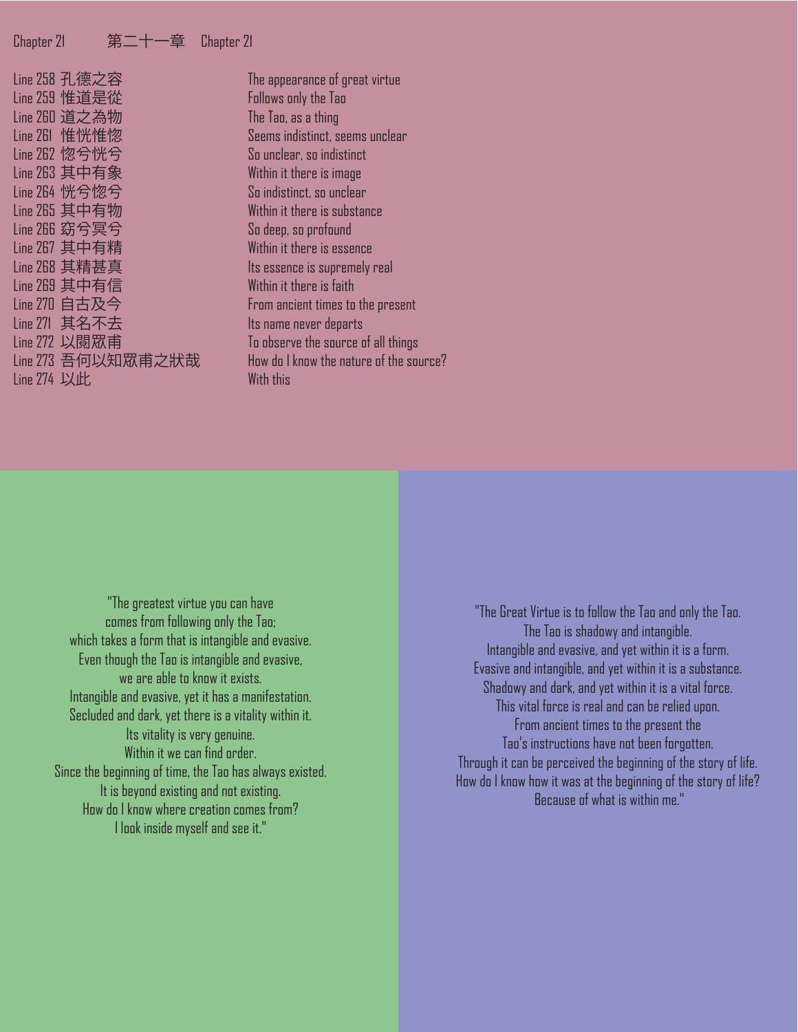Chapter 21 第二十一章 Chapter 21

| | |
|---|---|
| Line 258 孔德之容 | The appearance of great virtue |
| Line 259 惟道是從 | Follows only the Tao |
| Line 260 道之為物 | The Tao, as a thing |
| Line 261 惟恍惟惚 | Seems indistinct, seems unclear |
| Line 262 惚兮恍兮 | So unclear, so indistinct |
| Line 263 其中有象 | Within it there is image |
| Line 264 恍兮惚兮 | So indistinct, so unclear |
| Line 265 其中有物 | Within it there is substance |
| Line 266 窈兮冥兮 | So deep, so profound |
| Line 267 其中有精 | Within it there is essence |
| Line 268 其精甚真 | Its essence is supremely real |
| Line 269 其中有信 | Within it there is faith |
| Line 270 自古及今 | From ancient times to the present |
| Line 271 其名不去 | Its name never departs |
| Line 272 以閱眾甫 | To observe the source of all things |
| Line 273 吾何以知眾甫之狀哉 | How do I know the nature of the source? |
| Line 274 以此 | With this |

"The greatest virtue you can have
comes from following only the Tao;
which takes a form that is intangible and evasive.
Even though the Tao is intangible and evasive,
we are able to know it exists.
Intangible and evasive, yet it has a manifestation.
Secluded and dark, yet there is a vitality within it.
Its vitality is very genuine.
Within it we can find order.
Since the beginning of time, the Tao has always existed.
It is beyond existing and not existing.
How do I know where creation comes from?
I look inside myself and see it."

"The Great Virtue is to follow the Tao and only the Tao.
The Tao is shadowy and intangible.
Intangible and evasive, and yet within it is a form.
Evasive and intangible, and yet within it is a substance.
Shadowy and dark, and yet within it is a vital force.
This vital force is real and can be relied upon.
From ancient times to the present the
Tao's instructions have not been forgotten.
Through it can be perceived the beginning of the story of life.
How do I know how it was at the beginning of the story of life?
Because of what is within me."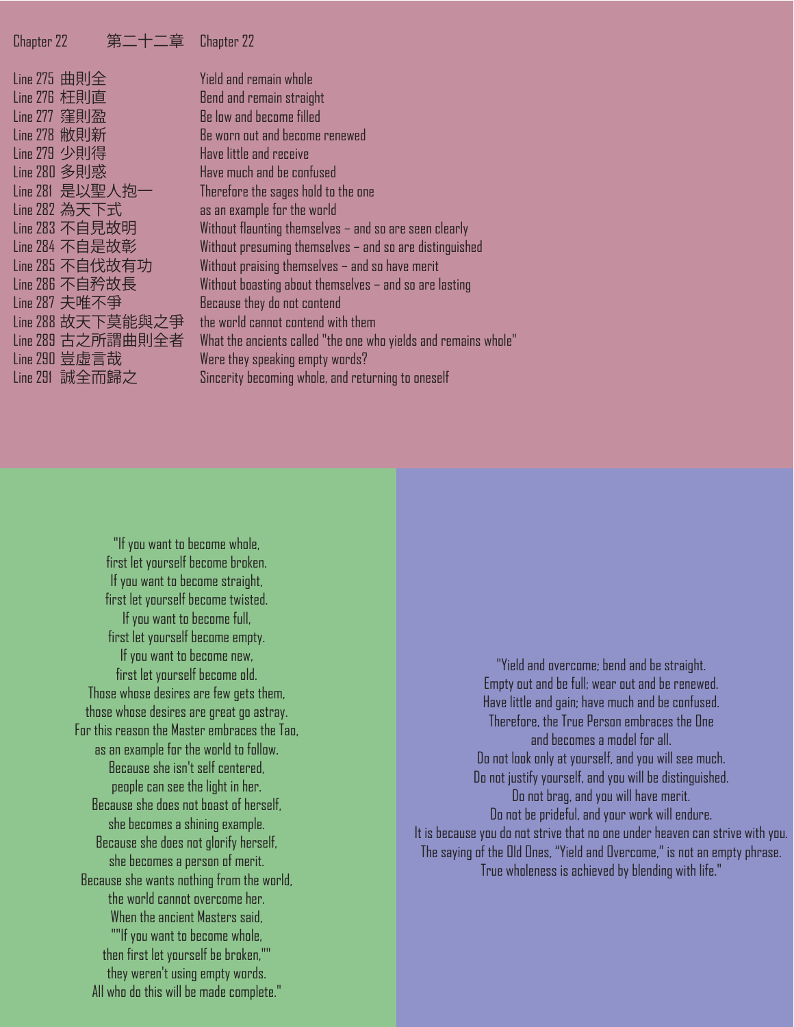## Chapter 22 第二十二章 Chapter 22

| | | |
|---|---|---|
| Line 275 | 曲則全 | Yield and remain whole |
| Line 276 | 枉則直 | Bend and remain straight |
| Line 277 | 窪則盈 | Be low and become filled |
| Line 278 | 敝則新 | Be worn out and become renewed |
| Line 279 | 少則得 | Have little and receive |
| Line 280 | 多則惑 | Have much and be confused |
| Line 281 | 是以聖人抱一 | Therefore the sages hold to the one |
| Line 282 | 為天下式 | as an example for the world |
| Line 283 | 不自見故明 | Without flaunting themselves – and so are seen clearly |
| Line 284 | 不自是故彰 | Without presuming themselves – and so are distinguished |
| Line 285 | 不自伐故有功 | Without praising themselves – and so have merit |
| Line 286 | 不自矜故長 | Without boasting about themselves – and so are lasting |
| Line 287 | 夫唯不爭 | Because they do not contend |
| Line 288 | 故天下莫能與之爭 | the world cannot contend with them |
| Line 289 | 古之所謂曲則全者 | What the ancients called "the one who yields and remains whole" |
| Line 290 | 豈虛言哉 | Were they speaking empty words? |
| Line 291 | 誠全而歸之 | Sincerity becoming whole, and returning to oneself |

"If you want to become whole,
first let yourself become broken.
If you want to become straight,
first let yourself become twisted.
If you want to become full,
first let yourself become empty.
If you want to become new,
first let yourself become old.
Those whose desires are few gets them,
those whose desires are great go astray.
For this reason the Master embraces the Tao,
as an example for the world to follow.
Because she isn't self centered,
people can see the light in her.
Because she does not boast of herself,
she becomes a shining example.
Because she does not glorify herself,
she becomes a person of merit.
Because she wants nothing from the world,
the world cannot overcome her.
When the ancient Masters said,
""If you want to become whole,
then first let yourself be broken,""
they weren't using empty words.
All who do this will be made complete."

"Yield and overcome; bend and be straight.
Empty out and be full; wear out and be renewed.
Have little and gain; have much and be confused.
Therefore, the True Person embraces the One
and becomes a model for all.
Do not look only at yourself, and you will see much.
Do not justify yourself, and you will be distinguished.
Do not brag, and you will have merit.
Do not be prideful, and your work will endure.
It is because you do not strive that no one under heaven can strive with you.
The saying of the Old Ones, "Yield and Overcome," is not an empty phrase.
True wholeness is achieved by blending with life."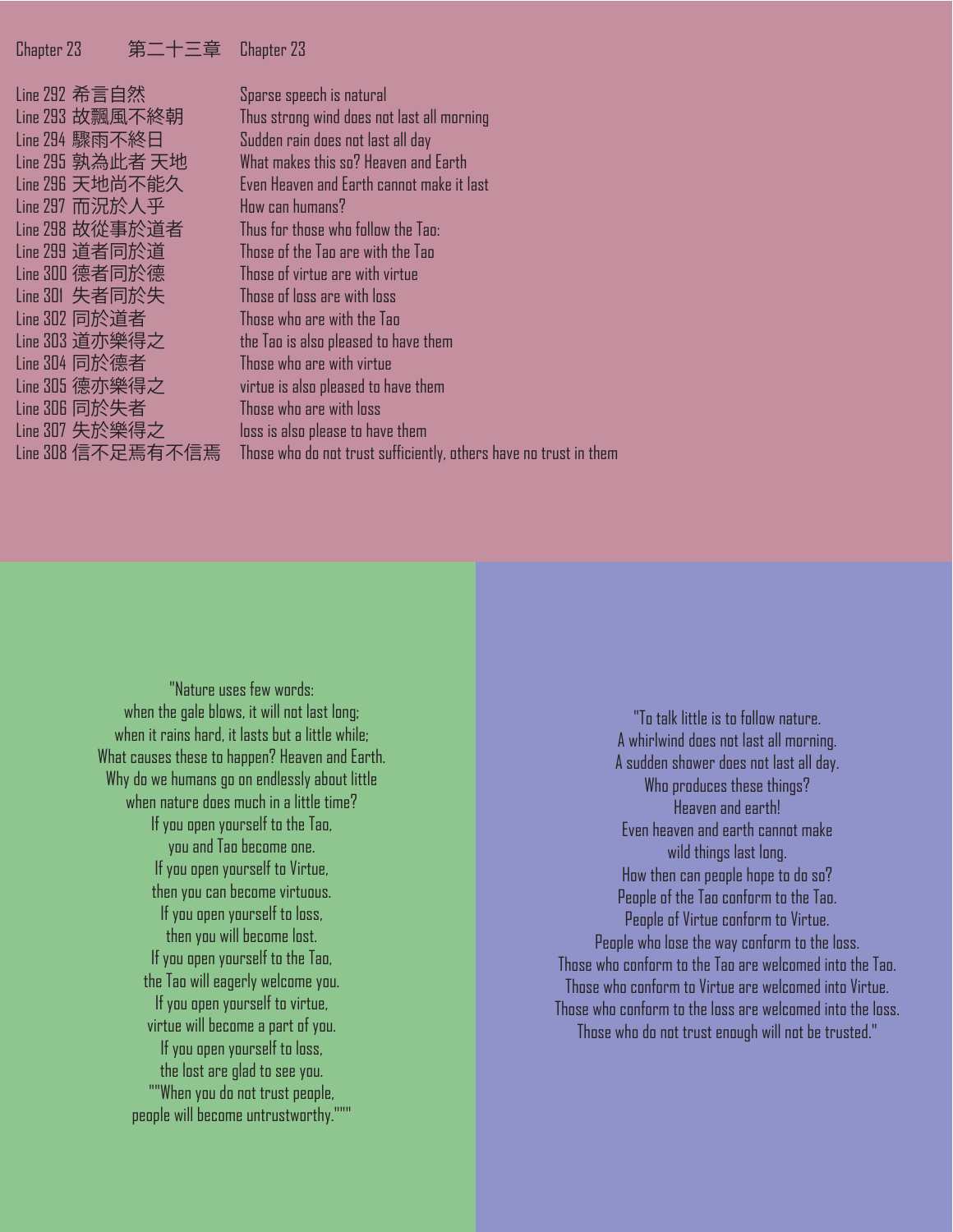Chapter 23 第二十三章 Chapter 23

| | | |
|---|---|---|
| Line 292 | 希言自然 | Sparse speech is natural |
| Line 293 | 故飄風不終朝 | Thus strong wind does not last all morning |
| Line 294 | 驟雨不終日 | Sudden rain does not last all day |
| Line 295 | 孰為此者 天地 | What makes this so? Heaven and Earth |
| Line 296 | 天地尚不能久 | Even Heaven and Earth cannot make it last |
| Line 297 | 而況於人乎 | How can humans? |
| Line 298 | 故從事於道者 | Thus for those who follow the Tao: |
| Line 299 | 道者同於道 | Those of the Tao are with the Tao |
| Line 300 | 德者同於德 | Those of virtue are with virtue |
| Line 301 | 失者同於失 | Those of loss are with loss |
| Line 302 | 同於道者 | Those who are with the Tao |
| Line 303 | 道亦樂得之 | the Tao is also pleased to have them |
| Line 304 | 同於德者 | Those who are with virtue |
| Line 305 | 德亦樂得之 | virtue is also pleased to have them |
| Line 306 | 同於失者 | Those who are with loss |
| Line 307 | 失於樂得之 | loss is also please to have them |
| Line 308 | 信不足焉有不信焉 | Those who do not trust sufficiently, others have no trust in them |

"Nature uses few words:
when the gale blows, it will not last long;
when it rains hard, it lasts but a little while;
What causes these to happen? Heaven and Earth.
Why do we humans go on endlessly about little
when nature does much in a little time?
If you open yourself to the Tao,
you and Tao become one.
If you open yourself to Virtue,
then you can become virtuous.
If you open yourself to loss,
then you will become lost.
If you open yourself to the Tao,
the Tao will eagerly welcome you.
If you open yourself to virtue,
virtue will become a part of you.
If you open yourself to loss,
the lost are glad to see you.
""When you do not trust people,
people will become untrustworthy."""

"To talk little is to follow nature.
A whirlwind does not last all morning.
A sudden shower does not last all day.
Who produces these things?
Heaven and earth!
Even heaven and earth cannot make
wild things last long.
How then can people hope to do so?
People of the Tao conform to the Tao.
People of Virtue conform to Virtue.
People who lose the way conform to the loss.
Those who conform to the Tao are welcomed into the Tao.
Those who conform to Virtue are welcomed into Virtue.
Those who conform to the loss are welcomed into the loss.
Those who do not trust enough will not be trusted."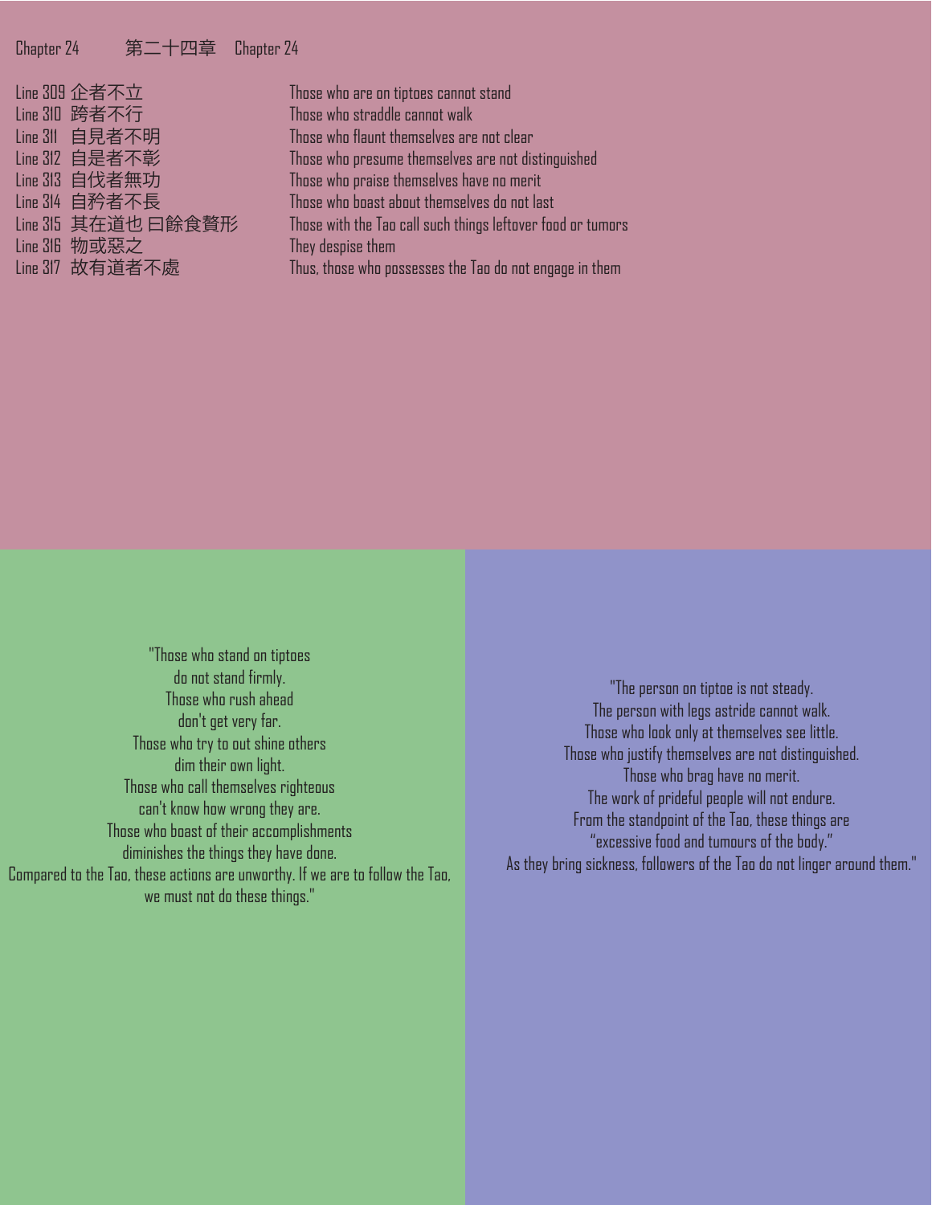## Chapter 24 第二十四章 Chapter 24

| | |
|---|---|
| Line 309 企者不立 | Those who are on tiptoes cannot stand |
| Line 310 跨者不行 | Those who straddle cannot walk |
| Line 311 自見者不明 | Those who flaunt themselves are not clear |
| Line 312 自是者不彰 | Those who presume themselves are not distinguished |
| Line 313 自伐者無功 | Those who praise themselves have no merit |
| Line 314 自矜者不長 | Those who boast about themselves do not last |
| Line 315 其在道也 曰餘食贅形 | Those with the Tao call such things leftover food or tumors |
| Line 316 物或惡之 | They despise them |
| Line 317 故有道者不處 | Thus, those who possesses the Tao do not engage in them |

"Those who stand on tiptoes
do not stand firmly.
Those who rush ahead
don't get very far.
Those who try to out shine others
dim their own light.
Those who call themselves righteous
can't know how wrong they are.
Those who boast of their accomplishments
diminishes the things they have done.
Compared to the Tao, these actions are unworthy. If we are to follow the Tao,
we must not do these things."

"The person on tiptoe is not steady.
The person with legs astride cannot walk.
Those who look only at themselves see little.
Those who justify themselves are not distinguished.
Those who brag have no merit.
The work of prideful people will not endure.
From the standpoint of the Tao, these things are
"excessive food and tumours of the body."
As they bring sickness, followers of the Tao do not linger around them."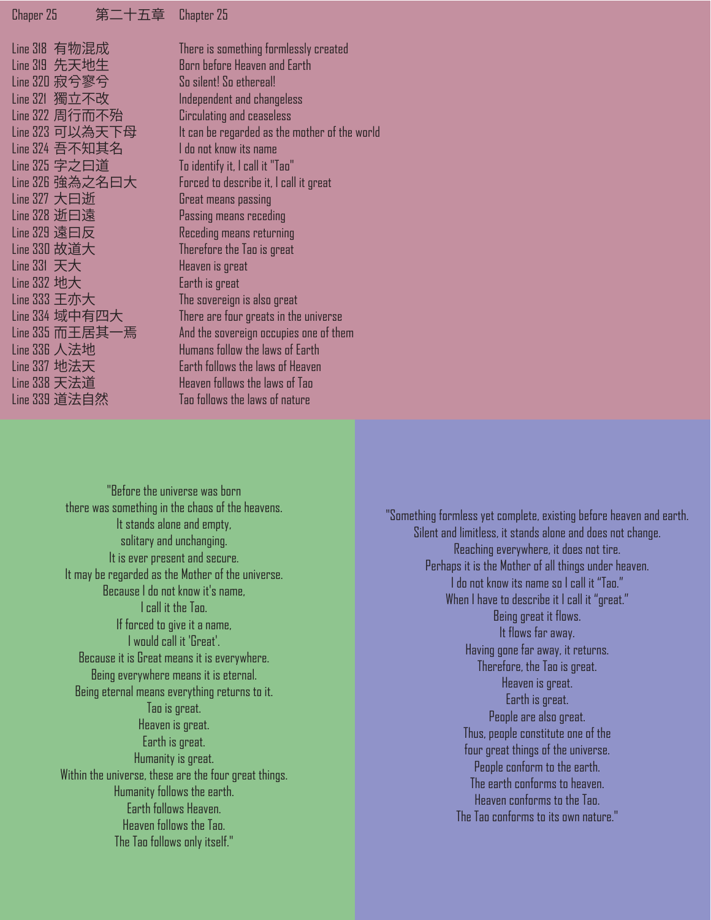Chaper 25 第二十五章 Chapter 25

| | | |
|---|---|---|
| Line 318 | 有物混成 | There is something formlessly created |
| Line 319 | 先天地生 | Born before Heaven and Earth |
| Line 320 | 寂兮寥兮 | So silent! So ethereal! |
| Line 321 | 獨立不改 | Independent and changeless |
| Line 322 | 周行而不殆 | Circulating and ceaseless |
| Line 323 | 可以為天下母 | It can be regarded as the mother of the world |
| Line 324 | 吾不知其名 | I do not know its name |
| Line 325 | 字之曰道 | To identify it, I call it "Tao" |
| Line 326 | 強為之名曰大 | Forced to describe it, I call it great |
| Line 327 | 大曰逝 | Great means passing |
| Line 328 | 逝曰遠 | Passing means receding |
| Line 329 | 遠曰反 | Receding means returning |
| Line 330 | 故道大 | Therefore the Tao is great |
| Line 331 | 天大 | Heaven is great |
| Line 332 | 地大 | Earth is great |
| Line 333 | 王亦大 | The sovereign is also great |
| Line 334 | 域中有四大 | There are four greats in the universe |
| Line 335 | 而王居其一焉 | And the sovereign occupies one of them |
| Line 336 | 人法地 | Humans follow the laws of Earth |
| Line 337 | 地法天 | Earth follows the laws of Heaven |
| Line 338 | 天法道 | Heaven follows the laws of Tao |
| Line 339 | 道法自然 | Tao follows the laws of nature |

"Before the universe was born  
there was something in the chaos of the heavens.  
It stands alone and empty,  
solitary and unchanging.  
It is ever present and secure.  
It may be regarded as the Mother of the universe.  
Because I do not know it's name,  
I call it the Tao.  
If forced to give it a name,  
I would call it 'Great'.  
Because it is Great means it is everywhere.  
Being everywhere means it is eternal.  
Being eternal means everything returns to it.  
Tao is great.  
Heaven is great.  
Earth is great.  
Humanity is great.  
Within the universe, these are the four great things.  
Humanity follows the earth.  
Earth follows Heaven.  
Heaven follows the Tao.  
The Tao follows only itself."

"Something formless yet complete, existing before heaven and earth.  
Silent and limitless, it stands alone and does not change.  
Reaching everywhere, it does not tire.  
Perhaps it is the Mother of all things under heaven.  
I do not know its name so I call it "Tao."  
When I have to describe it I call it "great."  
Being great it flows.  
It flows far away.  
Having gone far away, it returns.  
Therefore, the Tao is great.  
Heaven is great.  
Earth is great.  
People are also great.  
Thus, people constitute one of the  
four great things of the universe.  
People conform to the earth.  
The earth conforms to heaven.  
Heaven conforms to the Tao.  
The Tao conforms to its own nature."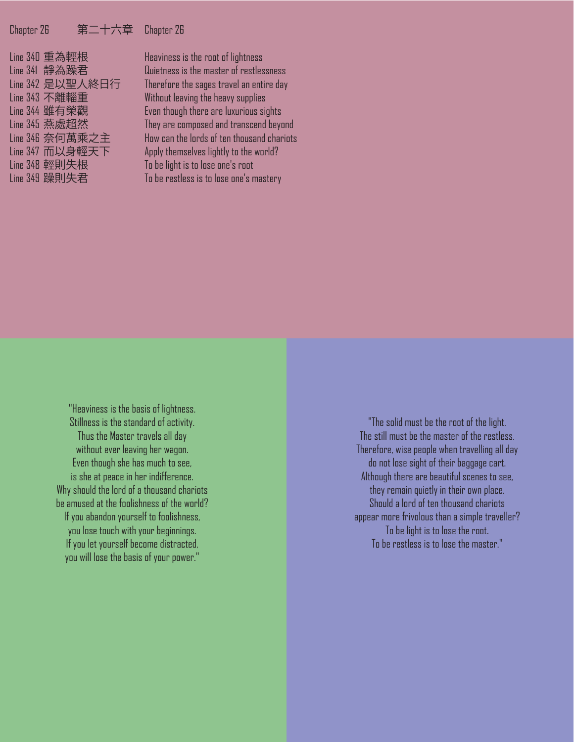| Chapter 26 | 第二十六章 | Chapter 26 |
|---|---|---|
| Line 340 | 重為輕根 | Heaviness is the root of lightness |
| Line 341 | 靜為躁君 | Quietness is the master of restlessness |
| Line 342 | 是以聖人終日行 | Therefore the sages travel an entire day |
| Line 343 | 不離輜重 | Without leaving the heavy supplies |
| Line 344 | 雖有榮觀 | Even though there are luxurious sights |
| Line 345 | 燕處超然 | They are composed and transcend beyond |
| Line 346 | 奈何萬乘之主 | How can the lords of ten thousand chariots |
| Line 347 | 而以身輕天下 | Apply themselves lightly to the world? |
| Line 348 | 輕則失根 | To be light is to lose one's root |
| Line 349 | 躁則失君 | To be restless is to lose one's mastery |

"Heaviness is the basis of lightness.
Stillness is the standard of activity.
Thus the Master travels all day
without ever leaving her wagon.
Even though she has much to see,
is she at peace in her indifference.
Why should the lord of a thousand chariots
be amused at the foolishness of the world?
If you abandon yourself to foolishness,
you lose touch with your beginnings.
If you let yourself become distracted,
you will lose the basis of your power."

"The solid must be the root of the light.
The still must be the master of the restless.
Therefore, wise people when travelling all day
do not lose sight of their baggage cart.
Although there are beautiful scenes to see,
they remain quietly in their own place.
Should a lord of ten thousand chariots
appear more frivolous than a simple traveller?
To be light is to lose the root.
To be restless is to lose the master."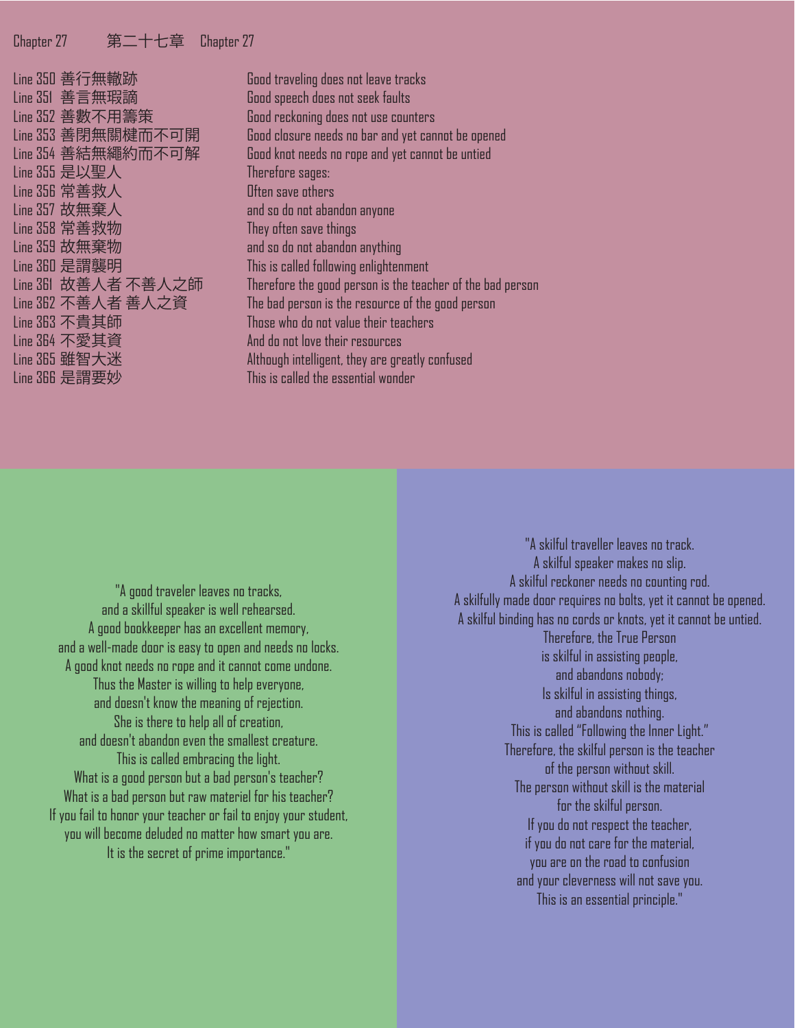Chapter 27 第二十七章 Chapter 27

| | | |
|---|---|---|
| Line 350 | 善行無轍跡 | Good traveling does not leave tracks |
| Line 351 | 善言無瑕謫 | Good speech does not seek faults |
| Line 352 | 善數不用籌策 | Good reckoning does not use counters |
| Line 353 | 善閉無關楗而不可開 | Good closure needs no bar and yet cannot be opened |
| Line 354 | 善結無繩約而不可解 | Good knot needs no rope and yet cannot be untied |
| Line 355 | 是以聖人 | Therefore sages: |
| Line 356 | 常善救人 | Often save others |
| Line 357 | 故無棄人 | and so do not abandon anyone |
| Line 358 | 常善救物 | They often save things |
| Line 359 | 故無棄物 | and so do not abandon anything |
| Line 360 | 是謂襲明 | This is called following enlightenment |
| Line 361 | 故善人者 不善人之師 | Therefore the good person is the teacher of the bad person |
| Line 362 | 不善人者 善人之資 | The bad person is the resource of the good person |
| Line 363 | 不貴其師 | Those who do not value their teachers |
| Line 364 | 不愛其資 | And do not love their resources |
| Line 365 | 雖智大迷 | Although intelligent, they are greatly confused |
| Line 366 | 是謂要妙 | This is called the essential wonder |

"A good traveler leaves no tracks,
and a skillful speaker is well rehearsed.
A good bookkeeper has an excellent memory,
and a well-made door is easy to open and needs no locks.
A good knot needs no rope and it cannot come undone.
Thus the Master is willing to help everyone,
and doesn't know the meaning of rejection.
She is there to help all of creation,
and doesn't abandon even the smallest creature.
This is called embracing the light.
What is a good person but a bad person's teacher?
What is a bad person but raw materiel for his teacher?
If you fail to honor your teacher or fail to enjoy your student,
you will become deluded no matter how smart you are.
It is the secret of prime importance."

"A skilful traveller leaves no track.
A skilful speaker makes no slip.
A skilful reckoner needs no counting rod.
A skilfully made door requires no bolts, yet it cannot be opened.
A skilful binding has no cords or knots, yet it cannot be untied.
Therefore, the True Person
is skilful in assisting people,
and abandons nobody;
Is skilful in assisting things,
and abandons nothing.
This is called "Following the Inner Light."
Therefore, the skilful person is the teacher
of the person without skill.
The person without skill is the material
for the skilful person.
If you do not respect the teacher,
if you do not care for the material,
you are on the road to confusion
and your cleverness will not save you.
This is an essential principle."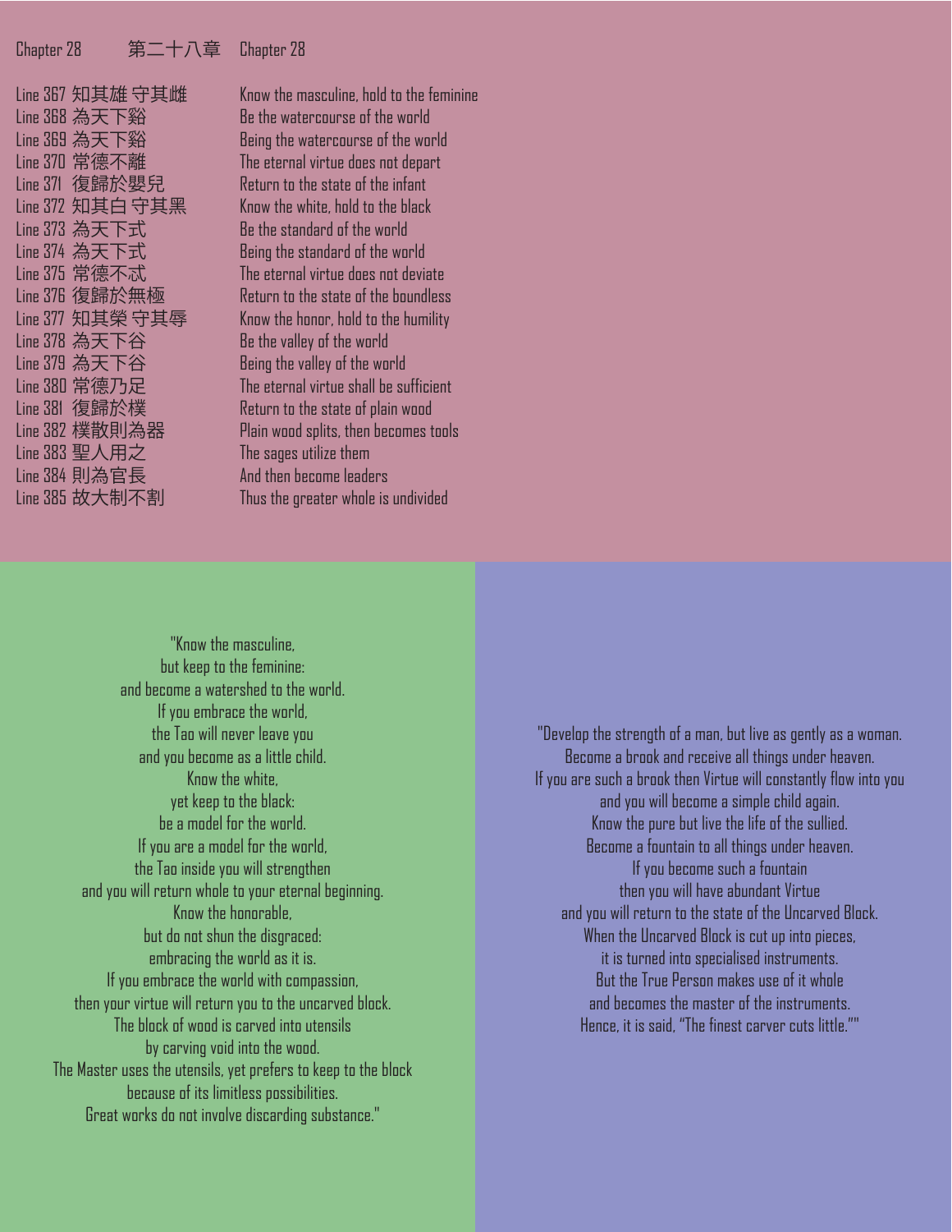Chapter 28　　第二十八章　Chapter 28

| Line | Chinese | English |
|---|---|---|
| Line 367 | 知其雄 守其雌 | Know the masculine, hold to the feminine |
| Line 368 | 為天下谿 | Be the watercourse of the world |
| Line 369 | 為天下谿 | Being the watercourse of the world |
| Line 370 | 常德不離 | The eternal virtue does not depart |
| Line 371 | 復歸於嬰兒 | Return to the state of the infant |
| Line 372 | 知其白 守其黑 | Know the white, hold to the black |
| Line 373 | 為天下式 | Be the standard of the world |
| Line 374 | 為天下式 | Being the standard of the world |
| Line 375 | 常德不忒 | The eternal virtue does not deviate |
| Line 376 | 復歸於無極 | Return to the state of the boundless |
| Line 377 | 知其榮 守其辱 | Know the honor, hold to the humility |
| Line 378 | 為天下谷 | Be the valley of the world |
| Line 379 | 為天下谷 | Being the valley of the world |
| Line 380 | 常德乃足 | The eternal virtue shall be sufficient |
| Line 381 | 復歸於樸 | Return to the state of plain wood |
| Line 382 | 樸散則為器 | Plain wood splits, then becomes tools |
| Line 383 | 聖人用之 | The sages utilize them |
| Line 384 | 則為官長 | And then become leaders |
| Line 385 | 故大制不割 | Thus the greater whole is undivided |

"Know the masculine,
but keep to the feminine:
and become a watershed to the world.
If you embrace the world,
the Tao will never leave you
and you become as a little child.
Know the white,
yet keep to the black:
be a model for the world.
If you are a model for the world,
the Tao inside you will strengthen
and you will return whole to your eternal beginning.
Know the honorable,
but do not shun the disgraced:
embracing the world as it is.
If you embrace the world with compassion,
then your virtue will return you to the uncarved block.
The block of wood is carved into utensils
by carving void into the wood.
The Master uses the utensils, yet prefers to keep to the block
because of its limitless possibilities.
Great works do not involve discarding substance."

"Develop the strength of a man, but live as gently as a woman.
Become a brook and receive all things under heaven.
If you are such a brook then Virtue will constantly flow into you
and you will become a simple child again.
Know the pure but live the life of the sullied.
Become a fountain to all things under heaven.
If you become such a fountain
then you will have abundant Virtue
and you will return to the state of the Uncarved Block.
When the Uncarved Block is cut up into pieces,
it is turned into specialised instruments.
But the True Person makes use of it whole
and becomes the master of the instruments.
Hence, it is said, "The finest carver cuts little.""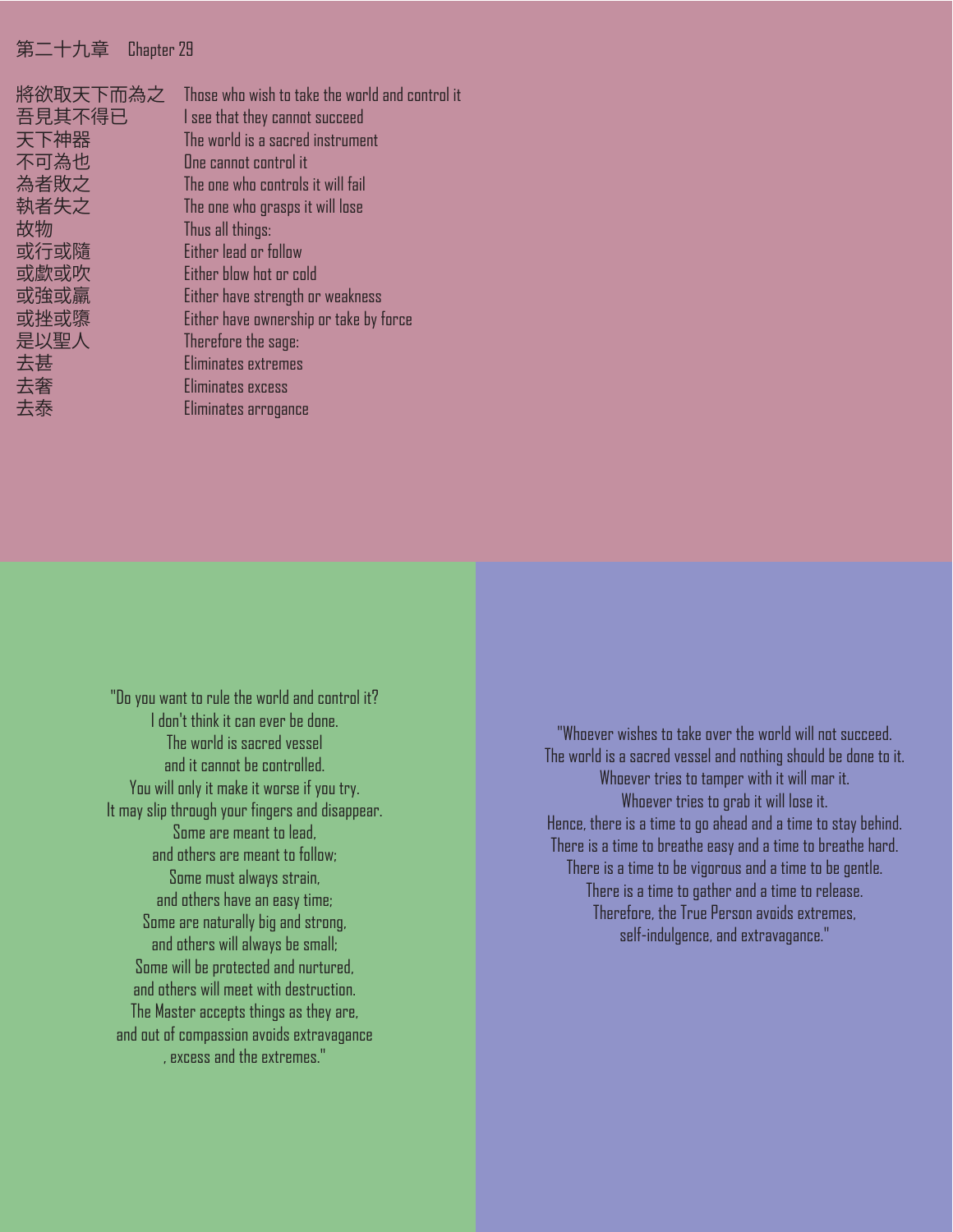## 第二十九章 Chapter 29

| | |
|---|---|
| 將欲取天下而為之 | Those who wish to take the world and control it |
| 吾見其不得已 | I see that they cannot succeed |
| 天下神器 | The world is a sacred instrument |
| 不可為也 | One cannot control it |
| 為者敗之 | The one who controls it will fail |
| 執者失之 | The one who grasps it will lose |
| 故物 | Thus all things: |
| 或行或隨 | Either lead or follow |
| 或歔或吹 | Either blow hot or cold |
| 或強或羸 | Either have strength or weakness |
| 或挫或隳 | Either have ownership or take by force |
| 是以聖人 | Therefore the sage: |
| 去甚 | Eliminates extremes |
| 去奢 | Eliminates excess |
| 去泰 | Eliminates arrogance |

"Do you want to rule the world and control it?
I don't think it can ever be done.
The world is sacred vessel
and it cannot be controlled.
You will only it make it worse if you try.
It may slip through your fingers and disappear.
Some are meant to lead,
and others are meant to follow;
Some must always strain,
and others have an easy time;
Some are naturally big and strong,
and others will always be small;
Some will be protected and nurtured,
and others will meet with destruction.
The Master accepts things as they are,
and out of compassion avoids extravagance
, excess and the extremes."

"Whoever wishes to take over the world will not succeed.
The world is a sacred vessel and nothing should be done to it.
Whoever tries to tamper with it will mar it.
Whoever tries to grab it will lose it.
Hence, there is a time to go ahead and a time to stay behind.
There is a time to breathe easy and a time to breathe hard.
There is a time to be vigorous and a time to be gentle.
There is a time to gather and a time to release.
Therefore, the True Person avoids extremes,
self-indulgence, and extravagance."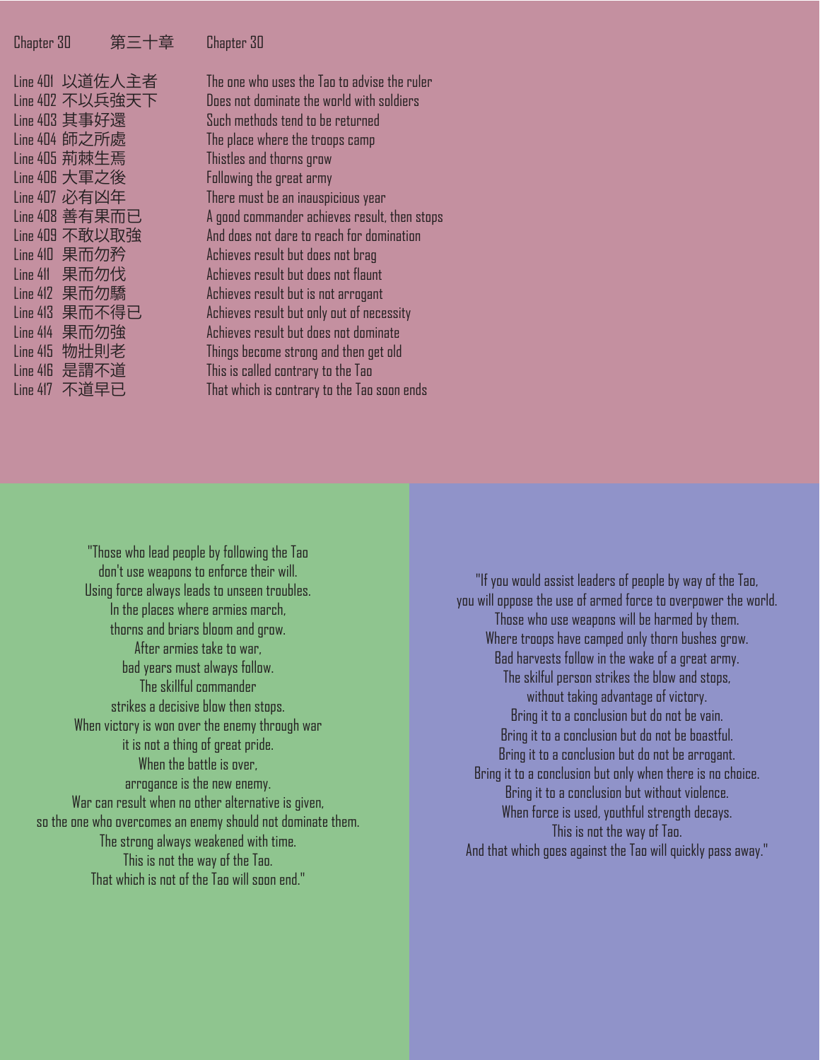| Chapter 30 | 第三十章 | Chapter 30 |
|---|---|---|
| Line 401 | 以道佐人主者 | The one who uses the Tao to advise the ruler |
| Line 402 | 不以兵強天下 | Does not dominate the world with soldiers |
| Line 403 | 其事好還 | Such methods tend to be returned |
| Line 404 | 師之所處 | The place where the troops camp |
| Line 405 | 荊棘生焉 | Thistles and thorns grow |
| Line 406 | 大軍之後 | Following the great army |
| Line 407 | 必有凶年 | There must be an inauspicious year |
| Line 408 | 善有果而已 | A good commander achieves result, then stops |
| Line 409 | 不敢以取強 | And does not dare to reach for domination |
| Line 410 | 果而勿矜 | Achieves result but does not brag |
| Line 411 | 果而勿伐 | Achieves result but does not flaunt |
| Line 412 | 果而勿驕 | Achieves result but is not arrogant |
| Line 413 | 果而不得已 | Achieves result but only out of necessity |
| Line 414 | 果而勿強 | Achieves result but does not dominate |
| Line 415 | 物壯則老 | Things become strong and then get old |
| Line 416 | 是謂不道 | This is called contrary to the Tao |
| Line 417 | 不道早已 | That which is contrary to the Tao soon ends |

"Those who lead people by following the Tao
don't use weapons to enforce their will.
Using force always leads to unseen troubles.
In the places where armies march,
thorns and briars bloom and grow.
After armies take to war,
bad years must always follow.
The skillful commander
strikes a decisive blow then stops.
When victory is won over the enemy through war
it is not a thing of great pride.
When the battle is over,
arrogance is the new enemy.
War can result when no other alternative is given,
so the one who overcomes an enemy should not dominate them.
The strong always weakened with time.
This is not the way of the Tao.
That which is not of the Tao will soon end."

"If you would assist leaders of people by way of the Tao,
you will oppose the use of armed force to overpower the world.
Those who use weapons will be harmed by them.
Where troops have camped only thorn bushes grow.
Bad harvests follow in the wake of a great army.
The skilful person strikes the blow and stops,
without taking advantage of victory.
Bring it to a conclusion but do not be vain.
Bring it to a conclusion but do not be boastful.
Bring it to a conclusion but do not be arrogant.
Bring it to a conclusion but only when there is no choice.
Bring it to a conclusion but without violence.
When force is used, youthful strength decays.
This is not the way of Tao.
And that which goes against the Tao will quickly pass away."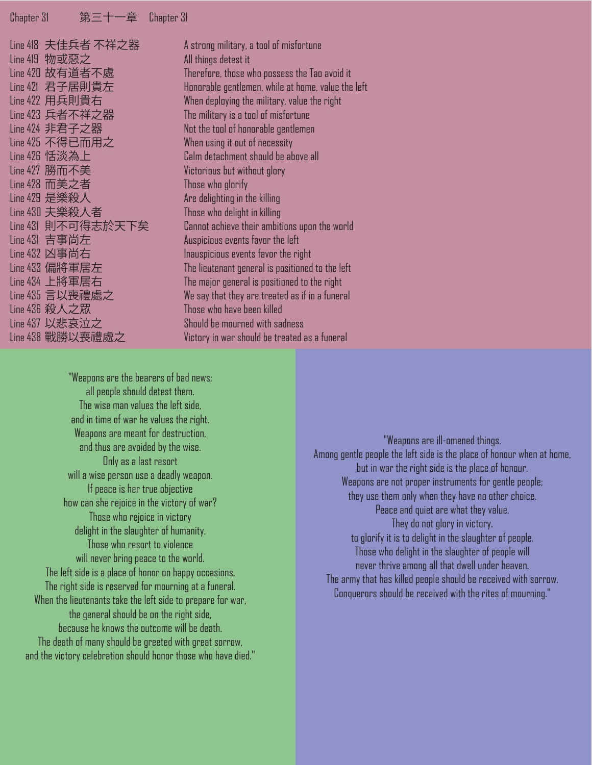Chapter 31 第三十一章 Chapter 31

| | | |
|---|---|---|
| Line 418 | 夫佳兵者 不祥之器 | A strong military, a tool of misfortune |
| Line 419 | 物或惡之 | All things detest it |
| Line 420 | 故有道者不處 | Therefore, those who possess the Tao avoid it |
| Line 421 | 君子居則貴左 | Honorable gentlemen, while at home, value the left |
| Line 422 | 用兵則貴右 | When deploying the military, value the right |
| Line 423 | 兵者不祥之器 | The military is a tool of misfortune |
| Line 424 | 非君子之器 | Not the tool of honorable gentlemen |
| Line 425 | 不得已而用之 | When using it out of necessity |
| Line 426 | 恬淡為上 | Calm detachment should be above all |
| Line 427 | 勝而不美 | Victorious but without glory |
| Line 428 | 而美之者 | Those who glorify |
| Line 429 | 是樂殺人 | Are delighting in the killing |
| Line 430 | 夫樂殺人者 | Those who delight in killing |
| Line 431 | 則不可得志於天下矣 | Cannot achieve their ambitions upon the world |
| Line 431 | 吉事尚左 | Auspicious events favor the left |
| Line 432 | 凶事尚右 | Inauspicious events favor the right |
| Line 433 | 偏將軍居左 | The lieutenant general is positioned to the left |
| Line 434 | 上將軍居右 | The major general is positioned to the right |
| Line 435 | 言以喪禮處之 | We say that they are treated as if in a funeral |
| Line 436 | 殺人之衆 | Those who have been killed |
| Line 437 | 以悲哀泣之 | Should be mourned with sadness |
| Line 438 | 戰勝以喪禮處之 | Victory in war should be treated as a funeral |

"Weapons are the bearers of bad news;
all people should detest them.
The wise man values the left side,
and in time of war he values the right.
Weapons are meant for destruction,
and thus are avoided by the wise.
Only as a last resort
will a wise person use a deadly weapon.
If peace is her true objective
how can she rejoice in the victory of war?
Those who rejoice in victory
delight in the slaughter of humanity.
Those who resort to violence
will never bring peace to the world.
The left side is a place of honor on happy occasions.
The right side is reserved for mourning at a funeral.
When the lieutenants take the left side to prepare for war,
the general should be on the right side,
because he knows the outcome will be death.
The death of many should be greeted with great sorrow,
and the victory celebration should honor those who have died."

"Weapons are ill-omened things.
Among gentle people the left side is the place of honour when at home,
but in war the right side is the place of honour.
Weapons are not proper instruments for gentle people;
they use them only when they have no other choice.
Peace and quiet are what they value.
They do not glory in victory.
to glorify it is to delight in the slaughter of people.
Those who delight in the slaughter of people will
never thrive among all that dwell under heaven.
The army that has killed people should be received with sorrow.
Conquerors should be received with the rites of mourning."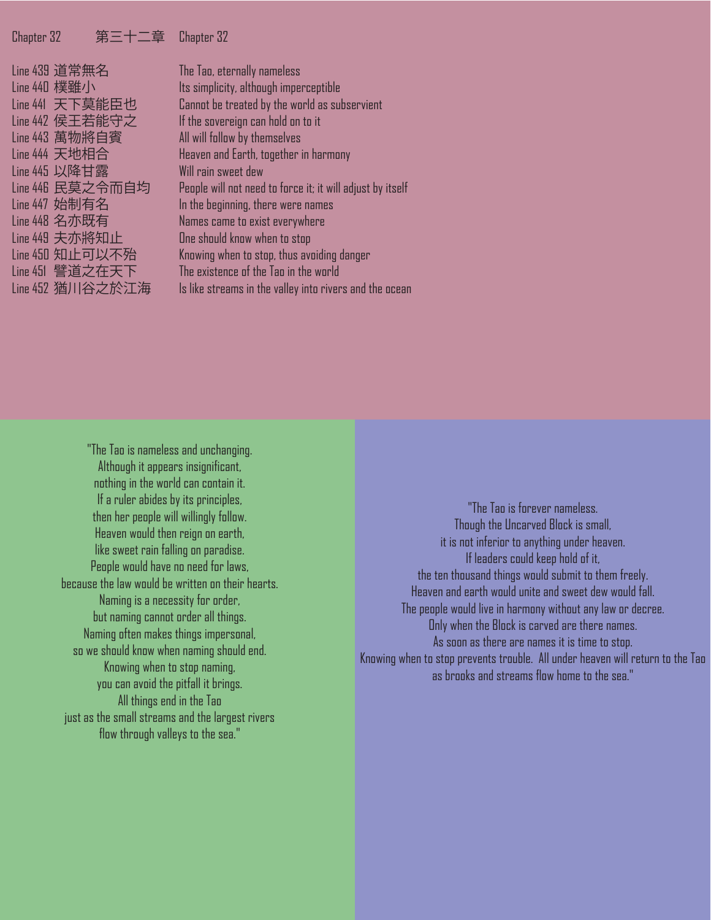## Chapter 32 第三十二章 Chapter 32

| Line | Chinese | English |
|---|---|---|
| Line 439 | 道常無名 | The Tao, eternally nameless |
| Line 440 | 樸雖小 | Its simplicity, although imperceptible |
| Line 441 | 天下莫能臣也 | Cannot be treated by the world as subservient |
| Line 442 | 侯王若能守之 | If the sovereign can hold on to it |
| Line 443 | 萬物將自賓 | All will follow by themselves |
| Line 444 | 天地相合 | Heaven and Earth, together in harmony |
| Line 445 | 以降甘露 | Will rain sweet dew |
| Line 446 | 民莫之令而自均 | People will not need to force it; it will adjust by itself |
| Line 447 | 始制有名 | In the beginning, there were names |
| Line 448 | 名亦既有 | Names came to exist everywhere |
| Line 449 | 夫亦將知止 | One should know when to stop |
| Line 450 | 知止可以不殆 | Knowing when to stop, thus avoiding danger |
| Line 451 | 譬道之在天下 | The existence of the Tao in the world |
| Line 452 | 猶川谷之於江海 | Is like streams in the valley into rivers and the ocean |

"The Tao is nameless and unchanging.
Although it appears insignificant,
nothing in the world can contain it.
If a ruler abides by its principles,
then her people will willingly follow.
Heaven would then reign on earth,
like sweet rain falling on paradise.
People would have no need for laws,
because the law would be written on their hearts.
Naming is a necessity for order,
but naming cannot order all things.
Naming often makes things impersonal,
so we should know when naming should end.
Knowing when to stop naming,
you can avoid the pitfall it brings.
All things end in the Tao
just as the small streams and the largest rivers
flow through valleys to the sea."

"The Tao is forever nameless.
Though the Uncarved Block is small,
it is not inferior to anything under heaven.
If leaders could keep hold of it,
the ten thousand things would submit to them freely.
Heaven and earth would unite and sweet dew would fall.
The people would live in harmony without any law or decree.
Only when the Block is carved are there names.
As soon as there are names it is time to stop.
Knowing when to stop prevents trouble. All under heaven will return to the Tao
as brooks and streams flow home to the sea."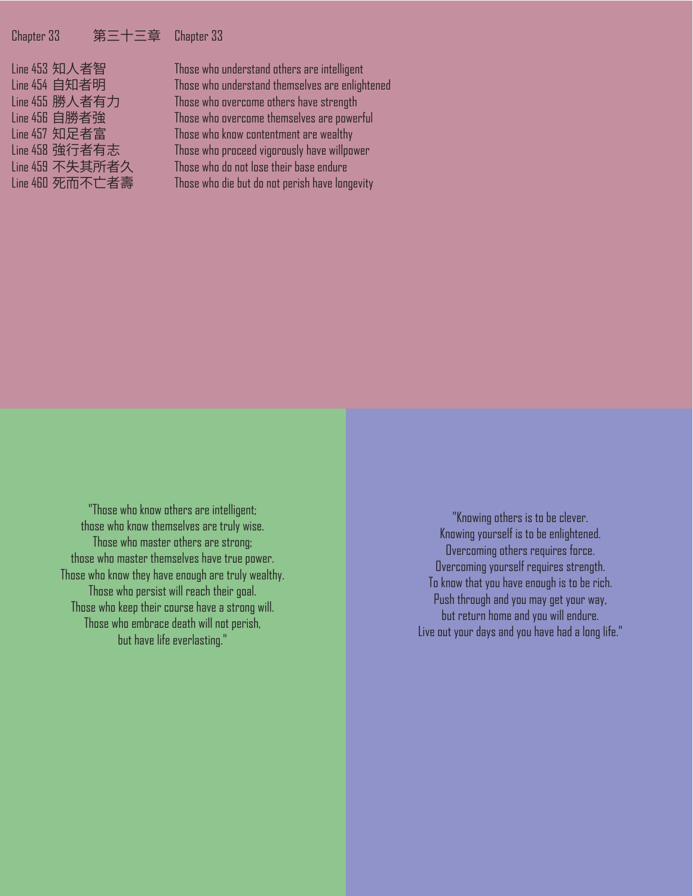Chapter 33 第三十三章 Chapter 33

| | |
|---|---|
| Line 453 知人者智 | Those who understand others are intelligent |
| Line 454 自知者明 | Those who understand themselves are enlightened |
| Line 455 勝人者有力 | Those who overcome others have strength |
| Line 456 自勝者強 | Those who overcome themselves are powerful |
| Line 457 知足者富 | Those who know contentment are wealthy |
| Line 458 強行者有志 | Those who proceed vigorously have willpower |
| Line 459 不失其所者久 | Those who do not lose their base endure |
| Line 460 死而不亡者壽 | Those who die but do not perish have longevity |

"Those who know others are intelligent;
those who know themselves are truly wise.
Those who master others are strong;
those who master themselves have true power.
Those who know they have enough are truly wealthy.
Those who persist will reach their goal.
Those who keep their course have a strong will.
Those who embrace death will not perish,
but have life everlasting."

"Knowing others is to be clever.
Knowing yourself is to be enlightened.
Overcoming others requires force.
Overcoming yourself requires strength.
To know that you have enough is to be rich.
Push through and you may get your way,
but return home and you will endure.
Live out your days and you have had a long life."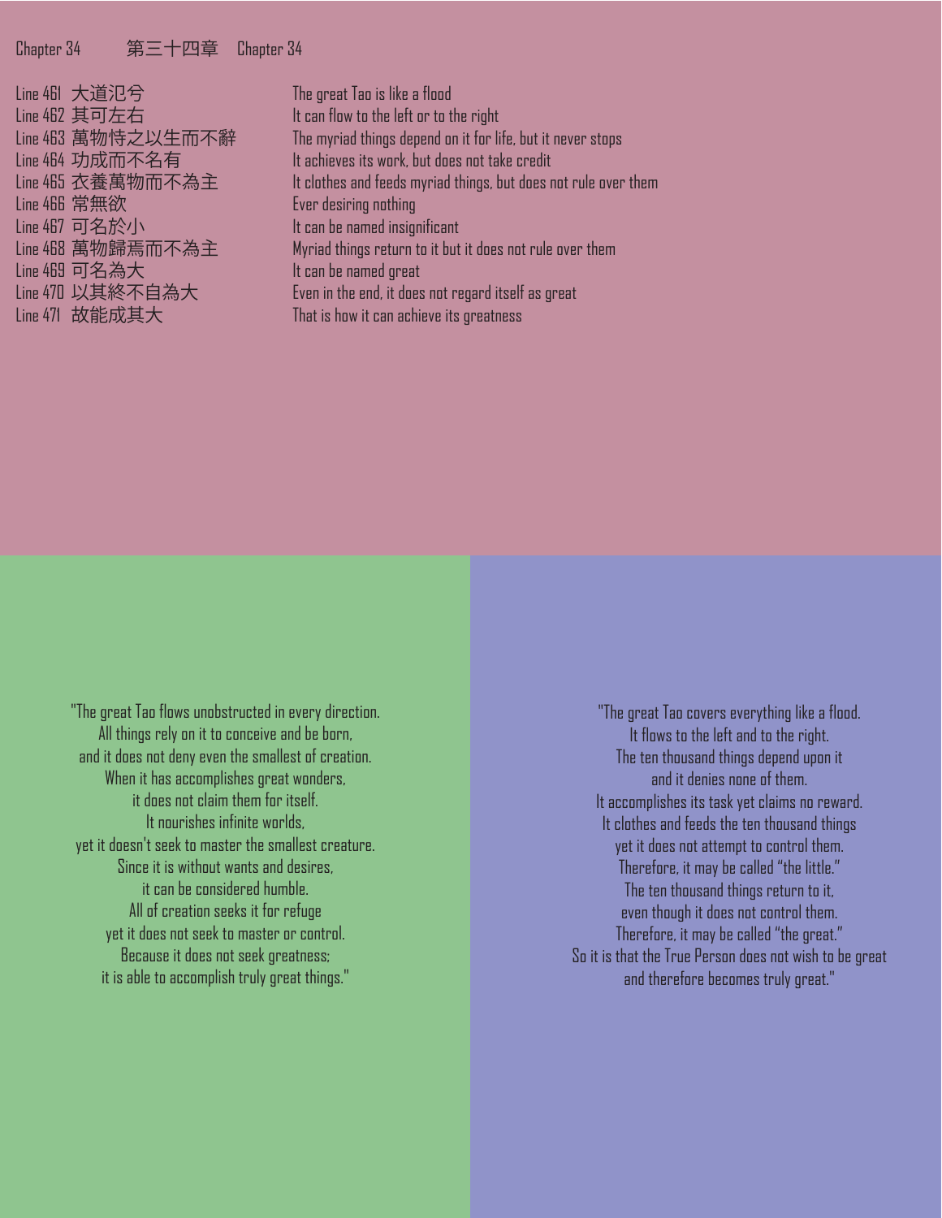Chapter 34 第三十四章 Chapter 34

| Line | Chinese | English |
|---|---|---|
| Line 461 | 大道氾兮 | The great Tao is like a flood |
| Line 462 | 其可左右 | It can flow to the left or to the right |
| Line 463 | 萬物恃之以生而不辭 | The myriad things depend on it for life, but it never stops |
| Line 464 | 功成而不名有 | It achieves its work, but does not take credit |
| Line 465 | 衣養萬物而不為主 | It clothes and feeds myriad things, but does not rule over them |
| Line 466 | 常無欲 | Ever desiring nothing |
| Line 467 | 可名於小 | It can be named insignificant |
| Line 468 | 萬物歸焉而不為主 | Myriad things return to it but it does not rule over them |
| Line 469 | 可名為大 | It can be named great |
| Line 470 | 以其終不自為大 | Even in the end, it does not regard itself as great |
| Line 471 | 故能成其大 | That is how it can achieve its greatness |

"The great Tao flows unobstructed in every direction.
All things rely on it to conceive and be born,
and it does not deny even the smallest of creation.
When it has accomplishes great wonders,
it does not claim them for itself.
It nourishes infinite worlds,
yet it doesn't seek to master the smallest creature.
Since it is without wants and desires,
it can be considered humble.
All of creation seeks it for refuge
yet it does not seek to master or control.
Because it does not seek greatness;
it is able to accomplish truly great things."

"The great Tao covers everything like a flood.
It flows to the left and to the right.
The ten thousand things depend upon it
and it denies none of them.
It accomplishes its task yet claims no reward.
It clothes and feeds the ten thousand things
yet it does not attempt to control them.
Therefore, it may be called "the little."
The ten thousand things return to it,
even though it does not control them.
Therefore, it may be called "the great."
So it is that the True Person does not wish to be great
and therefore becomes truly great."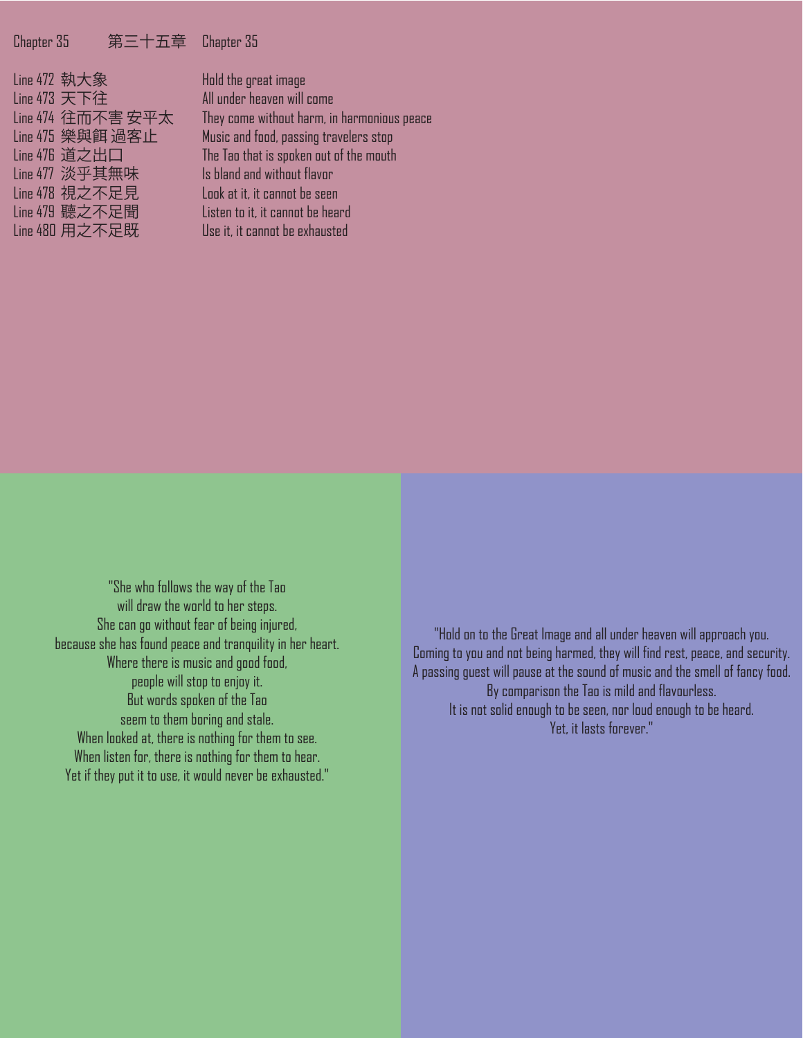## Chapter 35 第三十五章 Chapter 35

| Line | Chinese | English |
|---|---|---|
| Line 472 | 執大象 | Hold the great image |
| Line 473 | 天下往 | All under heaven will come |
| Line 474 | 往而不害 安平太 | They come without harm, in harmonious peace |
| Line 475 | 樂與餌 過客止 | Music and food, passing travelers stop |
| Line 476 | 道之出口 | The Tao that is spoken out of the mouth |
| Line 477 | 淡乎其無味 | Is bland and without flavor |
| Line 478 | 視之不足見 | Look at it, it cannot be seen |
| Line 479 | 聽之不足聞 | Listen to it, it cannot be heard |
| Line 480 | 用之不足既 | Use it, it cannot be exhausted |

"She who follows the way of the Tao
will draw the world to her steps.
She can go without fear of being injured,
because she has found peace and tranquility in her heart.
Where there is music and good food,
people will stop to enjoy it.
But words spoken of the Tao
seem to them boring and stale.
When looked at, there is nothing for them to see.
When listen for, there is nothing for them to hear.
Yet if they put it to use, it would never be exhausted."

"Hold on to the Great Image and all under heaven will approach you.
Coming to you and not being harmed, they will find rest, peace, and security.
A passing guest will pause at the sound of music and the smell of fancy food.
By comparison the Tao is mild and flavourless.
It is not solid enough to be seen, nor loud enough to be heard.
Yet, it lasts forever."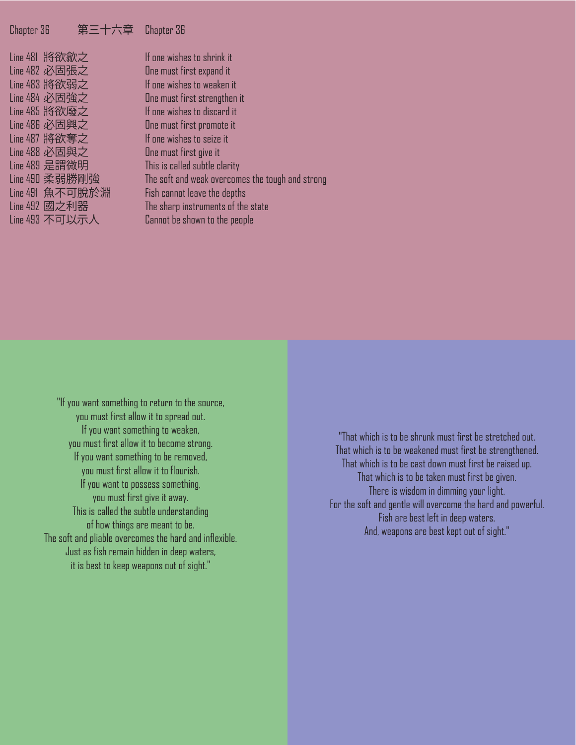Chapter 36　　第三十六章　Chapter 36

| | | |
|---|---|---|
| Line 481 | 將欲歙之 | If one wishes to shrink it |
| Line 482 | 必固張之 | One must first expand it |
| Line 483 | 將欲弱之 | If one wishes to weaken it |
| Line 484 | 必固強之 | One must first strengthen it |
| Line 485 | 將欲廢之 | If one wishes to discard it |
| Line 486 | 必固興之 | One must first promote it |
| Line 487 | 將欲奪之 | If one wishes to seize it |
| Line 488 | 必固與之 | One must first give it |
| Line 489 | 是謂微明 | This is called subtle clarity |
| Line 490 | 柔弱勝剛強 | The soft and weak overcomes the tough and strong |
| Line 491 | 魚不可脫於淵 | Fish cannot leave the depths |
| Line 492 | 國之利器 | The sharp instruments of the state |
| Line 493 | 不可以示人 | Cannot be shown to the people |

"If you want something to return to the source,
you must first allow it to spread out.
If you want something to weaken,
you must first allow it to become strong.
If you want something to be removed,
you must first allow it to flourish.
If you want to possess something,
you must first give it away.
This is called the subtle understanding
of how things are meant to be.
The soft and pliable overcomes the hard and inflexible.
Just as fish remain hidden in deep waters,
it is best to keep weapons out of sight."

"That which is to be shrunk must first be stretched out.
That which is to be weakened must first be strengthened.
That which is to be cast down must first be raised up.
That which is to be taken must first be given.
There is wisdom in dimming your light.
For the soft and gentle will overcome the hard and powerful.
Fish are best left in deep waters.
And, weapons are best kept out of sight."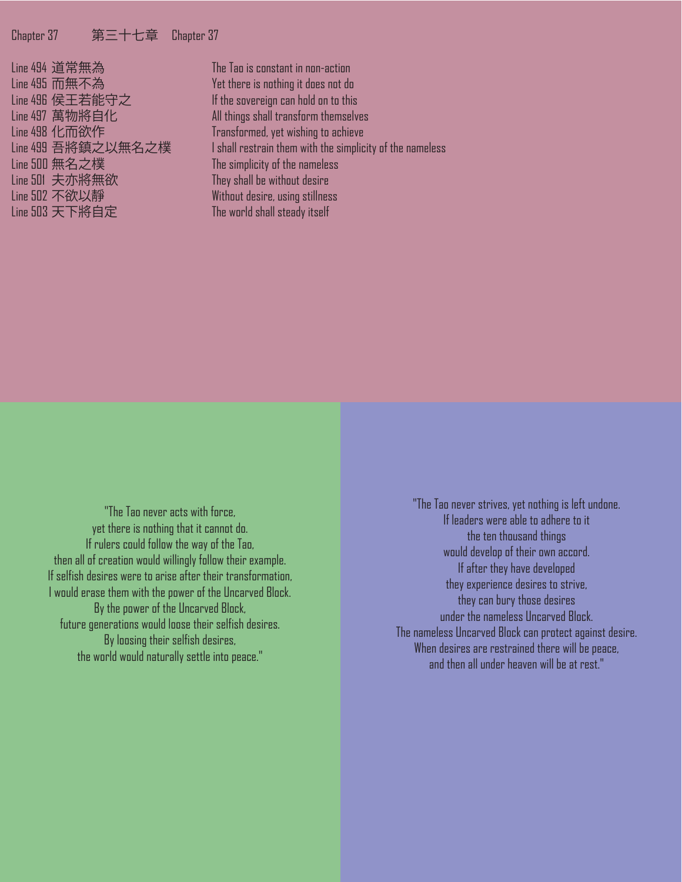## Chapter 37 第三十七章 Chapter 37

| | |
|---|---|
| Line 494 道常無為 | The Tao is constant in non-action |
| Line 495 而無不為 | Yet there is nothing it does not do |
| Line 496 侯王若能守之 | If the sovereign can hold on to this |
| Line 497 萬物將自化 | All things shall transform themselves |
| Line 498 化而欲作 | Transformed, yet wishing to achieve |
| Line 499 吾將鎮之以無名之樸 | I shall restrain them with the simplicity of the nameless |
| Line 500 無名之樸 | The simplicity of the nameless |
| Line 501 夫亦將無欲 | They shall be without desire |
| Line 502 不欲以靜 | Without desire, using stillness |
| Line 503 天下將自定 | The world shall steady itself |

"The Tao never acts with force,
yet there is nothing that it cannot do.
If rulers could follow the way of the Tao,
then all of creation would willingly follow their example.
If selfish desires were to arise after their transformation,
I would erase them with the power of the Uncarved Block.
By the power of the Uncarved Block,
future generations would loose their selfish desires.
By loosing their selfish desires,
the world would naturally settle into peace."

"The Tao never strives, yet nothing is left undone.
If leaders were able to adhere to it
the ten thousand things
would develop of their own accord.
If after they have developed
they experience desires to strive,
they can bury those desires
under the nameless Uncarved Block.
The nameless Uncarved Block can protect against desire.
When desires are restrained there will be peace,
and then all under heaven will be at rest."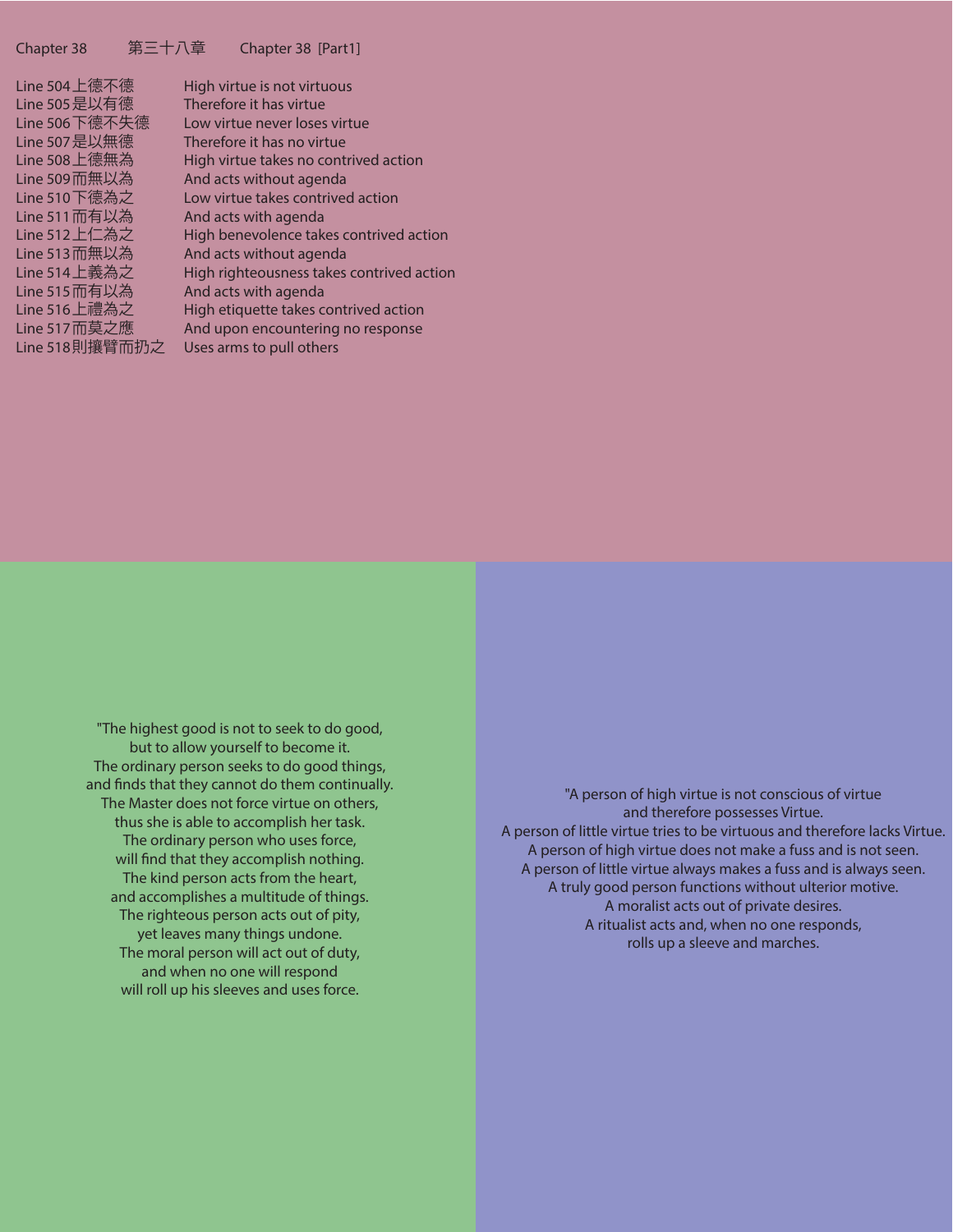Chapter 38 第三十八章 Chapter 38 [Part1]

| | |
|---|---|
| Line 504 上德不德 | High virtue is not virtuous |
| Line 505 是以有德 | Therefore it has virtue |
| Line 506 下德不失德 | Low virtue never loses virtue |
| Line 507 是以無德 | Therefore it has no virtue |
| Line 508 上德無為 | High virtue takes no contrived action |
| Line 509 而無以為 | And acts without agenda |
| Line 510 下德為之 | Low virtue takes contrived action |
| Line 511 而有以為 | And acts with agenda |
| Line 512 上仁為之 | High benevolence takes contrived action |
| Line 513 而無以為 | And acts without agenda |
| Line 514 上義為之 | High righteousness takes contrived action |
| Line 515 而有以為 | And acts with agenda |
| Line 516 上禮為之 | High etiquette takes contrived action |
| Line 517 而莫之應 | And upon encountering no response |
| Line 518 則攘臂而扔之 | Uses arms to pull others |

"The highest good is not to seek to do good,
but to allow yourself to become it.
The ordinary person seeks to do good things,
and finds that they cannot do them continually.
The Master does not force virtue on others,
thus she is able to accomplish her task.
The ordinary person who uses force,
will find that they accomplish nothing.
The kind person acts from the heart,
and accomplishes a multitude of things.
The righteous person acts out of pity,
yet leaves many things undone.
The moral person will act out of duty,
and when no one will respond
will roll up his sleeves and uses force.

"A person of high virtue is not conscious of virtue
and therefore possesses Virtue.
A person of little virtue tries to be virtuous and therefore lacks Virtue.
A person of high virtue does not make a fuss and is not seen.
A person of little virtue always makes a fuss and is always seen.
A truly good person functions without ulterior motive.
A moralist acts out of private desires.
A ritualist acts and, when no one responds,
rolls up a sleeve and marches.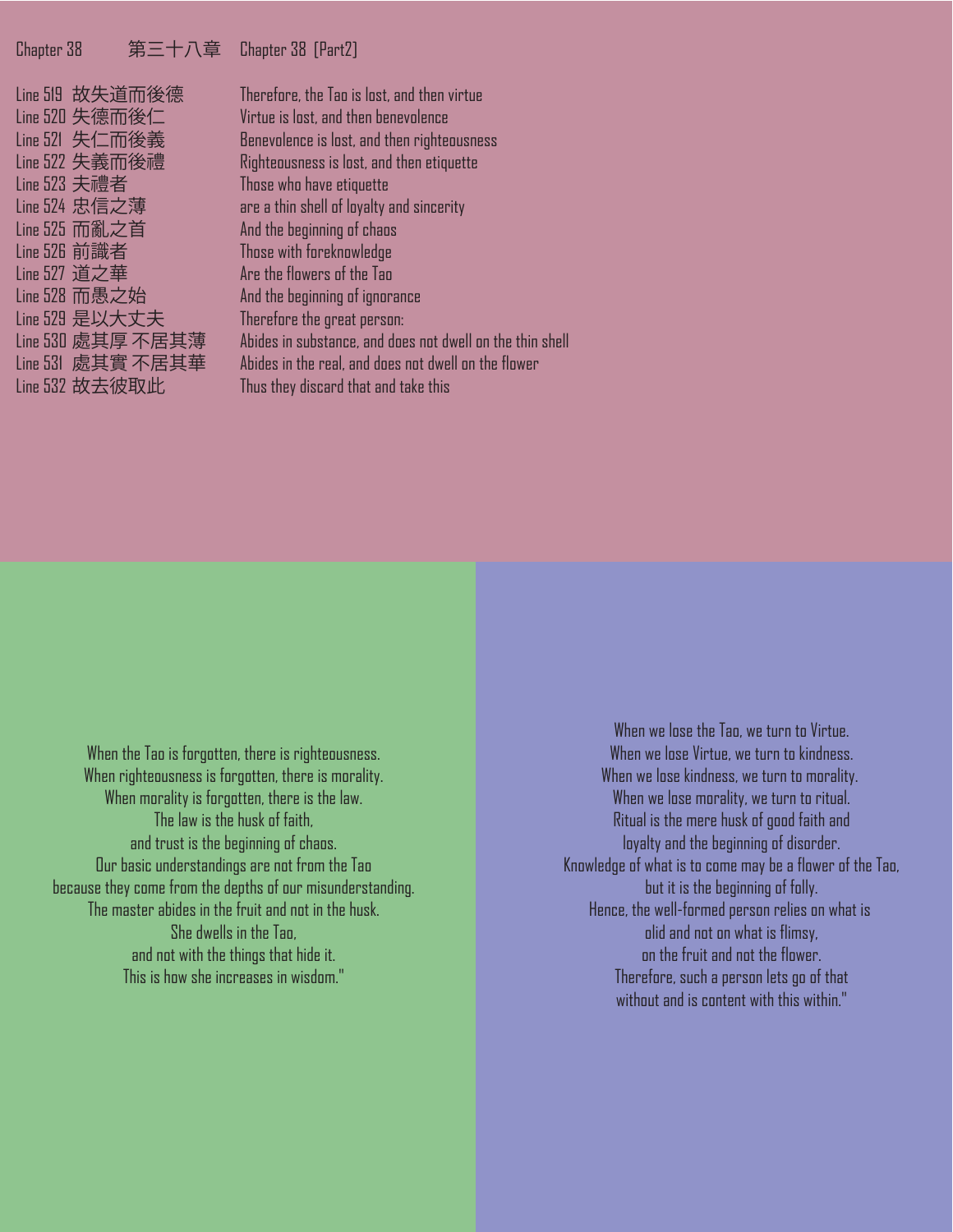Chapter 38 第三十八章 Chapter 38 [Part2]

| Line | Chinese | English |
|---|---|---|
| Line 519 | 故失道而後德 | Therefore, the Tao is lost, and then virtue |
| Line 520 | 失德而後仁 | Virtue is lost, and then benevolence |
| Line 521 | 失仁而後義 | Benevolence is lost, and then righteousness |
| Line 522 | 失義而後禮 | Righteousness is lost, and then etiquette |
| Line 523 | 夫禮者 | Those who have etiquette |
| Line 524 | 忠信之薄 | are a thin shell of loyalty and sincerity |
| Line 525 | 而亂之首 | And the beginning of chaos |
| Line 526 | 前識者 | Those with foreknowledge |
| Line 527 | 道之華 | Are the flowers of the Tao |
| Line 528 | 而愚之始 | And the beginning of ignorance |
| Line 529 | 是以大丈夫 | Therefore the great person: |
| Line 530 | 處其厚 不居其薄 | Abides in substance, and does not dwell on the thin shell |
| Line 531 | 處其實 不居其華 | Abides in the real, and does not dwell on the flower |
| Line 532 | 故去彼取此 | Thus they discard that and take this |

When the Tao is forgotten, there is righteousness.
When righteousness is forgotten, there is morality.
When morality is forgotten, there is the law.
The law is the husk of faith,
and trust is the beginning of chaos.
Our basic understandings are not from the Tao
because they come from the depths of our misunderstanding.
The master abides in the fruit and not in the husk.
She dwells in the Tao,
and not with the things that hide it.
This is how she increases in wisdom."

When we lose the Tao, we turn to Virtue.
When we lose Virtue, we turn to kindness.
When we lose kindness, we turn to morality.
When we lose morality, we turn to ritual.
Ritual is the mere husk of good faith and
loyalty and the beginning of disorder.
Knowledge of what is to come may be a flower of the Tao,
but it is the beginning of folly.
Hence, the well-formed person relies on what is
olid and not on what is flimsy,
on the fruit and not the flower.
Therefore, such a person lets go of that
without and is content with this within."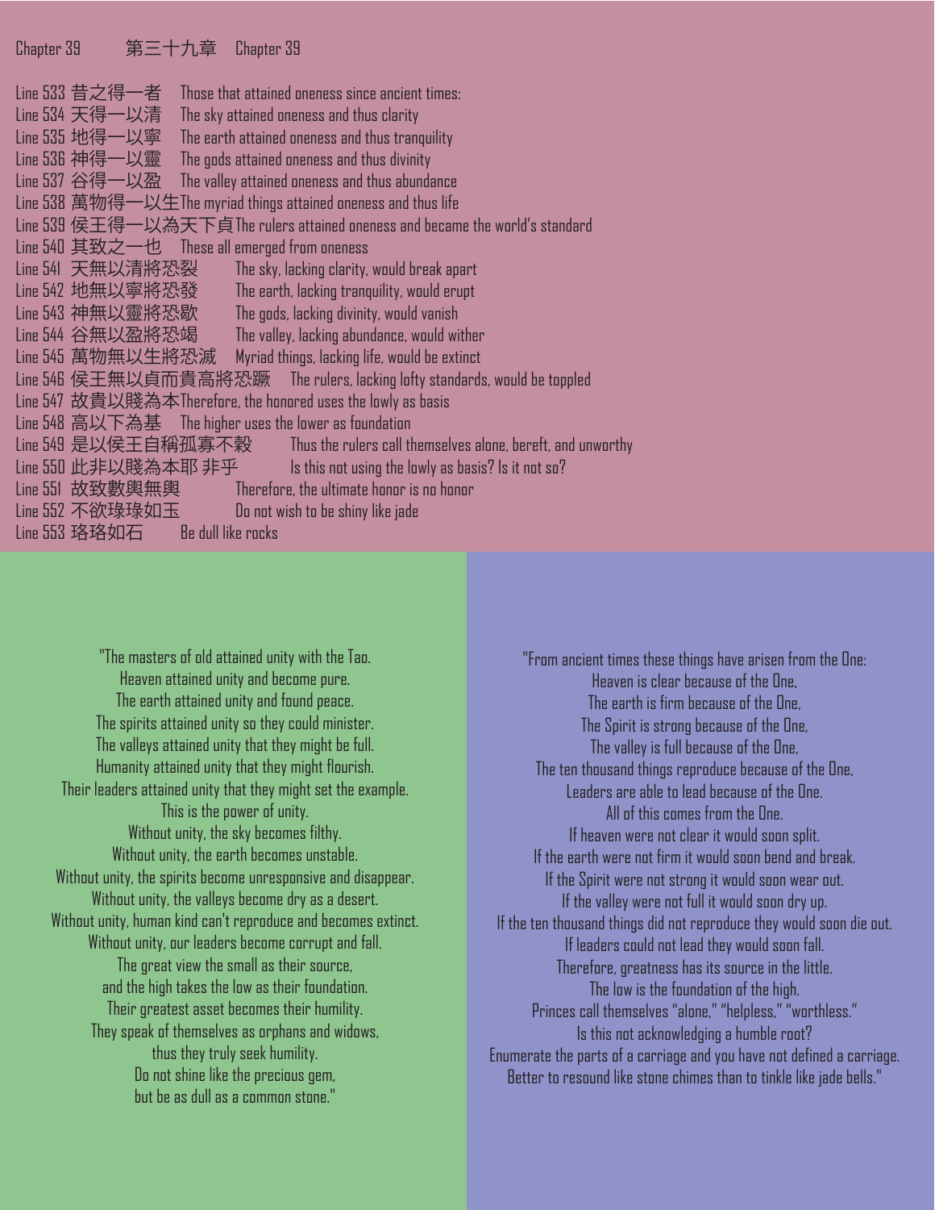## Chapter 39 第三十九章 Chapter 39

Line 533 昔之得一者 Those that attained oneness since ancient times:
Line 534 天得一以清 The sky attained oneness and thus clarity
Line 535 地得一以寧 The earth attained oneness and thus tranquility
Line 536 神得一以靈 The gods attained oneness and thus divinity
Line 537 谷得一以盈 The valley attained oneness and thus abundance
Line 538 萬物得一以生 The myriad things attained oneness and thus life
Line 539 侯王得一以為天下貞 The rulers attained oneness and became the world's standard
Line 540 其致之一也 These all emerged from oneness
Line 541 天無以清將恐裂 The sky, lacking clarity, would break apart
Line 542 地無以寧將恐發 The earth, lacking tranquility, would erupt
Line 543 神無以靈將恐歇 The gods, lacking divinity, would vanish
Line 544 谷無以盈將恐竭 The valley, lacking abundance, would wither
Line 545 萬物無以生將恐滅 Myriad things, lacking life, would be extinct
Line 546 侯王無以貞而貴高將恐蹶 The rulers, lacking lofty standards, would be toppled
Line 547 故貴以賤為本 Therefore, the honored uses the lowly as basis
Line 548 高以下為基 The higher uses the lower as foundation
Line 549 是以侯王自稱孤寡不穀 Thus the rulers call themselves alone, bereft, and unworthy
Line 550 此非以賤為本耶 非乎 Is this not using the lowly as basis? Is it not so?
Line 551 故致數輿無輿 Therefore, the ultimate honor is no honor
Line 552 不欲琭琭如玉 Do not wish to be shiny like jade
Line 553 珞珞如石 Be dull like rocks

"The masters of old attained unity with the Tao.
Heaven attained unity and become pure.
The earth attained unity and found peace.
The spirits attained unity so they could minister.
The valleys attained unity that they might be full.
Humanity attained unity that they might flourish.
Their leaders attained unity that they might set the example.
This is the power of unity.
Without unity, the sky becomes filthy.
Without unity, the earth becomes unstable.
Without unity, the spirits become unresponsive and disappear.
Without unity, the valleys become dry as a desert.
Without unity, human kind can't reproduce and becomes extinct.
Without unity, our leaders become corrupt and fall.
The great view the small as their source,
and the high takes the low as their foundation.
Their greatest asset becomes their humility.
They speak of themselves as orphans and widows,
thus they truly seek humility.
Do not shine like the precious gem,
but be as dull as a common stone."

"From ancient times these things have arisen from the One:
Heaven is clear because of the One,
The earth is firm because of the One,
The Spirit is strong because of the One,
The valley is full because of the One,
The ten thousand things reproduce because of the One,
Leaders are able to lead because of the One.
All of this comes from the One.
If heaven were not clear it would soon split.
If the earth were not firm it would soon bend and break.
If the Spirit were not strong it would soon wear out.
If the valley were not full it would soon dry up.
If the ten thousand things did not reproduce they would soon die out.
If leaders could not lead they would soon fall.
Therefore, greatness has its source in the little.
The low is the foundation of the high.
Princes call themselves "alone," "helpless," "worthless."
Is this not acknowledging a humble root?
Enumerate the parts of a carriage and you have not defined a carriage.
Better to resound like stone chimes than to tinkle like jade bells."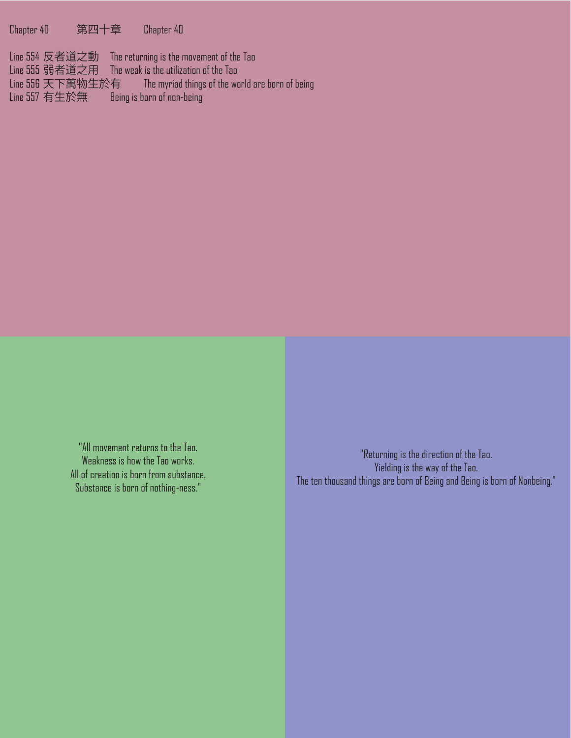Chapter 40　　第四十章　　Chapter 40

Line 554 反者道之動　The returning is the movement of the Tao
Line 555 弱者道之用　The weak is the utilization of the Tao
Line 556 天下萬物生於有　The myriad things of the world are born of being
Line 557 有生於無　Being is born of non-being

"All movement returns to the Tao.
Weakness is how the Tao works.
All of creation is born from substance.
Substance is born of nothing-ness."

"Returning is the direction of the Tao.
Yielding is the way of the Tao.
The ten thousand things are born of Being and Being is born of Nonbeing."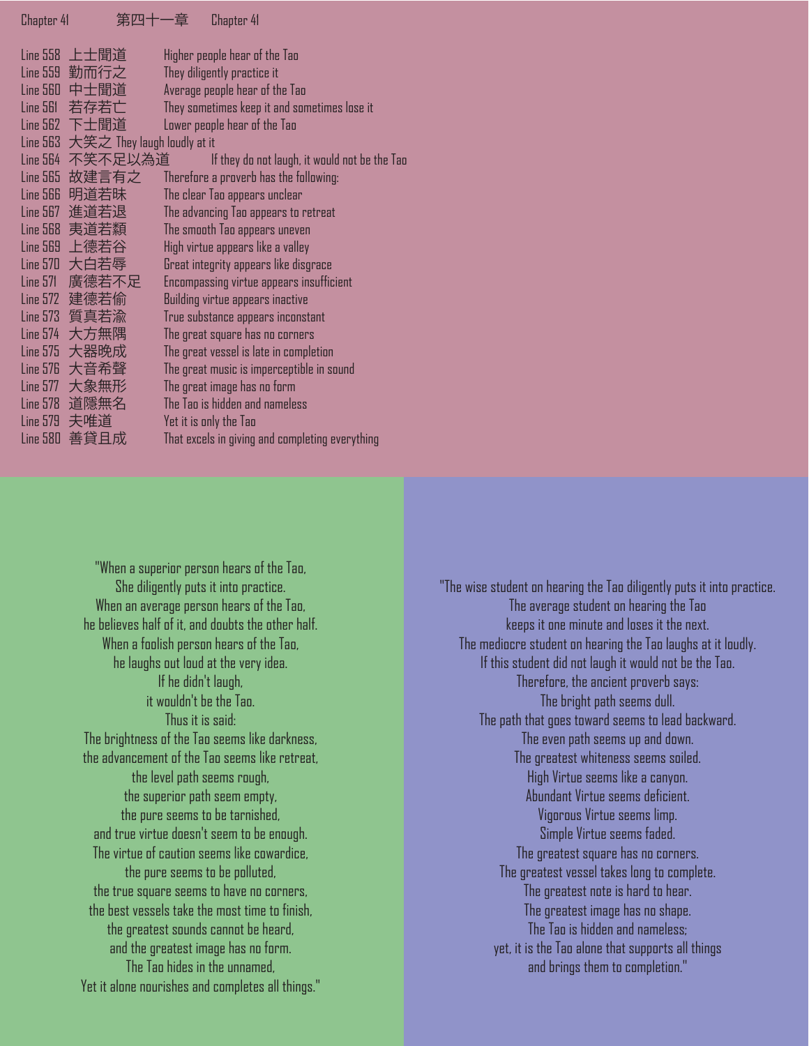Chapter 41 第四十一章 Chapter 41

| Line | Chinese | English |
|---|---|---|
| Line 558 | 上士聞道 | Higher people hear of the Tao |
| Line 559 | 勤而行之 | They diligently practice it |
| Line 560 | 中士聞道 | Average people hear of the Tao |
| Line 561 | 若存若亡 | They sometimes keep it and sometimes lose it |
| Line 562 | 下士聞道 | Lower people hear of the Tao |
| Line 563 | 大笑之 | They laugh loudly at it |
| Line 564 | 不笑不足以為道 | If they do not laugh, it would not be the Tao |
| Line 565 | 故建言有之 | Therefore a proverb has the following: |
| Line 566 | 明道若昧 | The clear Tao appears unclear |
| Line 567 | 進道若退 | The advancing Tao appears to retreat |
| Line 568 | 夷道若纇 | The smooth Tao appears uneven |
| Line 569 | 上德若谷 | High virtue appears like a valley |
| Line 570 | 大白若辱 | Great integrity appears like disgrace |
| Line 571 | 廣德若不足 | Encompassing virtue appears insufficient |
| Line 572 | 建德若偷 | Building virtue appears inactive |
| Line 573 | 質真若渝 | True substance appears inconstant |
| Line 574 | 大方無隅 | The great square has no corners |
| Line 575 | 大器晚成 | The great vessel is late in completion |
| Line 576 | 大音希聲 | The great music is imperceptible in sound |
| Line 577 | 大象無形 | The great image has no form |
| Line 578 | 道隱無名 | The Tao is hidden and nameless |
| Line 579 | 夫唯道 | Yet it is only the Tao |
| Line 580 | 善貸且成 | That excels in giving and completing everything |

"When a superior person hears of the Tao,
She diligently puts it into practice.
When an average person hears of the Tao,
he believes half of it, and doubts the other half.
When a foolish person hears of the Tao,
he laughs out loud at the very idea.
If he didn't laugh,
it wouldn't be the Tao.
Thus it is said:
The brightness of the Tao seems like darkness,
the advancement of the Tao seems like retreat,
the level path seems rough,
the superior path seem empty,
the pure seems to be tarnished,
and true virtue doesn't seem to be enough.
The virtue of caution seems like cowardice,
the pure seems to be polluted,
the true square seems to have no corners,
the best vessels take the most time to finish,
the greatest sounds cannot be heard,
and the greatest image has no form.
The Tao hides in the unnamed,
Yet it alone nourishes and completes all things."

"The wise student on hearing the Tao diligently puts it into practice.
The average student on hearing the Tao
keeps it one minute and loses it the next.
The mediocre student on hearing the Tao laughs at it loudly.
If this student did not laugh it would not be the Tao.
Therefore, the ancient proverb says:
The bright path seems dull.
The path that goes toward seems to lead backward.
The even path seems up and down.
The greatest whiteness seems soiled.
High Virtue seems like a canyon.
Abundant Virtue seems deficient.
Vigorous Virtue seems limp.
Simple Virtue seems faded.
The greatest square has no corners.
The greatest vessel takes long to complete.
The greatest note is hard to hear.
The greatest image has no shape.
The Tao is hidden and nameless;
yet, it is the Tao alone that supports all things
and brings them to completion."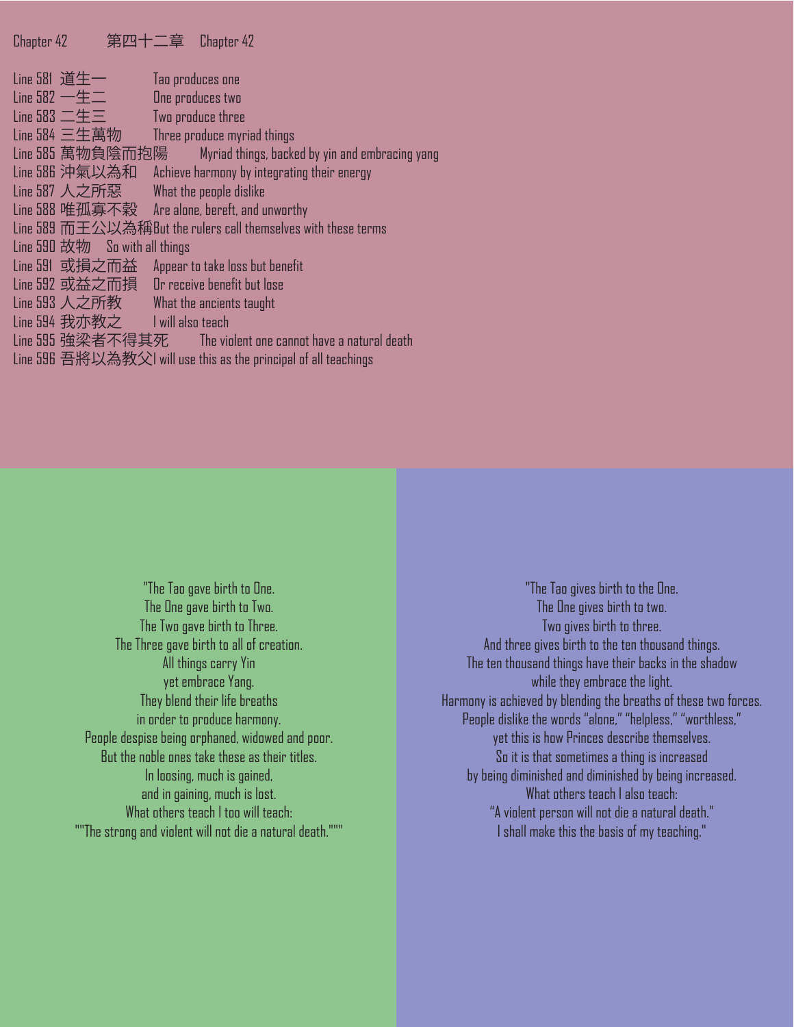Chapter 42 第四十二章 Chapter 42

Line 581 道生一 Tao produces one
Line 582 一生二 One produces two
Line 583 二生三 Two produce three
Line 584 三生萬物 Three produce myriad things
Line 585 萬物負陰而抱陽 Myriad things, backed by yin and embracing yang
Line 586 沖氣以為和 Achieve harmony by integrating their energy
Line 587 人之所惡 What the people dislike
Line 588 唯孤寡不穀 Are alone, bereft, and unworthy
Line 589 而王公以為稱 But the rulers call themselves with these terms
Line 590 故物 So with all things
Line 591 或損之而益 Appear to take loss but benefit
Line 592 或益之而損 Or receive benefit but lose
Line 593 人之所教 What the ancients taught
Line 594 我亦教之 I will also teach
Line 595 強梁者不得其死 The violent one cannot have a natural death
Line 596 吾將以為教父 I will use this as the principal of all teachings

"The Tao gave birth to One.
The One gave birth to Two.
The Two gave birth to Three.
The Three gave birth to all of creation.
All things carry Yin
yet embrace Yang.
They blend their life breaths
in order to produce harmony.
People despise being orphaned, widowed and poor.
But the noble ones take these as their titles.
In loosing, much is gained,
and in gaining, much is lost.
What others teach I too will teach:
""The strong and violent will not die a natural death."""

"The Tao gives birth to the One.
The One gives birth to two.
Two gives birth to three.
And three gives birth to the ten thousand things.
The ten thousand things have their backs in the shadow
while they embrace the light.
Harmony is achieved by blending the breaths of these two forces.
People dislike the words "alone," "helpless," "worthless,"
yet this is how Princes describe themselves.
So it is that sometimes a thing is increased
by being diminished and diminished by being increased.
What others teach I also teach:
"A violent person will not die a natural death."
I shall make this the basis of my teaching."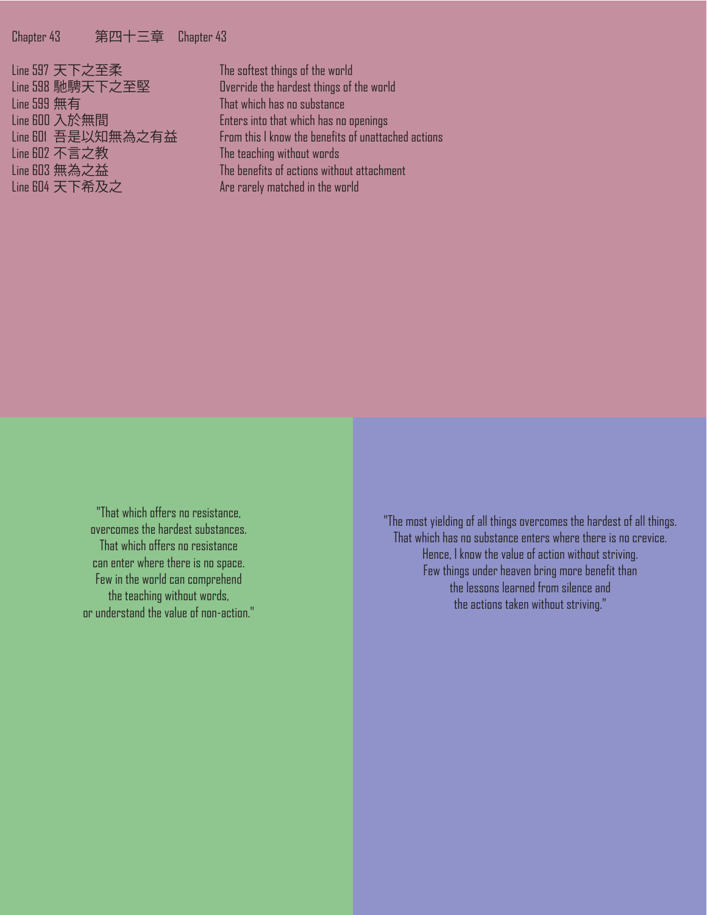## Chapter 43 第四十三章 Chapter 43

| | |
|---|---|
| Line 597 天下之至柔 | The softest things of the world |
| Line 598 馳騁天下之至堅 | Override the hardest things of the world |
| Line 599 無有 | That which has no substance |
| Line 600 入於無間 | Enters into that which has no openings |
| Line 601 吾是以知無為之有益 | From this I know the benefits of unattached actions |
| Line 602 不言之教 | The teaching without words |
| Line 603 無為之益 | The benefits of actions without attachment |
| Line 604 天下希及之 | Are rarely matched in the world |

"That which offers no resistance,
overcomes the hardest substances.
That which offers no resistance
can enter where there is no space.
Few in the world can comprehend
the teaching without words,
or understand the value of non-action."

"The most yielding of all things overcomes the hardest of all things.
That which has no substance enters where there is no crevice.
Hence, I know the value of action without striving.
Few things under heaven bring more benefit than
the lessons learned from silence and
the actions taken without striving."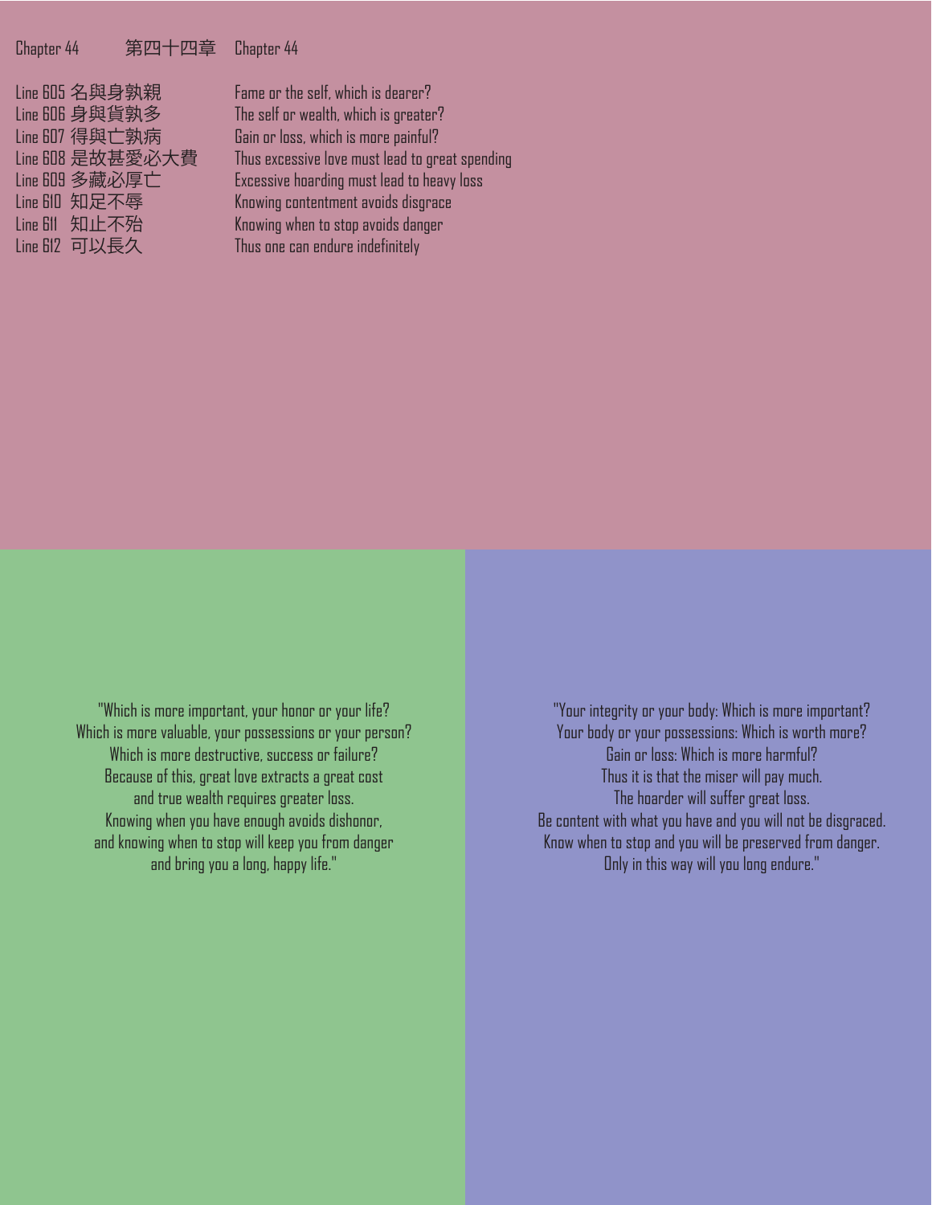Chapter 44 第四十四章 Chapter 44

| Line | Chinese | English |
|---|---|---|
| Line 605 | 名與身孰親 | Fame or the self, which is dearer? |
| Line 606 | 身與貨孰多 | The self or wealth, which is greater? |
| Line 607 | 得與亡孰病 | Gain or loss, which is more painful? |
| Line 608 | 是故甚愛必大費 | Thus excessive love must lead to great spending |
| Line 609 | 多藏必厚亡 | Excessive hoarding must lead to heavy loss |
| Line 610 | 知足不辱 | Knowing contentment avoids disgrace |
| Line 611 | 知止不殆 | Knowing when to stop avoids danger |
| Line 612 | 可以長久 | Thus one can endure indefinitely |

"Which is more important, your honor or your life?
Which is more valuable, your possessions or your person?
Which is more destructive, success or failure?
Because of this, great love extracts a great cost
and true wealth requires greater loss.
Knowing when you have enough avoids dishonor,
and knowing when to stop will keep you from danger
and bring you a long, happy life."

"Your integrity or your body: Which is more important?
Your body or your possessions: Which is worth more?
Gain or loss: Which is more harmful?
Thus it is that the miser will pay much.
The hoarder will suffer great loss.
Be content with what you have and you will not be disgraced.
Know when to stop and you will be preserved from danger.
Only in this way will you long endure."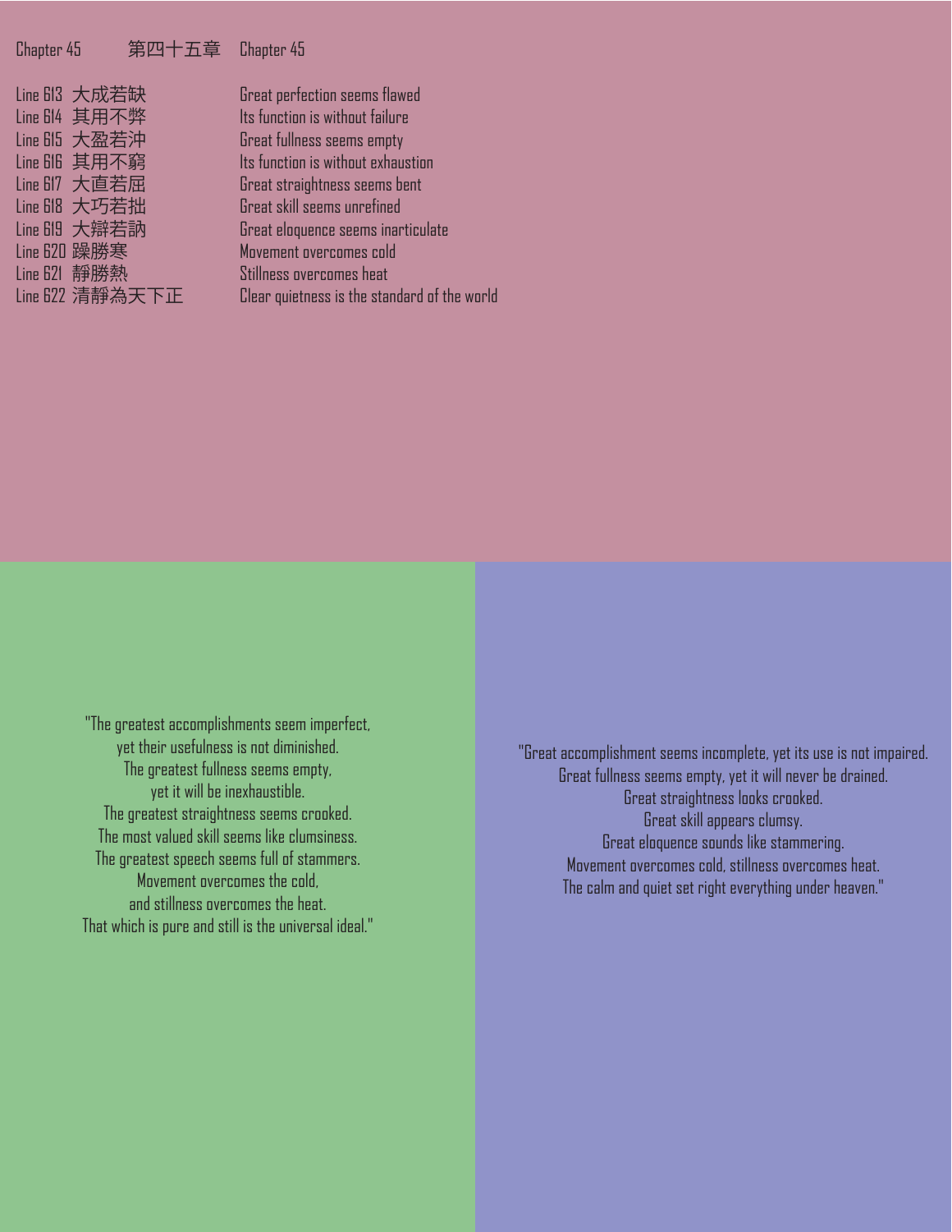## Chapter 45 第四十五章 Chapter 45

| | | |
|---|---|---|
| Line 613 | 大成若缺 | Great perfection seems flawed |
| Line 614 | 其用不弊 | Its function is without failure |
| Line 615 | 大盈若沖 | Great fullness seems empty |
| Line 616 | 其用不窮 | Its function is without exhaustion |
| Line 617 | 大直若屈 | Great straightness seems bent |
| Line 618 | 大巧若拙 | Great skill seems unrefined |
| Line 619 | 大辯若訥 | Great eloquence seems inarticulate |
| Line 620 | 躁勝寒 | Movement overcomes cold |
| Line 621 | 靜勝熱 | Stillness overcomes heat |
| Line 622 | 清靜為天下正 | Clear quietness is the standard of the world |

"The greatest accomplishments seem imperfect,
yet their usefulness is not diminished.
The greatest fullness seems empty,
yet it will be inexhaustible.
The greatest straightness seems crooked.
The most valued skill seems like clumsiness.
The greatest speech seems full of stammers.
Movement overcomes the cold,
and stillness overcomes the heat.
That which is pure and still is the universal ideal."

"Great accomplishment seems incomplete, yet its use is not impaired.
Great fullness seems empty, yet it will never be drained.
Great straightness looks crooked.
Great skill appears clumsy.
Great eloquence sounds like stammering.
Movement overcomes cold, stillness overcomes heat.
The calm and quiet set right everything under heaven."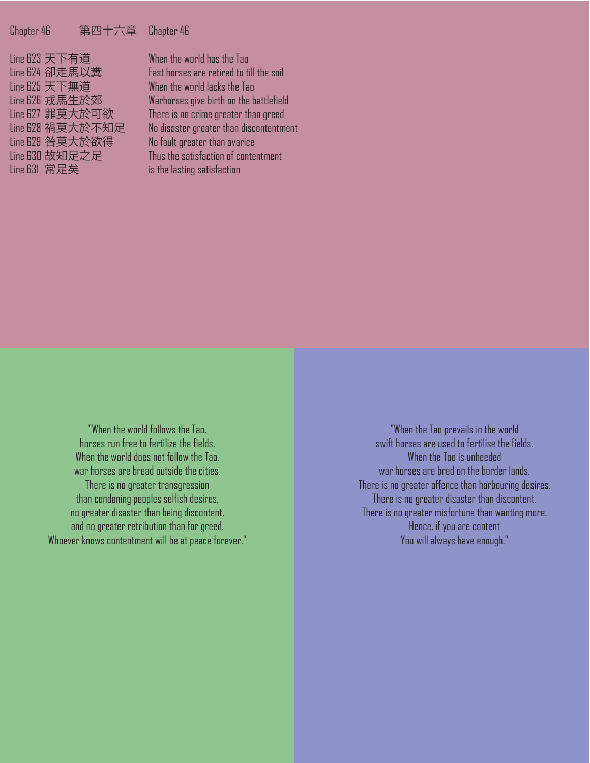Chapter 46 第四十六章 Chapter 46

| | |
|---|---|
| Line 623 天下有道 | When the world has the Tao |
| Line 624 卻走馬以糞 | Fast horses are retired to till the soil |
| Line 625 天下無道 | When the world lacks the Tao |
| Line 626 戎馬生於郊 | Warhorses give birth on the battlefield |
| Line 627 罪莫大於可欲 | There is no crime greater than greed |
| Line 628 禍莫大於不知足 | No disaster greater than discontentment |
| Line 629 咎莫大於欲得 | No fault greater than avarice |
| Line 630 故知足之足 | Thus the satisfaction of contentment |
| Line 631 常足矣 | is the lasting satisfaction |

"When the world follows the Tao,
horses run free to fertilize the fields.
When the world does not follow the Tao,
war horses are bread outside the cities.
There is no greater transgression
than condoning peoples selfish desires,
no greater disaster than being discontent,
and no greater retribution than for greed.
Whoever knows contentment will be at peace forever."

"When the Tao prevails in the world
swift horses are used to fertilise the fields.
When the Tao is unheeded
war horses are bred on the border lands.
There is no greater offence than harbouring desires.
There is no greater disaster than discontent.
There is no greater misfortune than wanting more.
Hence, if you are content
You will always have enough."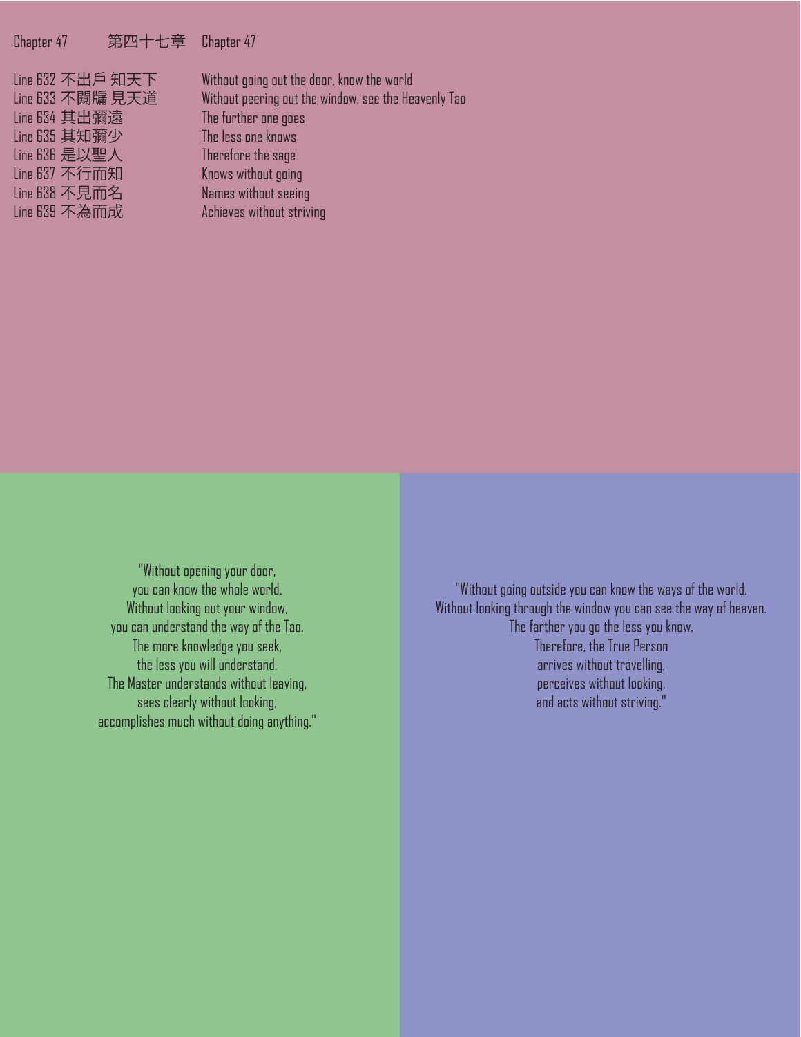Chapter 47 第四十七章 Chapter 47

| | |
|---|---|
| Line 632 不出戶 知天下 | Without going out the door, know the world |
| Line 633 不闚牖 見天道 | Without peering out the window, see the Heavenly Tao |
| Line 634 其出彌遠 | The further one goes |
| Line 635 其知彌少 | The less one knows |
| Line 636 是以聖人 | Therefore the sage |
| Line 637 不行而知 | Knows without going |
| Line 638 不見而名 | Names without seeing |
| Line 639 不為而成 | Achieves without striving |

"Without opening your door,
you can know the whole world.
Without looking out your window,
you can understand the way of the Tao.
The more knowledge you seek,
the less you will understand.
The Master understands without leaving,
sees clearly without looking,
accomplishes much without doing anything."

"Without going outside you can know the ways of the world.
Without looking through the window you can see the way of heaven.
The farther you go the less you know.
Therefore, the True Person
arrives without travelling,
perceives without looking,
and acts without striving."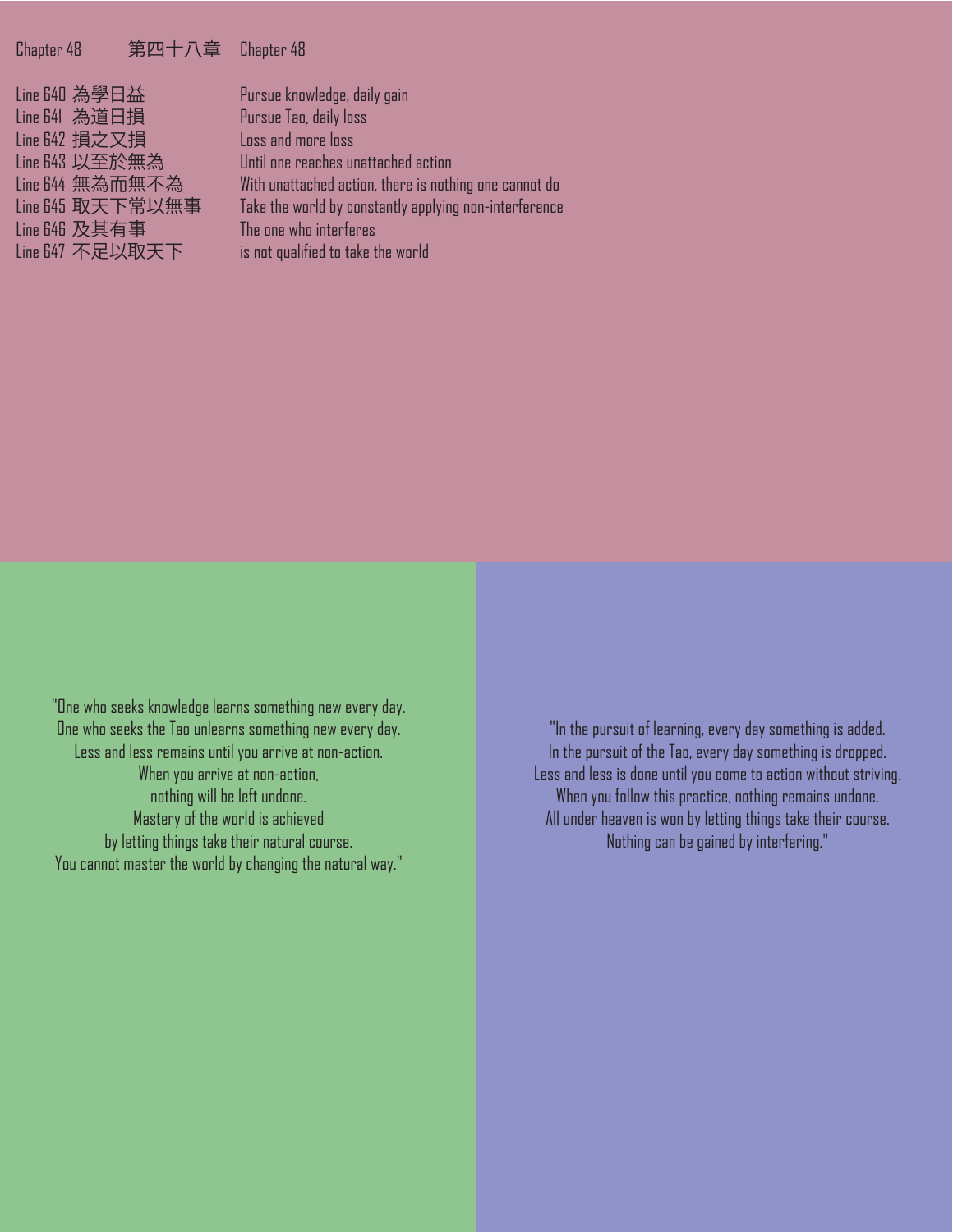Chapter 48 第四十八章 Chapter 48

| Line | Chinese | English |
|---|---|---|
| Line 640 | 為學日益 | Pursue knowledge, daily gain |
| Line 641 | 為道日損 | Pursue Tao, daily loss |
| Line 642 | 損之又損 | Loss and more loss |
| Line 643 | 以至於無為 | Until one reaches unattached action |
| Line 644 | 無為而無不為 | With unattached action, there is nothing one cannot do |
| Line 645 | 取天下常以無事 | Take the world by constantly applying non-interference |
| Line 646 | 及其有事 | The one who interferes |
| Line 647 | 不足以取天下 | is not qualified to take the world |

"One who seeks knowledge learns something new every day.
One who seeks the Tao unlearns something new every day.
Less and less remains until you arrive at non-action.
When you arrive at non-action,
nothing will be left undone.
Mastery of the world is achieved
by letting things take their natural course.
You cannot master the world by changing the natural way."

"In the pursuit of learning, every day something is added.
In the pursuit of the Tao, every day something is dropped.
Less and less is done until you come to action without striving.
When you follow this practice, nothing remains undone.
All under heaven is won by letting things take their course.
Nothing can be gained by interfering."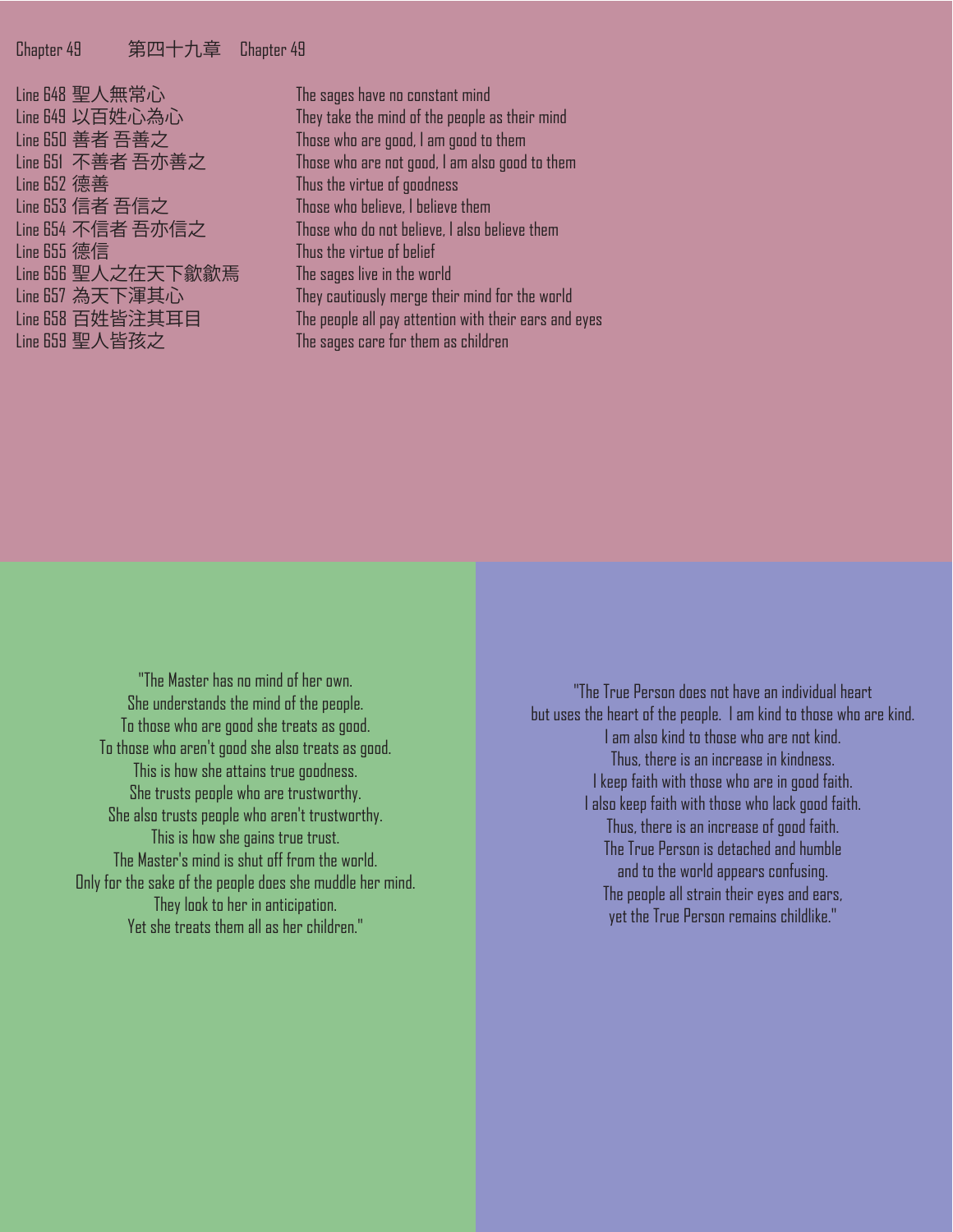## Chapter 49 第四十九章 Chapter 49

| | |
|---|---|
| Line 648 聖人無常心 | The sages have no constant mind |
| Line 649 以百姓心為心 | They take the mind of the people as their mind |
| Line 650 善者 吾善之 | Those who are good, I am good to them |
| Line 651 不善者 吾亦善之 | Those who are not good, I am also good to them |
| Line 652 德善 | Thus the virtue of goodness |
| Line 653 信者 吾信之 | Those who believe, I believe them |
| Line 654 不信者 吾亦信之 | Those who do not believe, I also believe them |
| Line 655 德信 | Thus the virtue of belief |
| Line 656 聖人之在天下歙歙焉 | The sages live in the world |
| Line 657 為天下渾其心 | They cautiously merge their mind for the world |
| Line 658 百姓皆注其耳目 | The people all pay attention with their ears and eyes |
| Line 659 聖人皆孩之 | The sages care for them as children |

"The Master has no mind of her own.
She understands the mind of the people.
To those who are good she treats as good.
To those who aren't good she also treats as good.
This is how she attains true goodness.
She trusts people who are trustworthy.
She also trusts people who aren't trustworthy.
This is how she gains true trust.
The Master's mind is shut off from the world.
Only for the sake of the people does she muddle her mind.
They look to her in anticipation.
Yet she treats them all as her children."

"The True Person does not have an individual heart
but uses the heart of the people. I am kind to those who are kind.
I am also kind to those who are not kind.
Thus, there is an increase in kindness.
I keep faith with those who are in good faith.
I also keep faith with those who lack good faith.
Thus, there is an increase of good faith.
The True Person is detached and humble
and to the world appears confusing.
The people all strain their eyes and ears,
yet the True Person remains childlike."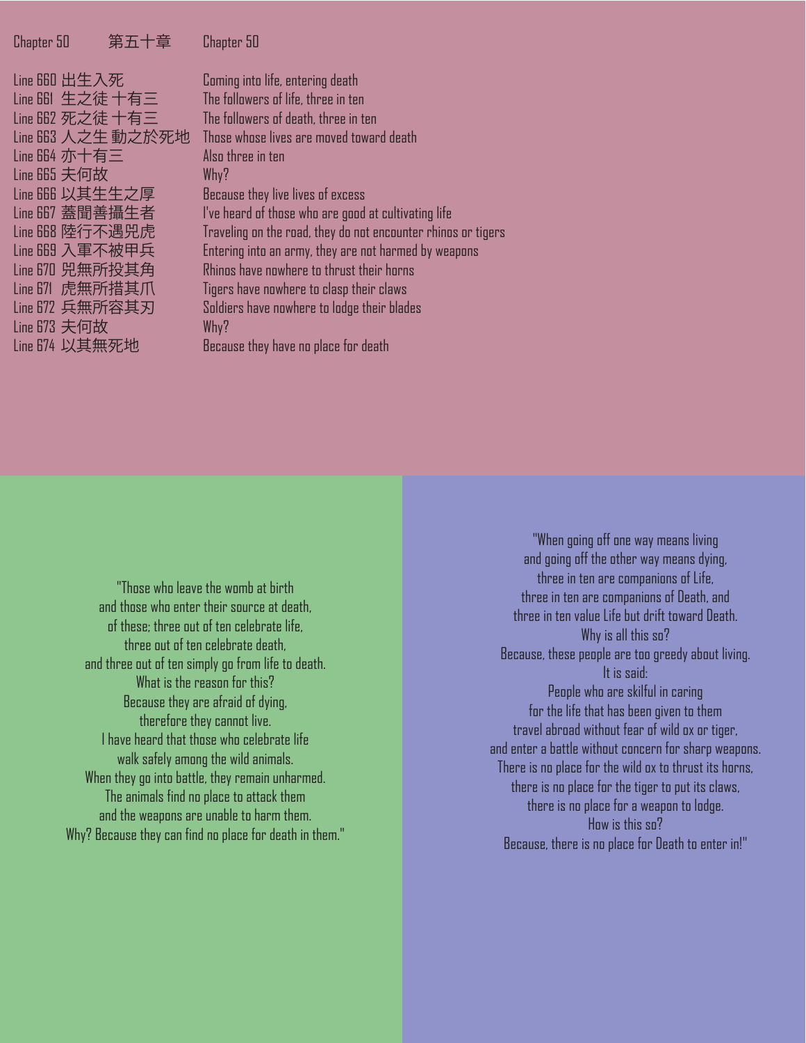Chapter 50 第五十章 Chapter 50

| Line | Chinese | English |
|---|---|---|
| Line 660 | 出生入死 | Coming into life, entering death |
| Line 661 | 生之徒 十有三 | The followers of life, three in ten |
| Line 662 | 死之徒 十有三 | The followers of death, three in ten |
| Line 663 | 人之生 動之於死地 | Those whose lives are moved toward death |
| Line 664 | 亦十有三 | Also three in ten |
| Line 665 | 夫何故 | Why? |
| Line 666 | 以其生生之厚 | Because they live lives of excess |
| Line 667 | 蓋聞善攝生者 | I've heard of those who are good at cultivating life |
| Line 668 | 陸行不遇兕虎 | Traveling on the road, they do not encounter rhinos or tigers |
| Line 669 | 入軍不被甲兵 | Entering into an army, they are not harmed by weapons |
| Line 670 | 兕無所投其角 | Rhinos have nowhere to thrust their horns |
| Line 671 | 虎無所措其爪 | Tigers have nowhere to clasp their claws |
| Line 672 | 兵無所容其刃 | Soldiers have nowhere to lodge their blades |
| Line 673 | 夫何故 | Why? |
| Line 674 | 以其無死地 | Because they have no place for death |

"Those who leave the womb at birth
and those who enter their source at death,
of these; three out of ten celebrate life,
three out of ten celebrate death,
and three out of ten simply go from life to death.
What is the reason for this?
Because they are afraid of dying,
therefore they cannot live.
I have heard that those who celebrate life
walk safely among the wild animals.
When they go into battle, they remain unharmed.
The animals find no place to attack them
and the weapons are unable to harm them.
Why? Because they can find no place for death in them."

"When going off one way means living
and going off the other way means dying,
three in ten are companions of Life,
three in ten are companions of Death, and
three in ten value Life but drift toward Death.
Why is all this so?
Because, these people are too greedy about living.
It is said:
People who are skilful in caring
for the life that has been given to them
travel abroad without fear of wild ox or tiger,
and enter a battle without concern for sharp weapons.
There is no place for the wild ox to thrust its horns,
there is no place for the tiger to put its claws,
there is no place for a weapon to lodge.
How is this so?
Because, there is no place for Death to enter in!"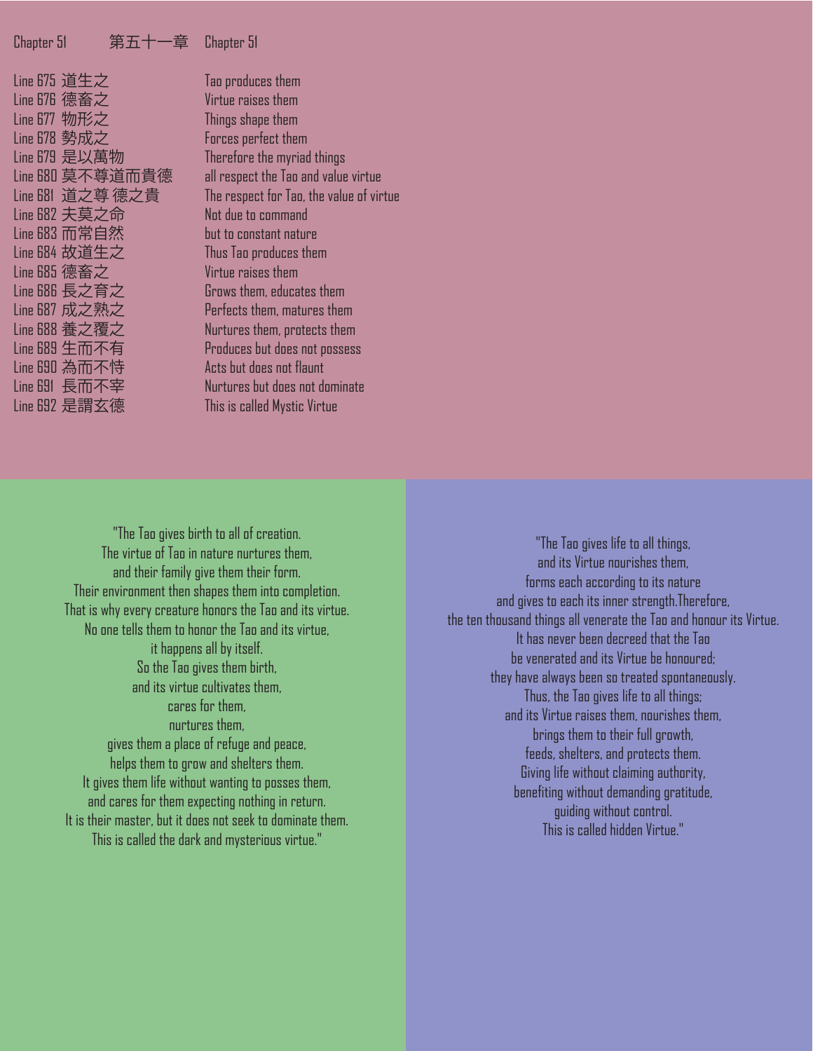Chapter 51 第五十一章 Chapter 51

| | | |
|---|---|---|
| Line 675 | 道生之 | Tao produces them |
| Line 676 | 德畜之 | Virtue raises them |
| Line 677 | 物形之 | Things shape them |
| Line 678 | 勢成之 | Forces perfect them |
| Line 679 | 是以萬物 | Therefore the myriad things |
| Line 680 | 莫不尊道而貴德 | all respect the Tao and value virtue |
| Line 681 | 道之尊 德之貴 | The respect for Tao, the value of virtue |
| Line 682 | 夫莫之命 | Not due to command |
| Line 683 | 而常自然 | but to constant nature |
| Line 684 | 故道生之 | Thus Tao produces them |
| Line 685 | 德畜之 | Virtue raises them |
| Line 686 | 長之育之 | Grows them, educates them |
| Line 687 | 成之熟之 | Perfects them, matures them |
| Line 688 | 養之覆之 | Nurtures them, protects them |
| Line 689 | 生而不有 | Produces but does not possess |
| Line 690 | 為而不恃 | Acts but does not flaunt |
| Line 691 | 長而不宰 | Nurtures but does not dominate |
| Line 692 | 是謂玄德 | This is called Mystic Virtue |

"The Tao gives birth to all of creation.
The virtue of Tao in nature nurtures them,
and their family give them their form.
Their environment then shapes them into completion.
That is why every creature honors the Tao and its virtue.
No one tells them to honor the Tao and its virtue,
it happens all by itself.
So the Tao gives them birth,
and its virtue cultivates them,
cares for them,
nurtures them,
gives them a place of refuge and peace,
helps them to grow and shelters them.
It gives them life without wanting to posses them,
and cares for them expecting nothing in return.
It is their master, but it does not seek to dominate them.
This is called the dark and mysterious virtue."

"The Tao gives life to all things,
and its Virtue nourishes them,
forms each according to its nature
and gives to each its inner strength.Therefore,
the ten thousand things all venerate the Tao and honour its Virtue.
It has never been decreed that the Tao
be venerated and its Virtue be honoured;
they have always been so treated spontaneously.
Thus, the Tao gives life to all things;
and its Virtue raises them, nourishes them,
brings them to their full growth,
feeds, shelters, and protects them.
Giving life without claiming authority,
benefiting without demanding gratitude,
guiding without control.
This is called hidden Virtue."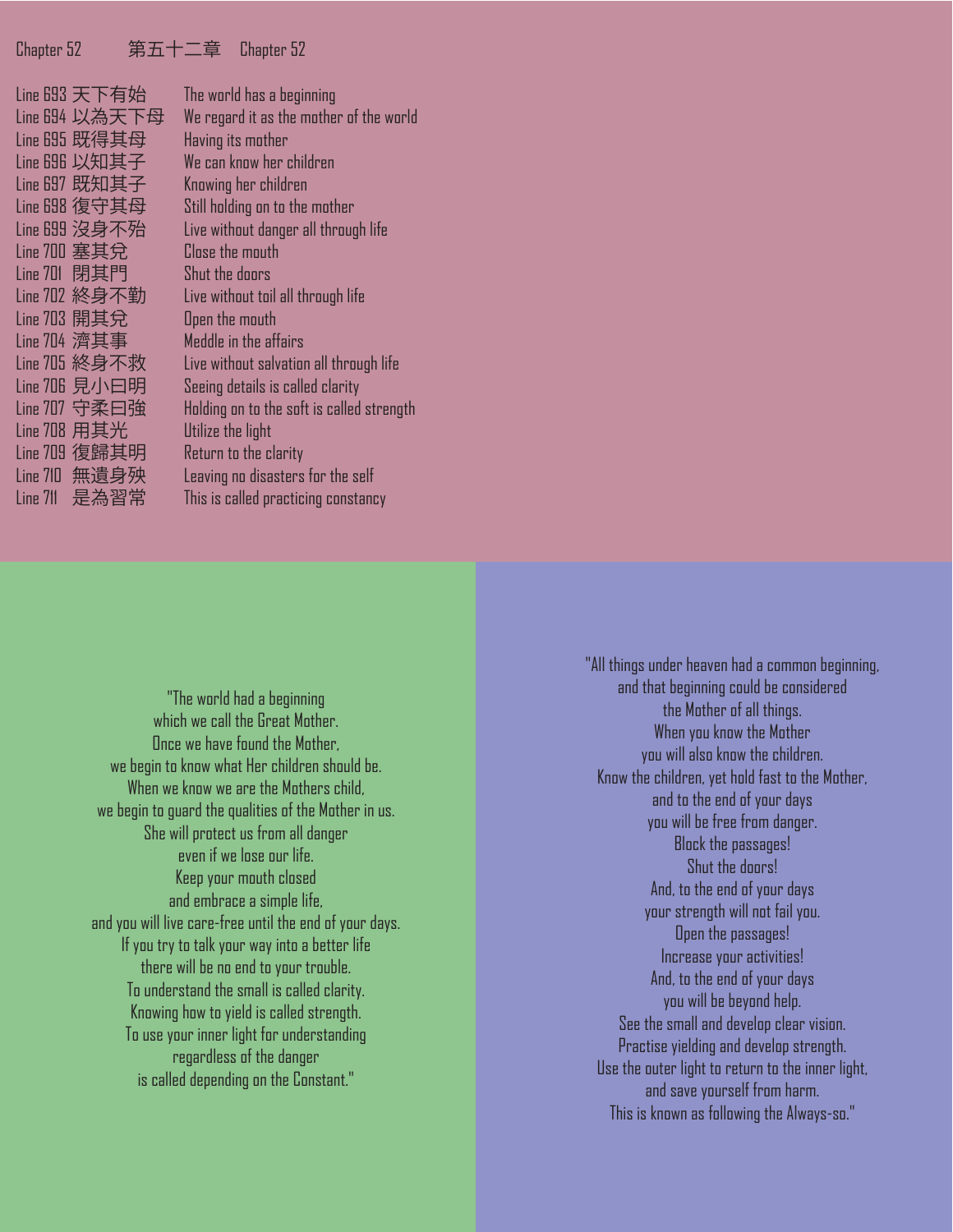Chapter 52 第五十二章 Chapter 52

| | | |
|---|---|---|
| Line 693 | 天下有始 | The world has a beginning |
| Line 694 | 以為天下母 | We regard it as the mother of the world |
| Line 695 | 既得其母 | Having its mother |
| Line 696 | 以知其子 | We can know her children |
| Line 697 | 既知其子 | Knowing her children |
| Line 698 | 復守其母 | Still holding on to the mother |
| Line 699 | 沒身不殆 | Live without danger all through life |
| Line 700 | 塞其兌 | Close the mouth |
| Line 701 | 閉其門 | Shut the doors |
| Line 702 | 終身不勤 | Live without toil all through life |
| Line 703 | 開其兌 | Open the mouth |
| Line 704 | 濟其事 | Meddle in the affairs |
| Line 705 | 終身不救 | Live without salvation all through life |
| Line 706 | 見小曰明 | Seeing details is called clarity |
| Line 707 | 守柔曰強 | Holding on to the soft is called strength |
| Line 708 | 用其光 | Utilize the light |
| Line 709 | 復歸其明 | Return to the clarity |
| Line 710 | 無遺身殃 | Leaving no disasters for the self |
| Line 711 | 是為習常 | This is called practicing constancy |

"The world had a beginning
which we call the Great Mother.
Once we have found the Mother,
we begin to know what Her children should be.
When we know we are the Mothers child,
we begin to guard the qualities of the Mother in us.
She will protect us from all danger
even if we lose our life.
Keep your mouth closed
and embrace a simple life,
and you will live care-free until the end of your days.
If you try to talk your way into a better life
there will be no end to your trouble.
To understand the small is called clarity.
Knowing how to yield is called strength.
To use your inner light for understanding
regardless of the danger
is called depending on the Constant."

"All things under heaven had a common beginning,
and that beginning could be considered
the Mother of all things.
When you know the Mother
you will also know the children.
Know the children, yet hold fast to the Mother,
and to the end of your days
you will be free from danger.
Block the passages!
Shut the doors!
And, to the end of your days
your strength will not fail you.
Open the passages!
Increase your activities!
And, to the end of your days
you will be beyond help.
See the small and develop clear vision.
Practise yielding and develop strength.
Use the outer light to return to the inner light,
and save yourself from harm.
This is known as following the Always-so."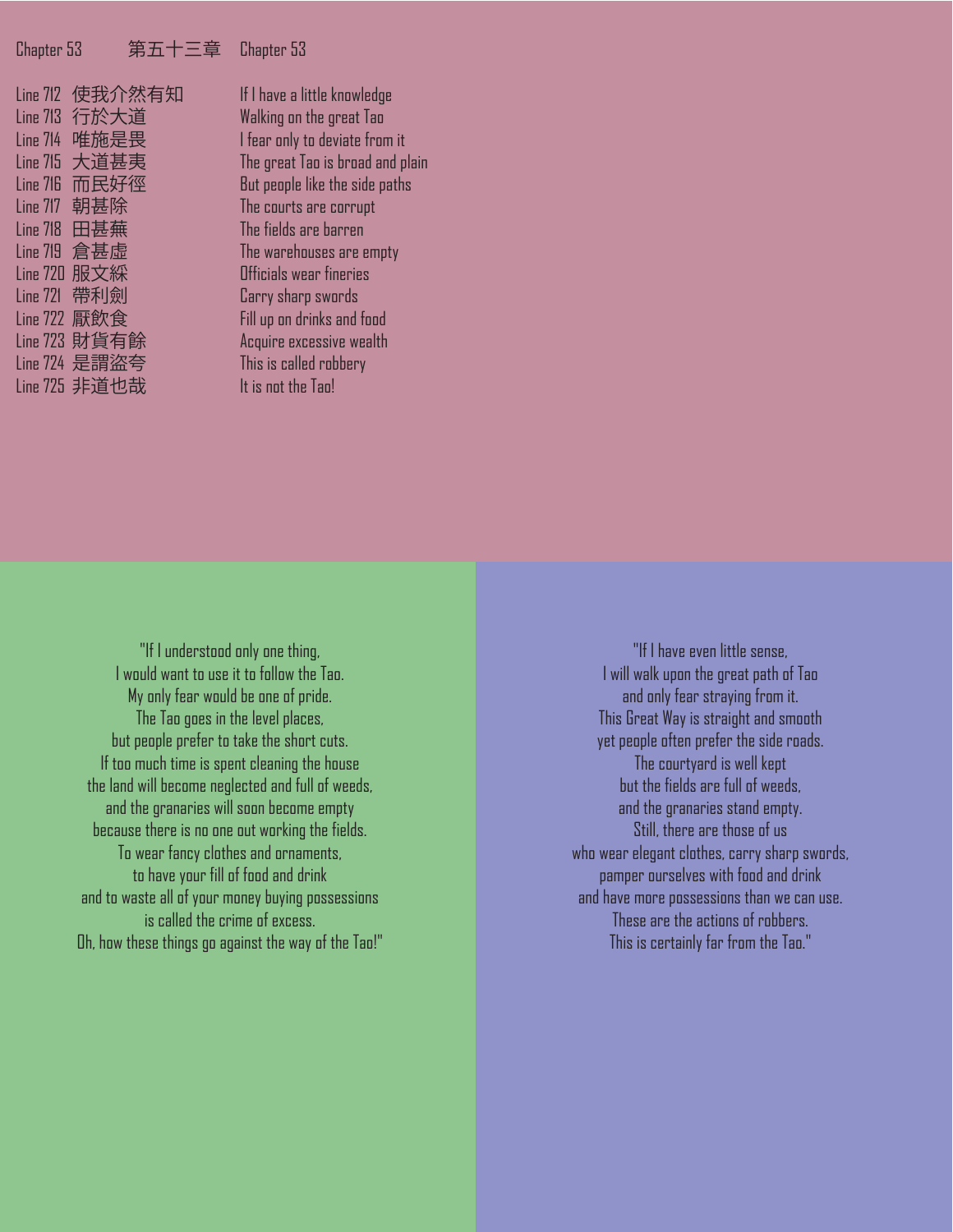## Chapter 53 第五十三章 Chapter 53

| Line | Chinese | English |
|---|---|---|
| Line 712 | 使我介然有知 | If I have a little knowledge |
| Line 713 | 行於大道 | Walking on the great Tao |
| Line 714 | 唯施是畏 | I fear only to deviate from it |
| Line 715 | 大道甚夷 | The great Tao is broad and plain |
| Line 716 | 而民好徑 | But people like the side paths |
| Line 717 | 朝甚除 | The courts are corrupt |
| Line 718 | 田甚蕪 | The fields are barren |
| Line 719 | 倉甚虛 | The warehouses are empty |
| Line 720 | 服文綵 | Officials wear fineries |
| Line 721 | 帶利劍 | Carry sharp swords |
| Line 722 | 厭飲食 | Fill up on drinks and food |
| Line 723 | 財貨有餘 | Acquire excessive wealth |
| Line 724 | 是謂盜夸 | This is called robbery |
| Line 725 | 非道也哉 | It is not the Tao! |

"If I understood only one thing,
I would want to use it to follow the Tao.
My only fear would be one of pride.
The Tao goes in the level places,
but people prefer to take the short cuts.
If too much time is spent cleaning the house
the land will become neglected and full of weeds,
and the granaries will soon become empty
because there is no one out working the fields.
To wear fancy clothes and ornaments,
to have your fill of food and drink
and to waste all of your money buying possessions
is called the crime of excess.
Oh, how these things go against the way of the Tao!"

"If I have even little sense,
I will walk upon the great path of Tao
and only fear straying from it.
This Great Way is straight and smooth
yet people often prefer the side roads.
The courtyard is well kept
but the fields are full of weeds,
and the granaries stand empty.
Still, there are those of us
who wear elegant clothes, carry sharp swords,
pamper ourselves with food and drink
and have more possessions than we can use.
These are the actions of robbers.
This is certainly far from the Tao."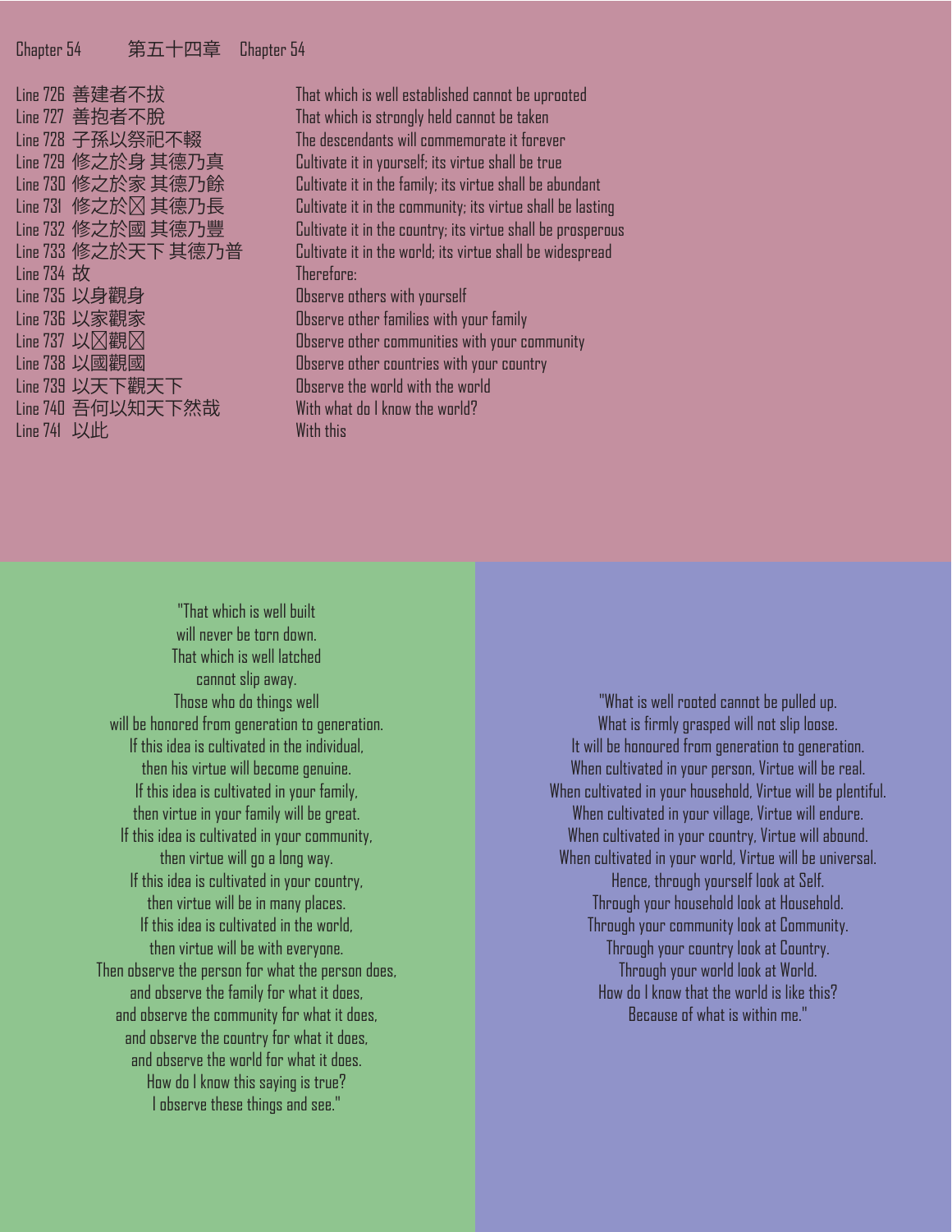## Chapter 54 第五十四章 Chapter 54

| Line | Chinese | English |
|---|---|---|
| Line 726 | 善建者不拔 | That which is well established cannot be uprooted |
| Line 727 | 善抱者不脫 | That which is strongly held cannot be taken |
| Line 728 | 子孫以祭祀不輟 | The descendants will commemorate it forever |
| Line 729 | 修之於身 其德乃真 | Cultivate it in yourself; its virtue shall be true |
| Line 730 | 修之於家 其德乃餘 | Cultivate it in the family; its virtue shall be abundant |
| Line 731 | 修之於⊠ 其德乃長 | Cultivate it in the community; its virtue shall be lasting |
| Line 732 | 修之於國 其德乃豐 | Cultivate it in the country; its virtue shall be prosperous |
| Line 733 | 修之於天下 其德乃普 | Cultivate it in the world; its virtue shall be widespread |
| Line 734 | 故 | Therefore: |
| Line 735 | 以身觀身 | Observe others with yourself |
| Line 736 | 以家觀家 | Observe other families with your family |
| Line 737 | 以⊠觀⊠ | Observe other communities with your community |
| Line 738 | 以國觀國 | Observe other countries with your country |
| Line 739 | 以天下觀天下 | Observe the world with the world |
| Line 740 | 吾何以知天下然哉 | With what do I know the world? |
| Line 741 | 以此 | With this |

"That which is well built
will never be torn down.
That which is well latched
cannot slip away.
Those who do things well
will be honored from generation to generation.
If this idea is cultivated in the individual,
then his virtue will become genuine.
If this idea is cultivated in your family,
then virtue in your family will be great.
If this idea is cultivated in your community,
then virtue will go a long way.
If this idea is cultivated in your country,
then virtue will be in many places.
If this idea is cultivated in the world,
then virtue will be with everyone.
Then observe the person for what the person does,
and observe the family for what it does,
and observe the community for what it does,
and observe the country for what it does,
and observe the world for what it does.
How do I know this saying is true?
I observe these things and see."

"What is well rooted cannot be pulled up.
What is firmly grasped will not slip loose.
It will be honoured from generation to generation.
When cultivated in your person, Virtue will be real.
When cultivated in your household, Virtue will be plentiful.
When cultivated in your village, Virtue will endure.
When cultivated in your country, Virtue will abound.
When cultivated in your world, Virtue will be universal.
Hence, through yourself look at Self.
Through your household look at Household.
Through your community look at Community.
Through your country look at Country.
Through your world look at World.
How do I know that the world is like this?
Because of what is within me."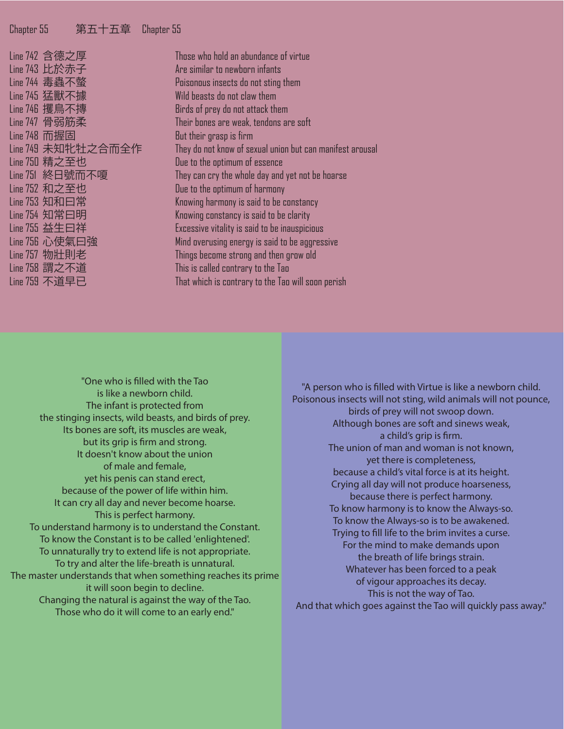## Chapter 55 第五十五章 Chapter 55

| Line | Chinese | English |
|---|---|---|
| Line 742 | 含德之厚 | Those who hold an abundance of virtue |
| Line 743 | 比於赤子 | Are similar to newborn infants |
| Line 744 | 毒蟲不螫 | Poisonous insects do not sting them |
| Line 745 | 猛獸不據 | Wild beasts do not claw them |
| Line 746 | 攫鳥不搏 | Birds of prey do not attack them |
| Line 747 | 骨弱筋柔 | Their bones are weak, tendons are soft |
| Line 748 | 而握固 | But their grasp is firm |
| Line 749 | 未知牝牡之合而全作 | They do not know of sexual union but can manifest arousal |
| Line 750 | 精之至也 | Due to the optimum of essence |
| Line 751 | 終日號而不嗄 | They can cry the whole day and yet not be hoarse |
| Line 752 | 和之至也 | Due to the optimum of harmony |
| Line 753 | 知和曰常 | Knowing harmony is said to be constancy |
| Line 754 | 知常曰明 | Knowing constancy is said to be clarity |
| Line 755 | 益生曰祥 | Excessive vitality is said to be inauspicious |
| Line 756 | 心使氣曰強 | Mind overusing energy is said to be aggressive |
| Line 757 | 物壯則老 | Things become strong and then grow old |
| Line 758 | 謂之不道 | This is called contrary to the Tao |
| Line 759 | 不道早已 | That which is contrary to the Tao will soon perish |

"One who is filled with the Tao
is like a newborn child.
The infant is protected from
the stinging insects, wild beasts, and birds of prey.
Its bones are soft, its muscles are weak,
but its grip is firm and strong.
It doesn't know about the union
of male and female,
yet his penis can stand erect,
because of the power of life within him.
It can cry all day and never become hoarse.
This is perfect harmony.
To understand harmony is to understand the Constant.
To know the Constant is to be called 'enlightened'.
To unnaturally try to extend life is not appropriate.
To try and alter the life-breath is unnatural.
The master understands that when something reaches its prime
it will soon begin to decline.
Changing the natural is against the way of the Tao.
Those who do it will come to an early end."

"A person who is filled with Virtue is like a newborn child.
Poisonous insects will not sting, wild animals will not pounce,
birds of prey will not swoop down.
Although bones are soft and sinews weak,
a child's grip is firm.
The union of man and woman is not known,
yet there is completeness,
because a child's vital force is at its height.
Crying all day will not produce hoarseness,
because there is perfect harmony.
To know harmony is to know the Always-so.
To know the Always-so is to be awakened.
Trying to fill life to the brim invites a curse.
For the mind to make demands upon
the breath of life brings strain.
Whatever has been forced to a peak
of vigour approaches its decay.
This is not the way of Tao.
And that which goes against the Tao will quickly pass away."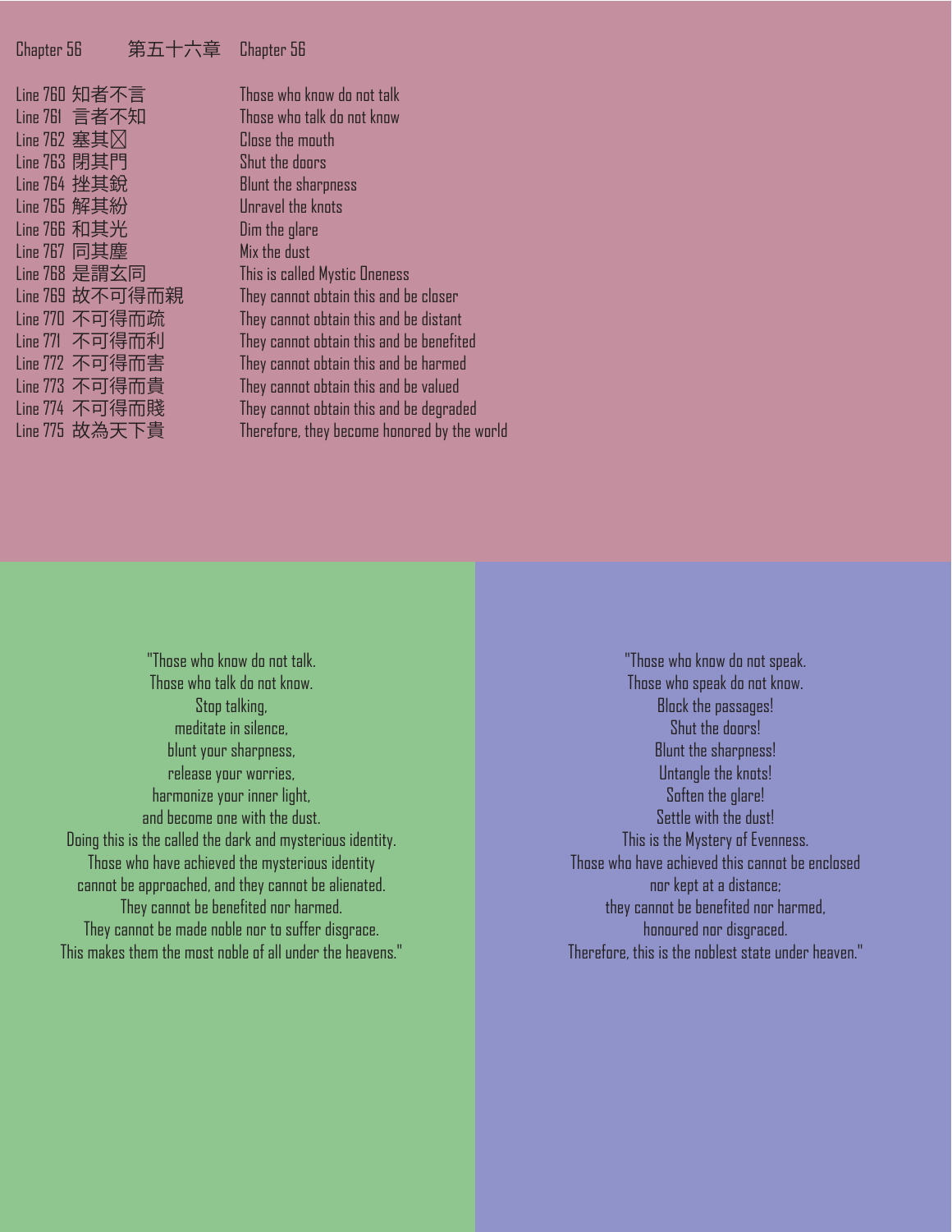Chapter 56 第五十六章 Chapter 56

| | | |
|---|---|---|
| Line 760 | 知者不言 | Those who know do not talk |
| Line 761 | 言者不知 | Those who talk do not know |
| Line 762 | 塞其⊠ | Close the mouth |
| Line 763 | 閉其門 | Shut the doors |
| Line 764 | 挫其銳 | Blunt the sharpness |
| Line 765 | 解其紛 | Unravel the knots |
| Line 766 | 和其光 | Dim the glare |
| Line 767 | 同其塵 | Mix the dust |
| Line 768 | 是謂玄同 | This is called Mystic Oneness |
| Line 769 | 故不可得而親 | They cannot obtain this and be closer |
| Line 770 | 不可得而疏 | They cannot obtain this and be distant |
| Line 771 | 不可得而利 | They cannot obtain this and be benefited |
| Line 772 | 不可得而害 | They cannot obtain this and be harmed |
| Line 773 | 不可得而貴 | They cannot obtain this and be valued |
| Line 774 | 不可得而賤 | They cannot obtain this and be degraded |
| Line 775 | 故為天下貴 | Therefore, they become honored by the world |

"Those who know do not talk.
Those who talk do not know.
Stop talking,
meditate in silence,
blunt your sharpness,
release your worries,
harmonize your inner light,
and become one with the dust.
Doing this is the called the dark and mysterious identity.
Those who have achieved the mysterious identity
cannot be approached, and they cannot be alienated.
They cannot be benefited nor harmed.
They cannot be made noble nor to suffer disgrace.
This makes them the most noble of all under the heavens."

"Those who know do not speak.
Those who speak do not know.
Block the passages!
Shut the doors!
Blunt the sharpness!
Untangle the knots!
Soften the glare!
Settle with the dust!
This is the Mystery of Evenness.
Those who have achieved this cannot be enclosed
nor kept at a distance;
they cannot be benefited nor harmed,
honoured nor disgraced.
Therefore, this is the noblest state under heaven."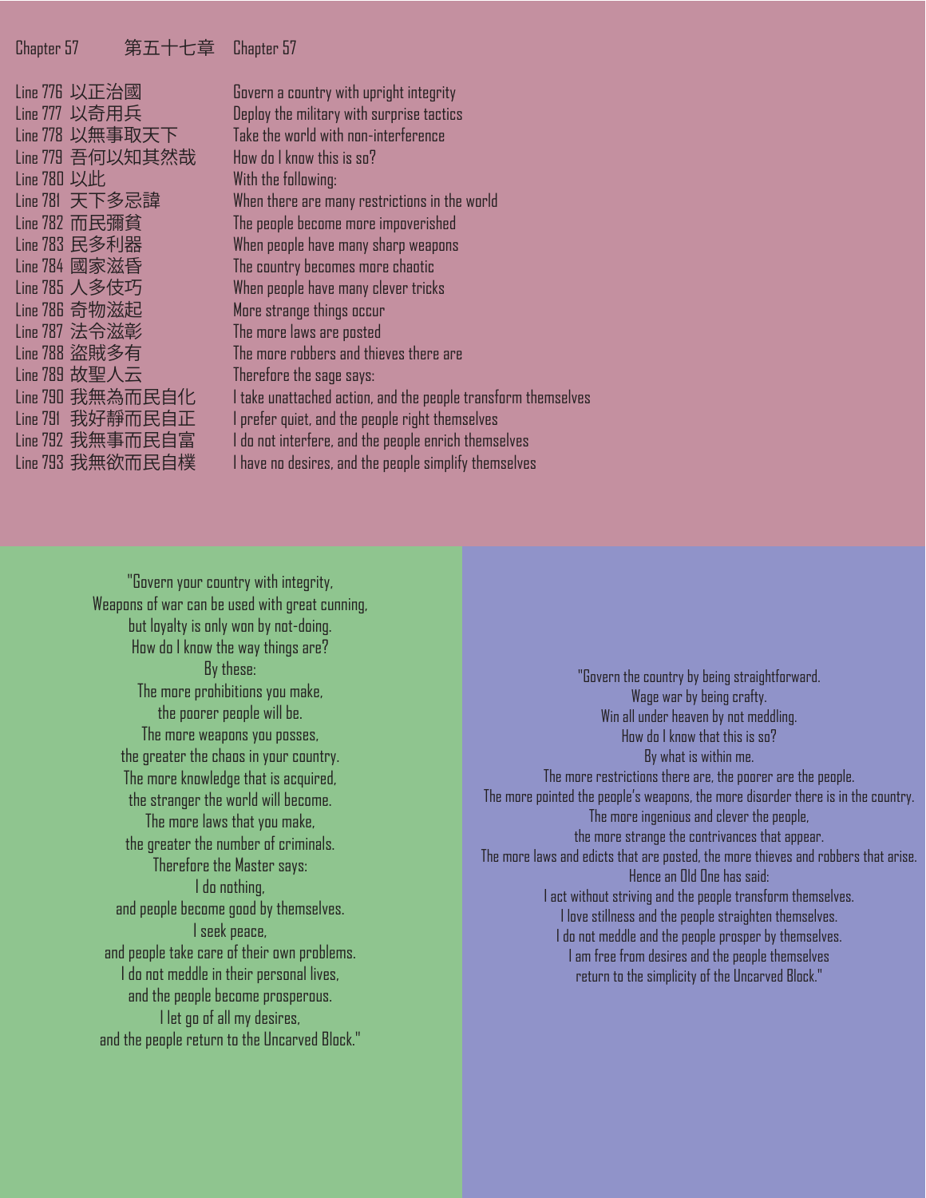## Chapter 57 第五十七章 Chapter 57

| Line | Chinese | English |
|---|---|---|
| Line 776 | 以正治國 | Govern a country with upright integrity |
| Line 777 | 以奇用兵 | Deploy the military with surprise tactics |
| Line 778 | 以無事取天下 | Take the world with non-interference |
| Line 779 | 吾何以知其然哉 | How do I know this is so? |
| Line 780 | 以此 | With the following: |
| Line 781 | 天下多忌諱 | When there are many restrictions in the world |
| Line 782 | 而民彌貧 | The people become more impoverished |
| Line 783 | 民多利器 | When people have many sharp weapons |
| Line 784 | 國家滋昏 | The country becomes more chaotic |
| Line 785 | 人多伎巧 | When people have many clever tricks |
| Line 786 | 奇物滋起 | More strange things occur |
| Line 787 | 法令滋彰 | The more laws are posted |
| Line 788 | 盜賊多有 | The more robbers and thieves there are |
| Line 789 | 故聖人云 | Therefore the sage says: |
| Line 790 | 我無為而民自化 | I take unattached action, and the people transform themselves |
| Line 791 | 我好靜而民自正 | I prefer quiet, and the people right themselves |
| Line 792 | 我無事而民自富 | I do not interfere, and the people enrich themselves |
| Line 793 | 我無欲而民自樸 | I have no desires, and the people simplify themselves |

"Govern your country with integrity,
Weapons of war can be used with great cunning,
but loyalty is only won by not-doing.
How do I know the way things are?
By these:
The more prohibitions you make,
the poorer people will be.
The more weapons you posses,
the greater the chaos in your country.
The more knowledge that is acquired,
the stranger the world will become.
The more laws that you make,
the greater the number of criminals.
Therefore the Master says:
I do nothing,
and people become good by themselves.
I seek peace,
and people take care of their own problems.
I do not meddle in their personal lives,
and the people become prosperous.
I let go of all my desires,
and the people return to the Uncarved Block."

"Govern the country by being straightforward.
Wage war by being crafty.
Win all under heaven by not meddling.
How do I know that this is so?
By what is within me.
The more restrictions there are, the poorer are the people.
The more pointed the people's weapons, the more disorder there is in the country.
The more ingenious and clever the people,
the more strange the contrivances that appear.
The more laws and edicts that are posted, the more thieves and robbers that arise.
Hence an Old One has said:
I act without striving and the people transform themselves.
I love stillness and the people straighten themselves.
I do not meddle and the people prosper by themselves.
I am free from desires and the people themselves
return to the simplicity of the Uncarved Block."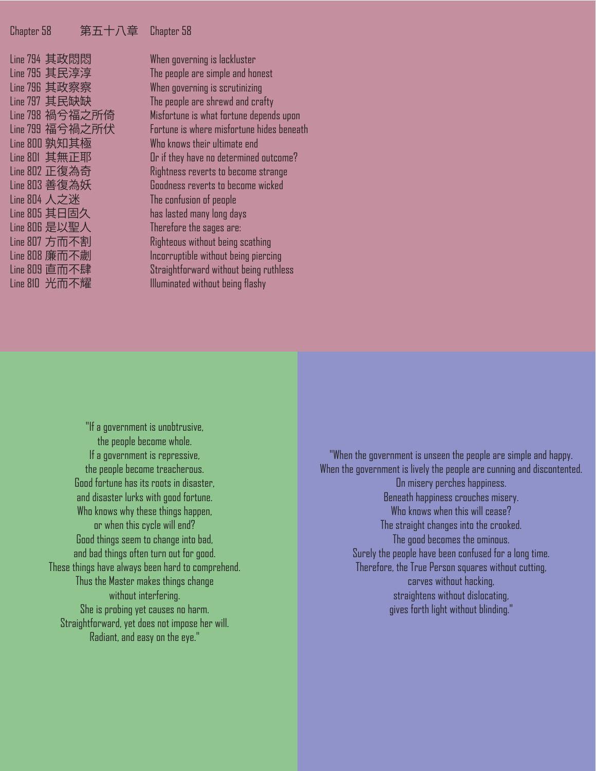Chapter 58 第五十八章 Chapter 58

| | | |
|---|---|---|
| Line 794 | 其政悶悶 | When governing is lackluster |
| Line 795 | 其民淳淳 | The people are simple and honest |
| Line 796 | 其政察察 | When governing is scrutinizing |
| Line 797 | 其民缺缺 | The people are shrewd and crafty |
| Line 798 | 禍兮福之所倚 | Misfortune is what fortune depends upon |
| Line 799 | 福兮禍之所伏 | Fortune is where misfortune hides beneath |
| Line 800 | 孰知其極 | Who knows their ultimate end |
| Line 801 | 其無正耶 | Or if they have no determined outcome? |
| Line 802 | 正復為奇 | Rightness reverts to become strange |
| Line 803 | 善復為妖 | Goodness reverts to become wicked |
| Line 804 | 人之迷 | The confusion of people |
| Line 805 | 其日固久 | has lasted many long days |
| Line 806 | 是以聖人 | Therefore the sages are: |
| Line 807 | 方而不割 | Righteous without being scathing |
| Line 808 | 廉而不劌 | Incorruptible without being piercing |
| Line 809 | 直而不肆 | Straightforward without being ruthless |
| Line 810 | 光而不耀 | Illuminated without being flashy |

"If a government is unobtrusive,
the people become whole.
If a government is repressive,
the people become treacherous.
Good fortune has its roots in disaster,
and disaster lurks with good fortune.
Who knows why these things happen,
or when this cycle will end?
Good things seem to change into bad,
and bad things often turn out for good.
These things have always been hard to comprehend.
Thus the Master makes things change
without interfering.
She is probing yet causes no harm.
Straightforward, yet does not impose her will.
Radiant, and easy on the eye."

"When the government is unseen the people are simple and happy.
When the government is lively the people are cunning and discontented.
On misery perches happiness.
Beneath happiness crouches misery.
Who knows when this will cease?
The straight changes into the crooked.
The good becomes the ominous.
Surely the people have been confused for a long time.
Therefore, the True Person squares without cutting,
carves without hacking,
straightens without dislocating,
gives forth light without blinding."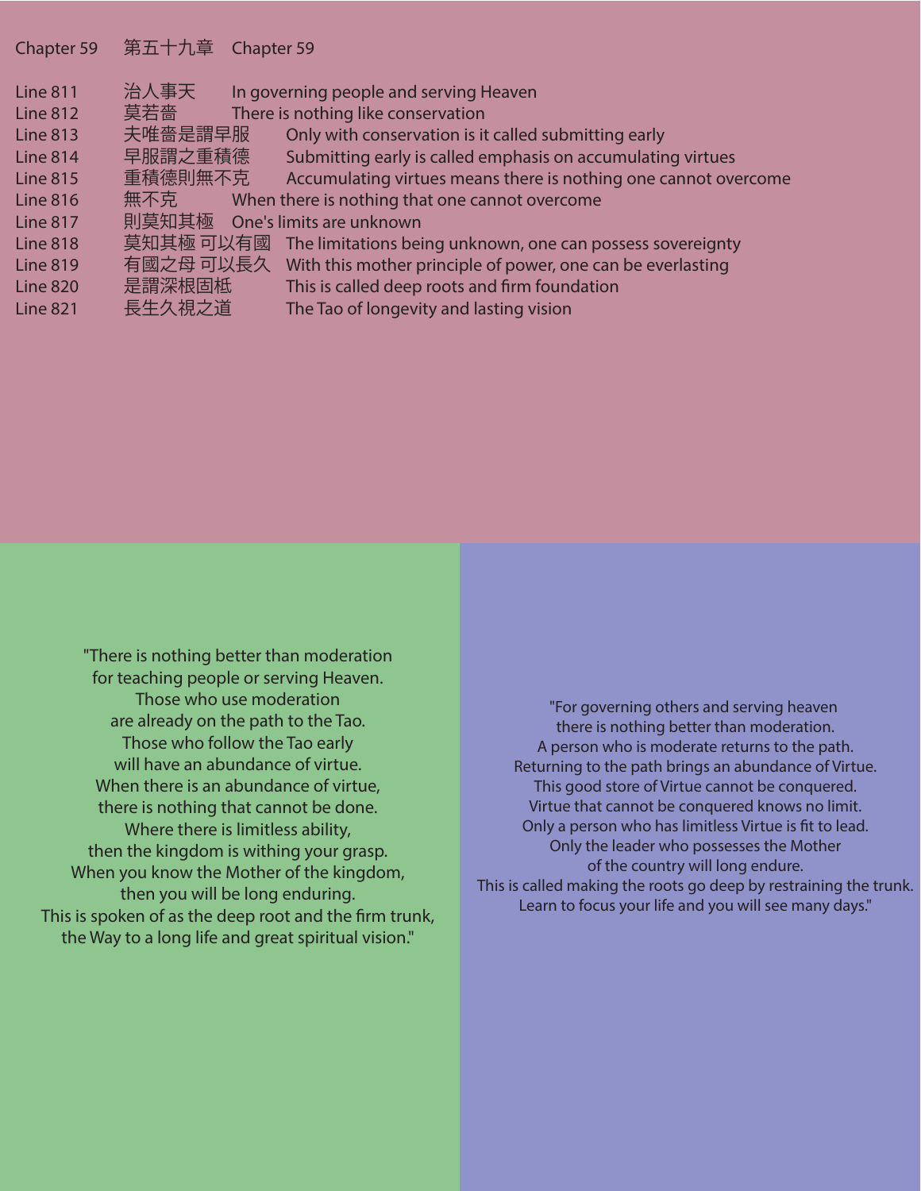Chapter 59 第五十九章 Chapter 59

| Line | Chinese | English |
|---|---|---|
| Line 811 | 治人事天 | In governing people and serving Heaven |
| Line 812 | 莫若嗇 | There is nothing like conservation |
| Line 813 | 夫唯嗇是謂早服 | Only with conservation is it called submitting early |
| Line 814 | 早服謂之重積德 | Submitting early is called emphasis on accumulating virtues |
| Line 815 | 重積德則無不克 | Accumulating virtues means there is nothing one cannot overcome |
| Line 816 | 無不克 | When there is nothing that one cannot overcome |
| Line 817 | 則莫知其極 | One's limits are unknown |
| Line 818 | 莫知其極 可以有國 | The limitations being unknown, one can possess sovereignty |
| Line 819 | 有國之母 可以長久 | With this mother principle of power, one can be everlasting |
| Line 820 | 是謂深根固柢 | This is called deep roots and firm foundation |
| Line 821 | 長生久視之道 | The Tao of longevity and lasting vision |

"There is nothing better than moderation
for teaching people or serving Heaven.
Those who use moderation
are already on the path to the Tao.
Those who follow the Tao early
will have an abundance of virtue.
When there is an abundance of virtue,
there is nothing that cannot be done.
Where there is limitless ability,
then the kingdom is withing your grasp.
When you know the Mother of the kingdom,
then you will be long enduring.
This is spoken of as the deep root and the firm trunk,
the Way to a long life and great spiritual vision."

"For governing others and serving heaven
there is nothing better than moderation.
A person who is moderate returns to the path.
Returning to the path brings an abundance of Virtue.
This good store of Virtue cannot be conquered.
Virtue that cannot be conquered knows no limit.
Only a person who has limitless Virtue is fit to lead.
Only the leader who possesses the Mother
of the country will long endure.
This is called making the roots go deep by restraining the trunk.
Learn to focus your life and you will see many days."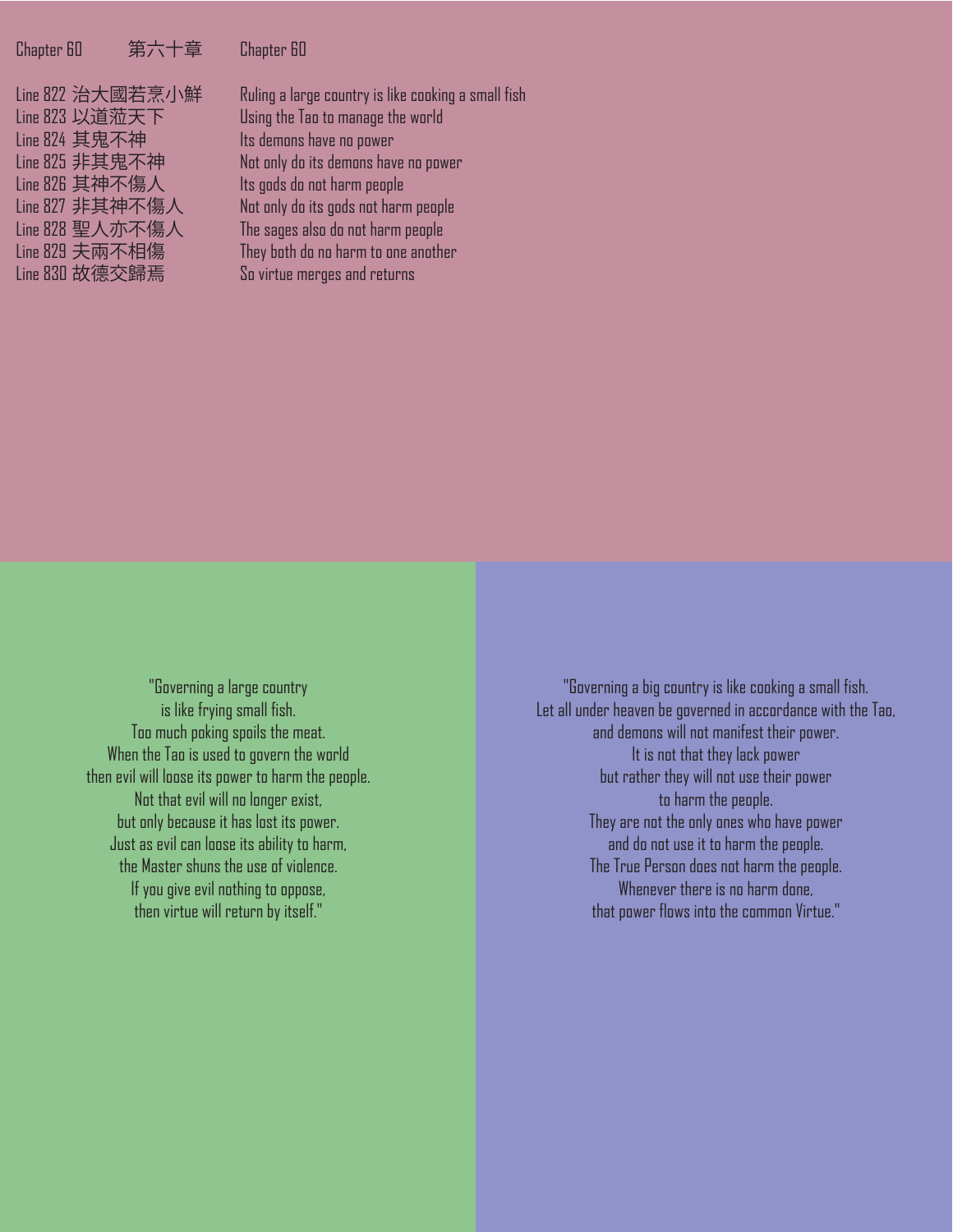Chapter 60 第六十章 Chapter 60

| Line | Chinese | English |
|---|---|---|
| Line 822 | 治大國若烹小鮮 | Ruling a large country is like cooking a small fish |
| Line 823 | 以道蒞天下 | Using the Tao to manage the world |
| Line 824 | 其鬼不神 | Its demons have no power |
| Line 825 | 非其鬼不神 | Not only do its demons have no power |
| Line 826 | 其神不傷人 | Its gods do not harm people |
| Line 827 | 非其神不傷人 | Not only do its gods not harm people |
| Line 828 | 聖人亦不傷人 | The sages also do not harm people |
| Line 829 | 夫兩不相傷 | They both do no harm to one another |
| Line 830 | 故德交歸焉 | So virtue merges and returns |

"Governing a large country
is like frying small fish.
Too much poking spoils the meat.
When the Tao is used to govern the world
then evil will loose its power to harm the people.
Not that evil will no longer exist,
but only because it has lost its power.
Just as evil can loose its ability to harm,
the Master shuns the use of violence.
If you give evil nothing to oppose,
then virtue will return by itself."

"Governing a big country is like cooking a small fish.
Let all under heaven be governed in accordance with the Tao,
and demons will not manifest their power.
It is not that they lack power
but rather they will not use their power
to harm the people.
They are not the only ones who have power
and do not use it to harm the people.
The True Person does not harm the people.
Whenever there is no harm done,
that power flows into the common Virtue."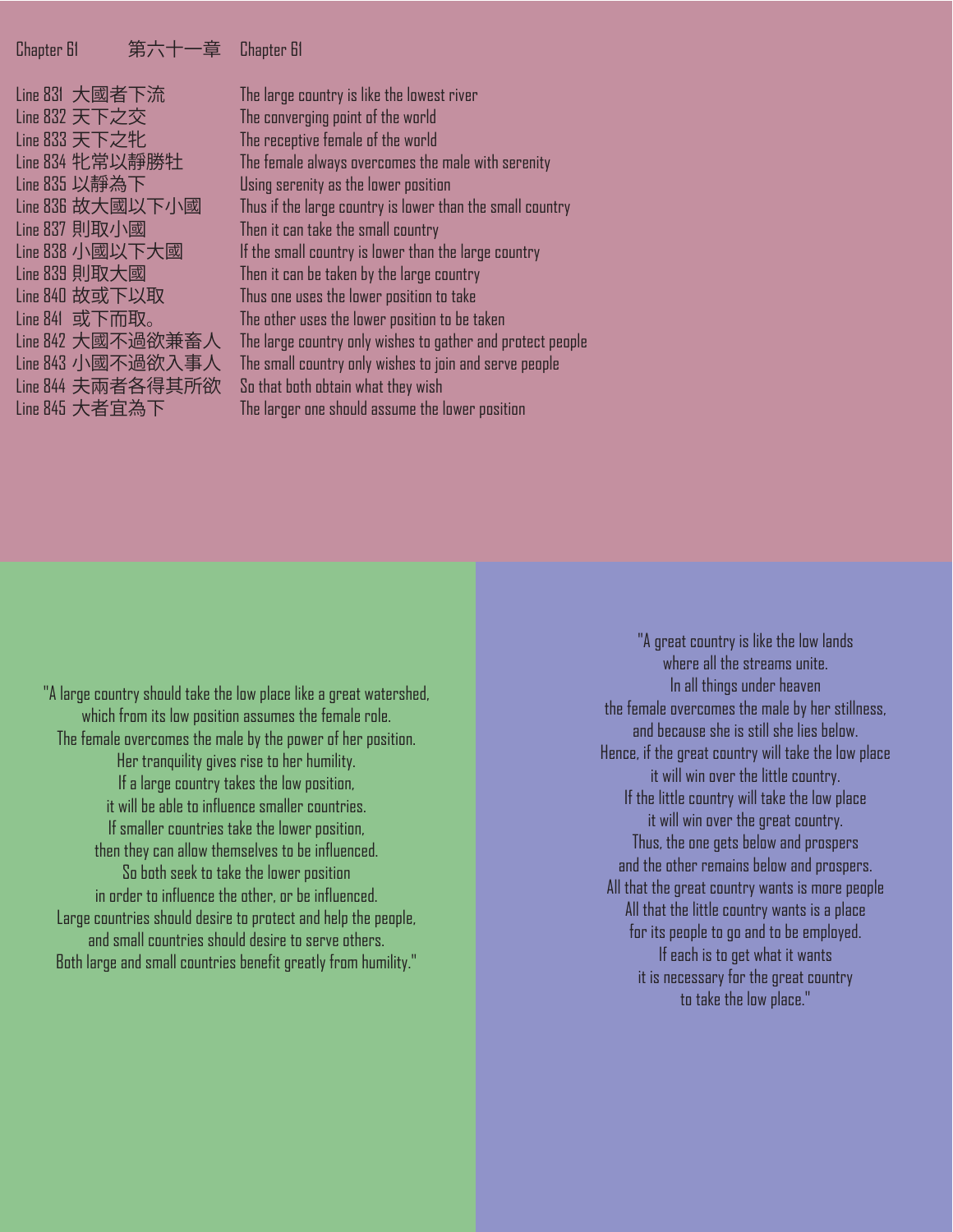| Chapter 61 | 第六十一章 | Chapter 61 |
|---|---|---|
| Line 831 | 大國者下流 | The large country is like the lowest river |
| Line 832 | 天下之交 | The converging point of the world |
| Line 833 | 天下之牝 | The receptive female of the world |
| Line 834 | 牝常以靜勝牡 | The female always overcomes the male with serenity |
| Line 835 | 以靜為下 | Using serenity as the lower position |
| Line 836 | 故大國以下小國 | Thus if the large country is lower than the small country |
| Line 837 | 則取小國 | Then it can take the small country |
| Line 838 | 小國以下大國 | If the small country is lower than the large country |
| Line 839 | 則取大國 | Then it can be taken by the large country |
| Line 840 | 故或下以取 | Thus one uses the lower position to take |
| Line 841 | 或下而取。 | The other uses the lower position to be taken |
| Line 842 | 大國不過欲兼畜人 | The large country only wishes to gather and protect people |
| Line 843 | 小國不過欲入事人 | The small country only wishes to join and serve people |
| Line 844 | 夫兩者各得其所欲 | So that both obtain what they wish |
| Line 845 | 大者宜為下 | The larger one should assume the lower position |

"A large country should take the low place like a great watershed,
which from its low position assumes the female role.
The female overcomes the male by the power of her position.
Her tranquility gives rise to her humility.
If a large country takes the low position,
it will be able to influence smaller countries.
If smaller countries take the lower position,
then they can allow themselves to be influenced.
So both seek to take the lower position
in order to influence the other, or be influenced.
Large countries should desire to protect and help the people,
and small countries should desire to serve others.
Both large and small countries benefit greatly from humility."

"A great country is like the low lands
where all the streams unite.
In all things under heaven
the female overcomes the male by her stillness,
and because she is still she lies below.
Hence, if the great country will take the low place
it will win over the little country.
If the little country will take the low place
it will win over the great country.
Thus, the one gets below and prospers
and the other remains below and prospers.
All that the great country wants is more people
All that the little country wants is a place
for its people to go and to be employed.
If each is to get what it wants
it is necessary for the great country
to take the low place."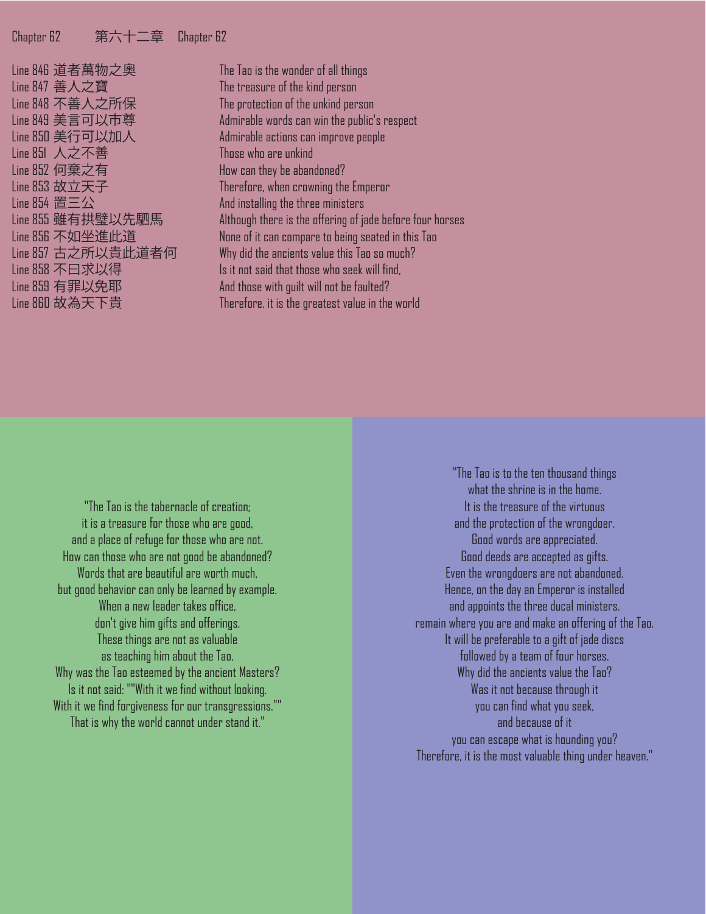Chapter 62 第六十二章 Chapter 62

| | |
|---|---|
| Line 846 道者萬物之奧 | The Tao is the wonder of all things |
| Line 847 善人之寶 | The treasure of the kind person |
| Line 848 不善人之所保 | The protection of the unkind person |
| Line 849 美言可以市尊 | Admirable words can win the public's respect |
| Line 850 美行可以加人 | Admirable actions can improve people |
| Line 851 人之不善 | Those who are unkind |
| Line 852 何棄之有 | How can they be abandoned? |
| Line 853 故立天子 | Therefore, when crowning the Emperor |
| Line 854 置三公 | And installing the three ministers |
| Line 855 雖有拱璧以先駟馬 | Although there is the offering of jade before four horses |
| Line 856 不如坐進此道 | None of it can compare to being seated in this Tao |
| Line 857 古之所以貴此道者何 | Why did the ancients value this Tao so much? |
| Line 858 不曰求以得 | Is it not said that those who seek will find, |
| Line 859 有罪以免耶 | And those with guilt will not be faulted? |
| Line 860 故為天下貴 | Therefore, it is the greatest value in the world |

"The Tao is the tabernacle of creation;
it is a treasure for those who are good,
and a place of refuge for those who are not.
How can those who are not good be abandoned?
Words that are beautiful are worth much,
but good behavior can only be learned by example.
When a new leader takes office,
don't give him gifts and offerings.
These things are not as valuable
as teaching him about the Tao.
Why was the Tao esteemed by the ancient Masters?
Is it not said: ""With it we find without looking.
With it we find forgiveness for our transgressions.""
That is why the world cannot under stand it."

"The Tao is to the ten thousand things
what the shrine is in the home.
It is the treasure of the virtuous
and the protection of the wrongdoer.
Good words are appreciated.
Good deeds are accepted as gifts.
Even the wrongdoers are not abandoned.
Hence, on the day an Emperor is installed
and appoints the three ducal ministers.
remain where you are and make an offering of the Tao.
It will be preferable to a gift of jade discs
followed by a team of four horses.
Why did the ancients value the Tao?
Was it not because through it
you can find what you seek,
and because of it
you can escape what is hounding you?
Therefore, it is the most valuable thing under heaven."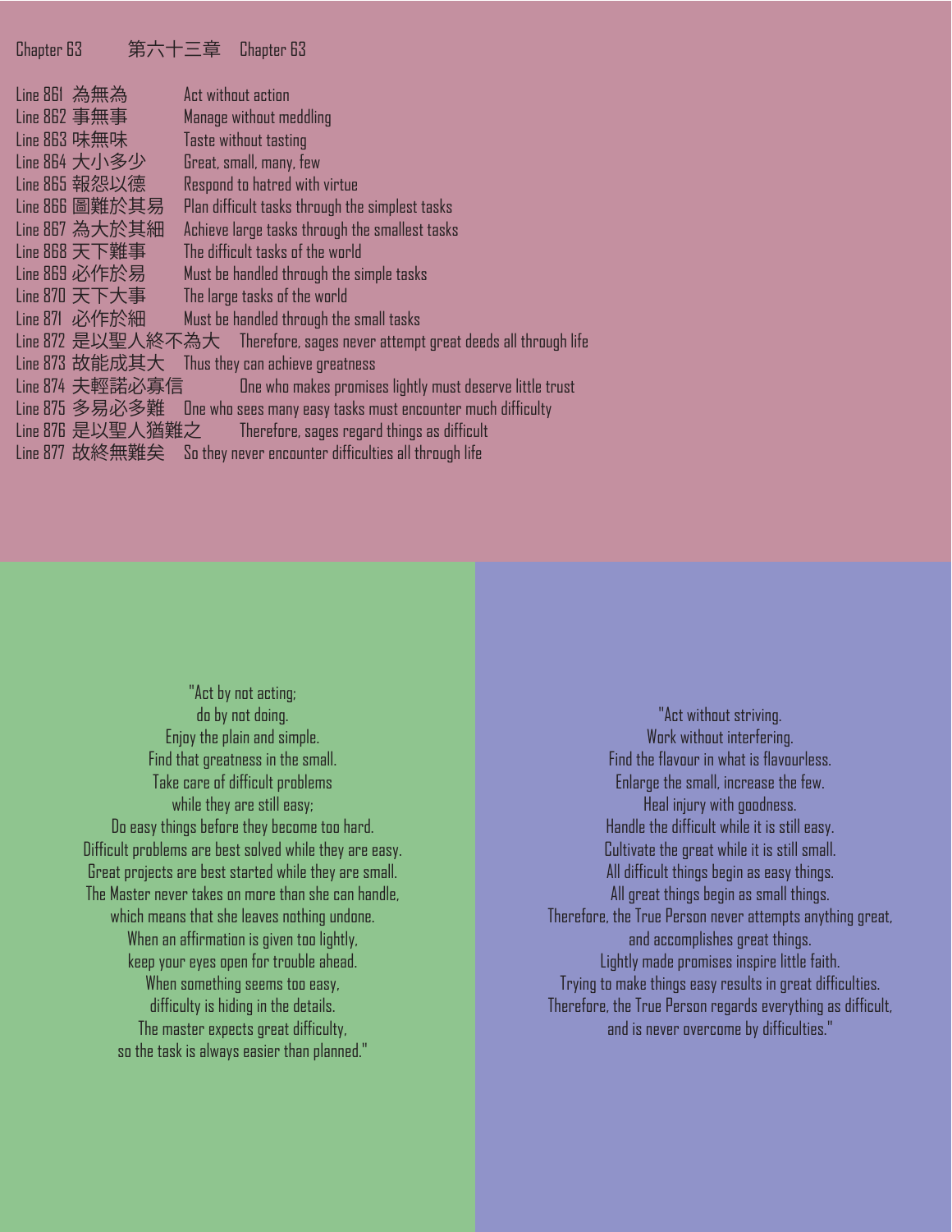Chapter 63 第六十三章 Chapter 63

| | | |
|---|---|---|
| Line 861 | 為無為 | Act without action |
| Line 862 | 事無事 | Manage without meddling |
| Line 863 | 味無味 | Taste without tasting |
| Line 864 | 大小多少 | Great, small, many, few |
| Line 865 | 報怨以德 | Respond to hatred with virtue |
| Line 866 | 圖難於其易 | Plan difficult tasks through the simplest tasks |
| Line 867 | 為大於其細 | Achieve large tasks through the smallest tasks |
| Line 868 | 天下難事 | The difficult tasks of the world |
| Line 869 | 必作於易 | Must be handled through the simple tasks |
| Line 870 | 天下大事 | The large tasks of the world |
| Line 871 | 必作於細 | Must be handled through the small tasks |
| Line 872 | 是以聖人終不為大 | Therefore, sages never attempt great deeds all through life |
| Line 873 | 故能成其大 | Thus they can achieve greatness |
| Line 874 | 夫輕諾必寡信 | One who makes promises lightly must deserve little trust |
| Line 875 | 多易必多難 | One who sees many easy tasks must encounter much difficulty |
| Line 876 | 是以聖人猶難之 | Therefore, sages regard things as difficult |
| Line 877 | 故終無難矣 | So they never encounter difficulties all through life |

"Act by not acting;
do by not doing.
Enjoy the plain and simple.
Find that greatness in the small.
Take care of difficult problems
while they are still easy;
Do easy things before they become too hard.
Difficult problems are best solved while they are easy.
Great projects are best started while they are small.
The Master never takes on more than she can handle,
which means that she leaves nothing undone.
When an affirmation is given too lightly,
keep your eyes open for trouble ahead.
When something seems too easy,
difficulty is hiding in the details.
The master expects great difficulty,
so the task is always easier than planned."

"Act without striving.
Work without interfering.
Find the flavour in what is flavourless.
Enlarge the small, increase the few.
Heal injury with goodness.
Handle the difficult while it is still easy.
Cultivate the great while it is still small.
All difficult things begin as easy things.
All great things begin as small things.
Therefore, the True Person never attempts anything great,
and accomplishes great things.
Lightly made promises inspire little faith.
Trying to make things easy results in great difficulties.
Therefore, the True Person regards everything as difficult,
and is never overcome by difficulties."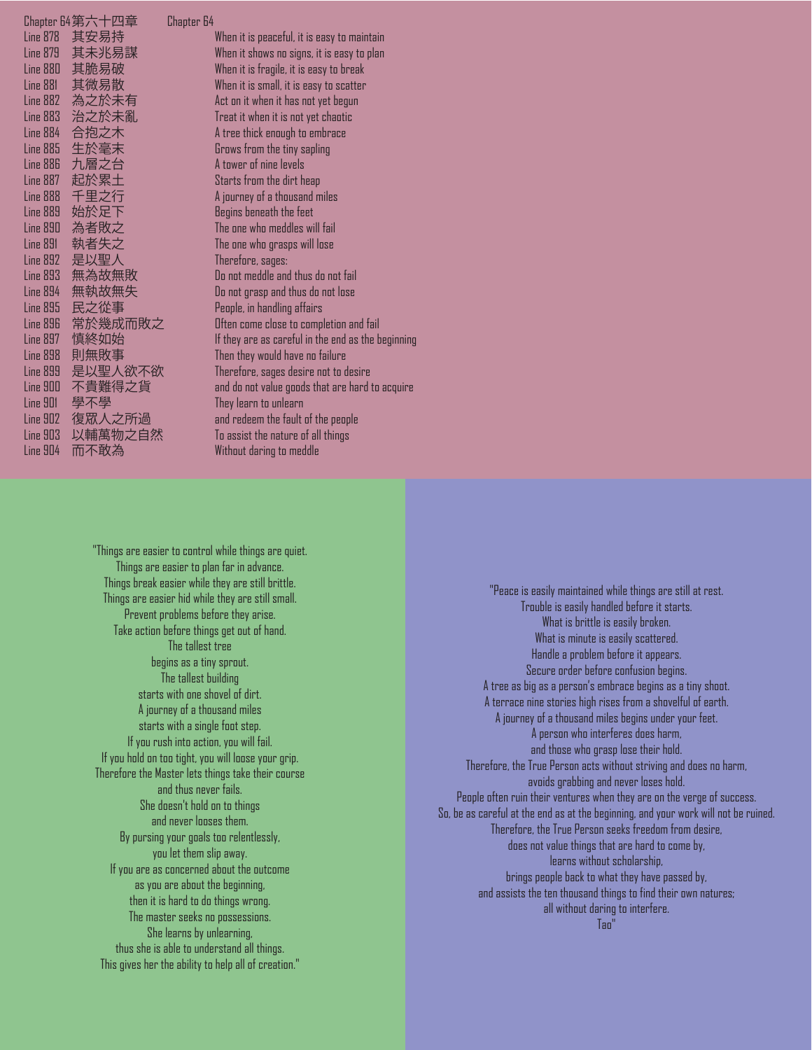| Chapter 64 第六十四章 | | Chapter 64 |
|---|---|---|
| Line 878 | 其安易持 | When it is peaceful, it is easy to maintain |
| Line 879 | 其未兆易謀 | When it shows no signs, it is easy to plan |
| Line 880 | 其脆易破 | When it is fragile, it is easy to break |
| Line 881 | 其微易散 | When it is small, it is easy to scatter |
| Line 882 | 為之於未有 | Act on it when it has not yet begun |
| Line 883 | 治之於未亂 | Treat it when it is not yet chaotic |
| Line 884 | 合抱之木 | A tree thick enough to embrace |
| Line 885 | 生於毫末 | Grows from the tiny sapling |
| Line 886 | 九層之台 | A tower of nine levels |
| Line 887 | 起於累土 | Starts from the dirt heap |
| Line 888 | 千里之行 | A journey of a thousand miles |
| Line 889 | 始於足下 | Begins beneath the feet |
| Line 890 | 為者敗之 | The one who meddles will fail |
| Line 891 | 執者失之 | The one who grasps will lose |
| Line 892 | 是以聖人 | Therefore, sages: |
| Line 893 | 無為故無敗 | Do not meddle and thus do not fail |
| Line 894 | 無執故無失 | Do not grasp and thus do not lose |
| Line 895 | 民之從事 | People, in handling affairs |
| Line 896 | 常於幾成而敗之 | Often come close to completion and fail |
| Line 897 | 慎終如始 | If they are as careful in the end as the beginning |
| Line 898 | 則無敗事 | Then they would have no failure |
| Line 899 | 是以聖人欲不欲 | Therefore, sages desire not to desire |
| Line 900 | 不貴難得之貨 | and do not value goods that are hard to acquire |
| Line 901 | 學不學 | They learn to unlearn |
| Line 902 | 復眾人之所過 | and redeem the fault of the people |
| Line 903 | 以輔萬物之自然 | To assist the nature of all things |
| Line 904 | 而不敢為 | Without daring to meddle |

"Things are easier to control while things are quiet.
Things are easier to plan far in advance.
Things break easier while they are still brittle.
Things are easier hid while they are still small.
Prevent problems before they arise.
Take action before things get out of hand.
The tallest tree
begins as a tiny sprout.
The tallest building
starts with one shovel of dirt.
A journey of a thousand miles
starts with a single foot step.
If you rush into action, you will fail.
If you hold on too tight, you will loose your grip.
Therefore the Master lets things take their course
and thus never fails.
She doesn't hold on to things
and never looses them.
By pursing your goals too relentlessly,
you let them slip away.
If you are as concerned about the outcome
as you are about the beginning,
then it is hard to do things wrong.
The master seeks no possessions.
She learns by unlearning,
thus she is able to understand all things.
This gives her the ability to help all of creation."

"Peace is easily maintained while things are still at rest.
Trouble is easily handled before it starts.
What is brittle is easily broken.
What is minute is easily scattered.
Handle a problem before it appears.
Secure order before confusion begins.
A tree as big as a person's embrace begins as a tiny shoot.
A terrace nine stories high rises from a shovelful of earth.
A journey of a thousand miles begins under your feet.
A person who interferes does harm,
and those who grasp lose their hold.
Therefore, the True Person acts without striving and does no harm,
avoids grabbing and never loses hold.
People often ruin their ventures when they are on the verge of success.
So, be as careful at the end as at the beginning, and your work will not be ruined.
Therefore, the True Person seeks freedom from desire,
does not value things that are hard to come by,
learns without scholarship,
brings people back to what they have passed by,
and assists the ten thousand things to find their own natures;
all without daring to interfere.
Tao"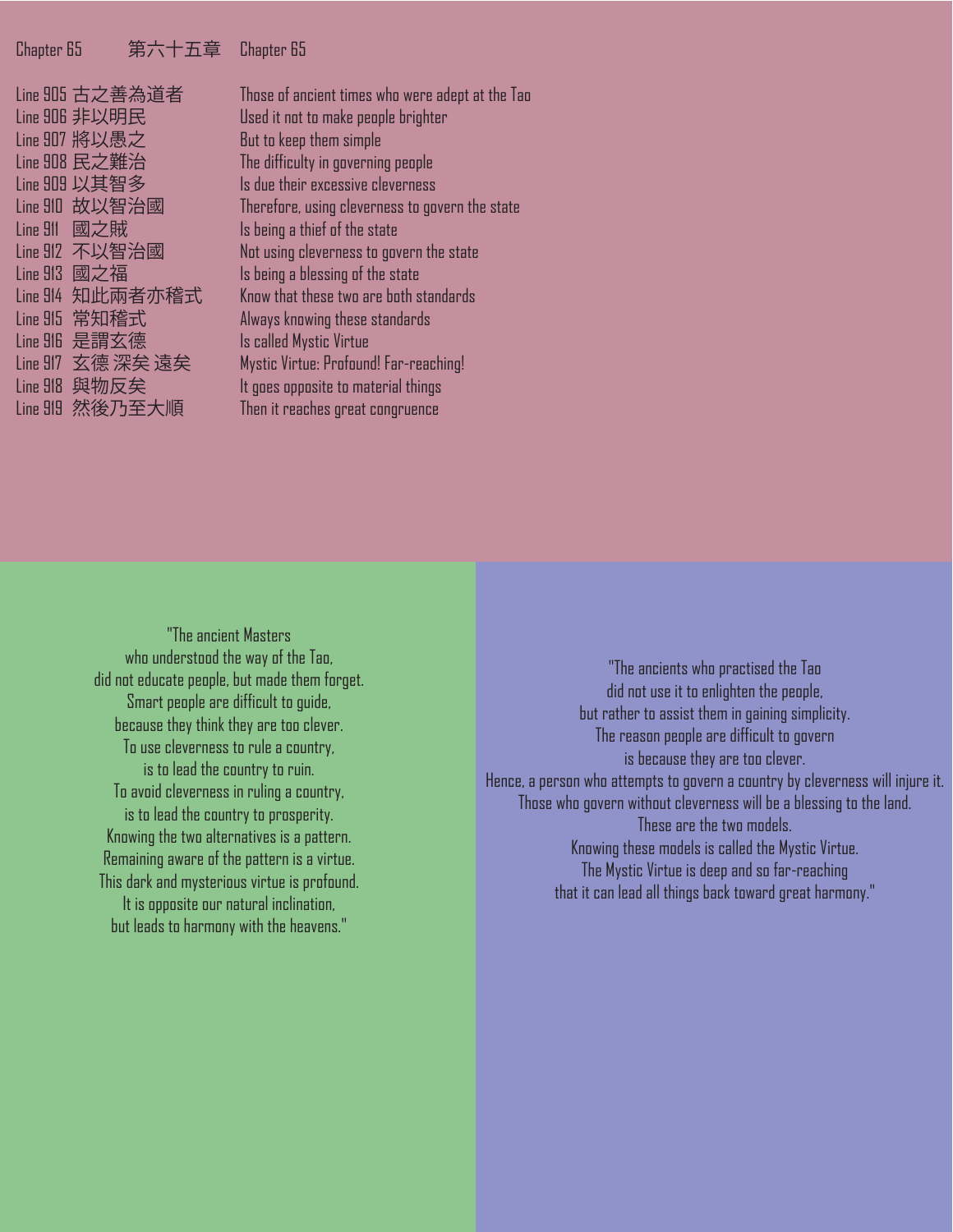Chapter 65 第六十五章 Chapter 65

| | | |
|---|---|---|
| Line 905 | 古之善為道者 | Those of ancient times who were adept at the Tao |
| Line 906 | 非以明民 | Used it not to make people brighter |
| Line 907 | 將以愚之 | But to keep them simple |
| Line 908 | 民之難治 | The difficulty in governing people |
| Line 909 | 以其智多 | Is due their excessive cleverness |
| Line 910 | 故以智治國 | Therefore, using cleverness to govern the state |
| Line 911 | 國之賊 | Is being a thief of the state |
| Line 912 | 不以智治國 | Not using cleverness to govern the state |
| Line 913 | 國之福 | Is being a blessing of the state |
| Line 914 | 知此兩者亦稽式 | Know that these two are both standards |
| Line 915 | 常知稽式 | Always knowing these standards |
| Line 916 | 是謂玄德 | Is called Mystic Virtue |
| Line 917 | 玄德 深矣 遠矣 | Mystic Virtue: Profound! Far-reaching! |
| Line 918 | 與物反矣 | It goes opposite to material things |
| Line 919 | 然後乃至大順 | Then it reaches great congruence |

"The ancient Masters
who understood the way of the Tao,
did not educate people, but made them forget.
Smart people are difficult to guide,
because they think they are too clever.
To use cleverness to rule a country,
is to lead the country to ruin.
To avoid cleverness in ruling a country,
is to lead the country to prosperity.
Knowing the two alternatives is a pattern.
Remaining aware of the pattern is a virtue.
This dark and mysterious virtue is profound.
It is opposite our natural inclination,
but leads to harmony with the heavens."

"The ancients who practised the Tao
did not use it to enlighten the people,
but rather to assist them in gaining simplicity.
The reason people are difficult to govern
is because they are too clever.
Hence, a person who attempts to govern a country by cleverness will injure it.
Those who govern without cleverness will be a blessing to the land.
These are the two models.
Knowing these models is called the Mystic Virtue.
The Mystic Virtue is deep and so far-reaching
that it can lead all things back toward great harmony."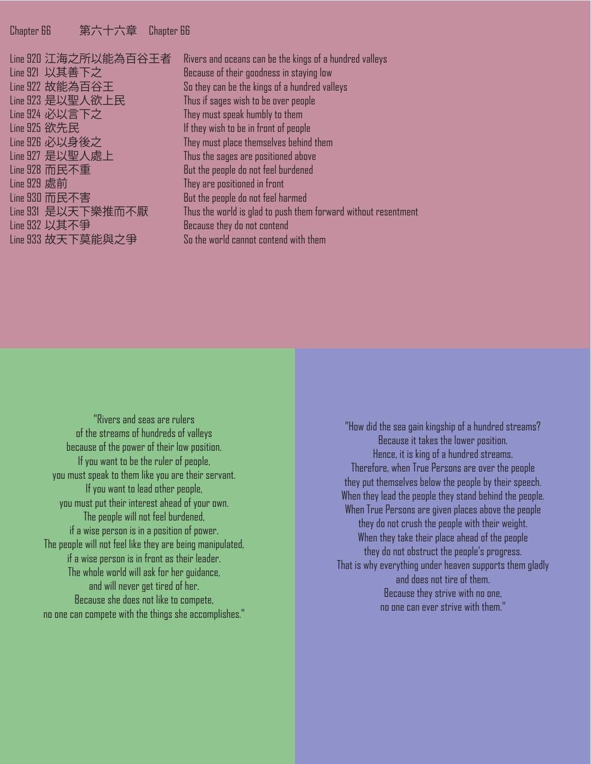## Chapter 66 第六十六章 Chapter 66

| Line | Chinese | English |
|---|---|---|
| Line 920 | 江海之所以能為百谷王者 | Rivers and oceans can be the kings of a hundred valleys |
| Line 921 | 以其善下之 | Because of their goodness in staying low |
| Line 922 | 故能為百谷王 | So they can be the kings of a hundred valleys |
| Line 923 | 是以聖人欲上民 | Thus if sages wish to be over people |
| Line 924 | 必以言下之 | They must speak humbly to them |
| Line 925 | 欲先民 | If they wish to be in front of people |
| Line 926 | 必以身後之 | They must place themselves behind them |
| Line 927 | 是以聖人處上 | Thus the sages are positioned above |
| Line 928 | 而民不重 | But the people do not feel burdened |
| Line 929 | 處前 | They are positioned in front |
| Line 930 | 而民不害 | But the people do not feel harmed |
| Line 931 | 是以天下樂推而不厭 | Thus the world is glad to push them forward without resentment |
| Line 932 | 以其不爭 | Because they do not contend |
| Line 933 | 故天下莫能與之爭 | So the world cannot contend with them |

"Rivers and seas are rulers
of the streams of hundreds of valleys
because of the power of their low position.
If you want to be the ruler of people,
you must speak to them like you are their servant.
If you want to lead other people,
you must put their interest ahead of your own.
The people will not feel burdened,
if a wise person is in a position of power.
The people will not feel like they are being manipulated,
if a wise person is in front as their leader.
The whole world will ask for her guidance,
and will never get tired of her.
Because she does not like to compete,
no one can compete with the things she accomplishes."

"How did the sea gain kingship of a hundred streams?
Because it takes the lower position.
Hence, it is king of a hundred streams.
Therefore, when True Persons are over the people
they put themselves below the people by their speech.
When they lead the people they stand behind the people.
When True Persons are given places above the people
they do not crush the people with their weight.
When they take their place ahead of the people
they do not obstruct the people's progress.
That is why everything under heaven supports them gladly
and does not tire of them.
Because they strive with no one,
no one can ever strive with them."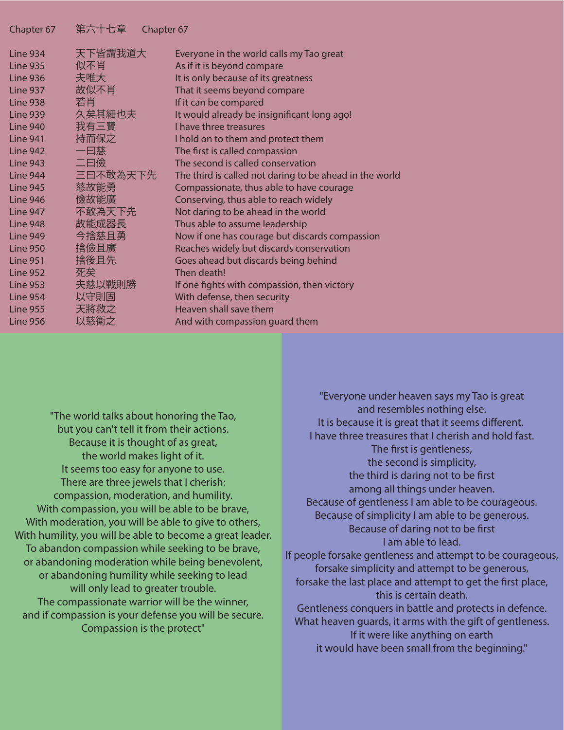| Chapter 67 | 第六十七章 | Chapter 67 |
|---|---|---|
| Line 934 | 天下皆謂我道大 | Everyone in the world calls my Tao great |
| Line 935 | 似不肖 | As if it is beyond compare |
| Line 936 | 夫唯大 | It is only because of its greatness |
| Line 937 | 故似不肖 | That it seems beyond compare |
| Line 938 | 若肖 | If it can be compared |
| Line 939 | 久矣其細也夫 | It would already be insignificant long ago! |
| Line 940 | 我有三寶 | I have three treasures |
| Line 941 | 持而保之 | I hold on to them and protect them |
| Line 942 | 一曰慈 | The first is called compassion |
| Line 943 | 二曰儉 | The second is called conservation |
| Line 944 | 三曰不敢為天下先 | The third is called not daring to be ahead in the world |
| Line 945 | 慈故能勇 | Compassionate, thus able to have courage |
| Line 946 | 儉故能廣 | Conserving, thus able to reach widely |
| Line 947 | 不敢為天下先 | Not daring to be ahead in the world |
| Line 948 | 故能成器長 | Thus able to assume leadership |
| Line 949 | 今捨慈且勇 | Now if one has courage but discards compassion |
| Line 950 | 捨儉且廣 | Reaches widely but discards conservation |
| Line 951 | 捨後且先 | Goes ahead but discards being behind |
| Line 952 | 死矣 | Then death! |
| Line 953 | 夫慈以戰則勝 | If one fights with compassion, then victory |
| Line 954 | 以守則固 | With defense, then security |
| Line 955 | 天將救之 | Heaven shall save them |
| Line 956 | 以慈衛之 | And with compassion guard them |

"The world talks about honoring the Tao,
but you can't tell it from their actions.
Because it is thought of as great,
the world makes light of it.
It seems too easy for anyone to use.
There are three jewels that I cherish:
compassion, moderation, and humility.
With compassion, you will be able to be brave,
With moderation, you will be able to give to others,
With humility, you will be able to become a great leader.
To abandon compassion while seeking to be brave,
or abandoning moderation while being benevolent,
or abandoning humility while seeking to lead
will only lead to greater trouble.
The compassionate warrior will be the winner,
and if compassion is your defense you will be secure.
Compassion is the protect"

"Everyone under heaven says my Tao is great
and resembles nothing else.
It is because it is great that it seems different.
I have three treasures that I cherish and hold fast.
The first is gentleness,
the second is simplicity,
the third is daring not to be first
among all things under heaven.
Because of gentleness I am able to be courageous.
Because of simplicity I am able to be generous.
Because of daring not to be first
I am able to lead.
If people forsake gentleness and attempt to be courageous,
forsake simplicity and attempt to be generous,
forsake the last place and attempt to get the first place,
this is certain death.
Gentleness conquers in battle and protects in defence.
What heaven guards, it arms with the gift of gentleness.
If it were like anything on earth
it would have been small from the beginning."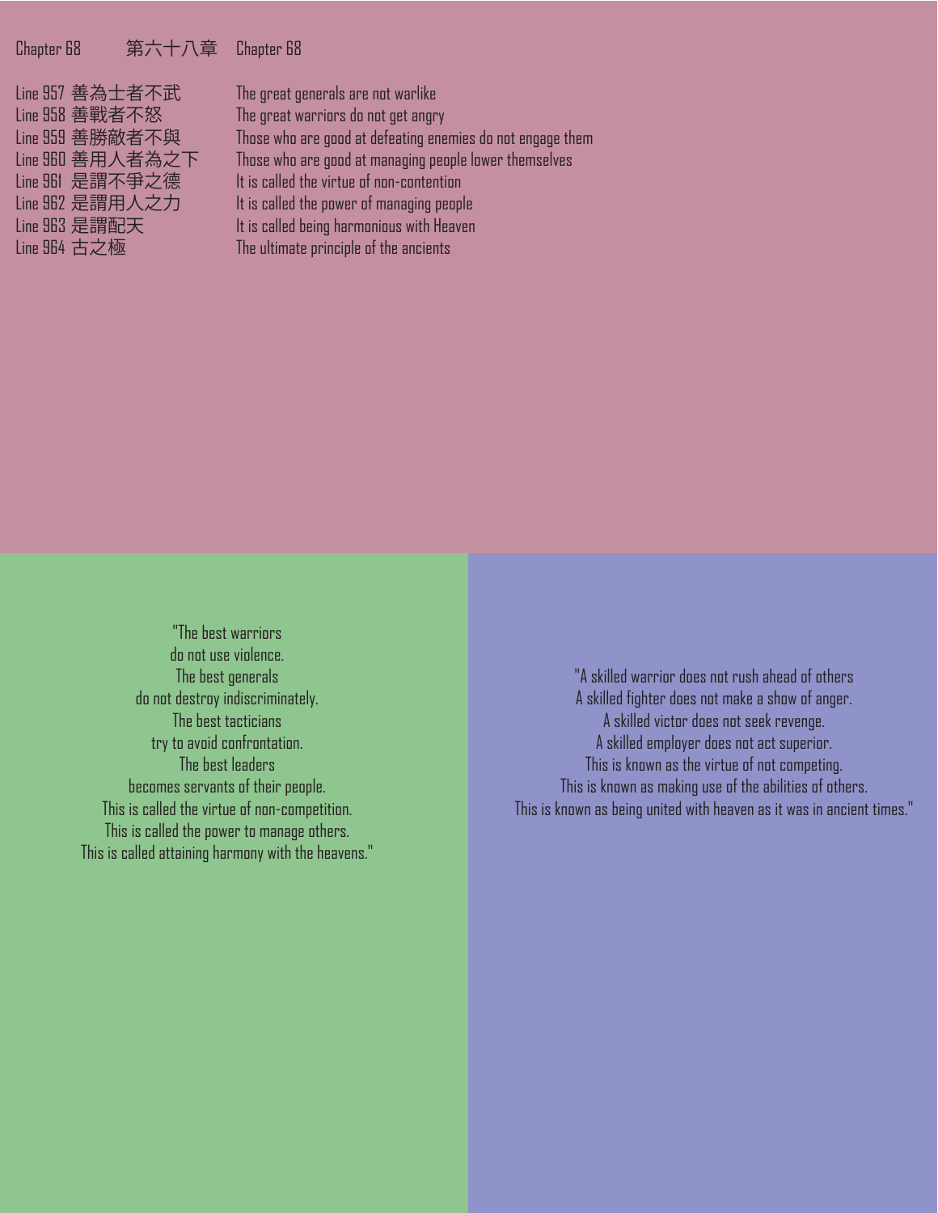Chapter 68 第六十八章 Chapter 68

| Line | Chinese | English |
|---|---|---|
| Line 957 | 善為士者不武 | The great generals are not warlike |
| Line 958 | 善戰者不怒 | The great warriors do not get angry |
| Line 959 | 善勝敵者不與 | Those who are good at defeating enemies do not engage them |
| Line 960 | 善用人者為之下 | Those who are good at managing people lower themselves |
| Line 961 | 是謂不爭之德 | It is called the virtue of non-contention |
| Line 962 | 是謂用人之力 | It is called the power of managing people |
| Line 963 | 是謂配天 | It is called being harmonious with Heaven |
| Line 964 | 古之極 | The ultimate principle of the ancients |

"The best warriors
do not use violence.
The best generals
do not destroy indiscriminately.
The best tacticians
try to avoid confrontation.
The best leaders
becomes servants of their people.
This is called the virtue of non-competition.
This is called the power to manage others.
This is called attaining harmony with the heavens."

"A skilled warrior does not rush ahead of others
A skilled fighter does not make a show of anger.
A skilled victor does not seek revenge.
A skilled employer does not act superior.
This is known as the virtue of not competing.
This is known as making use of the abilities of others.
This is known as being united with heaven as it was in ancient times."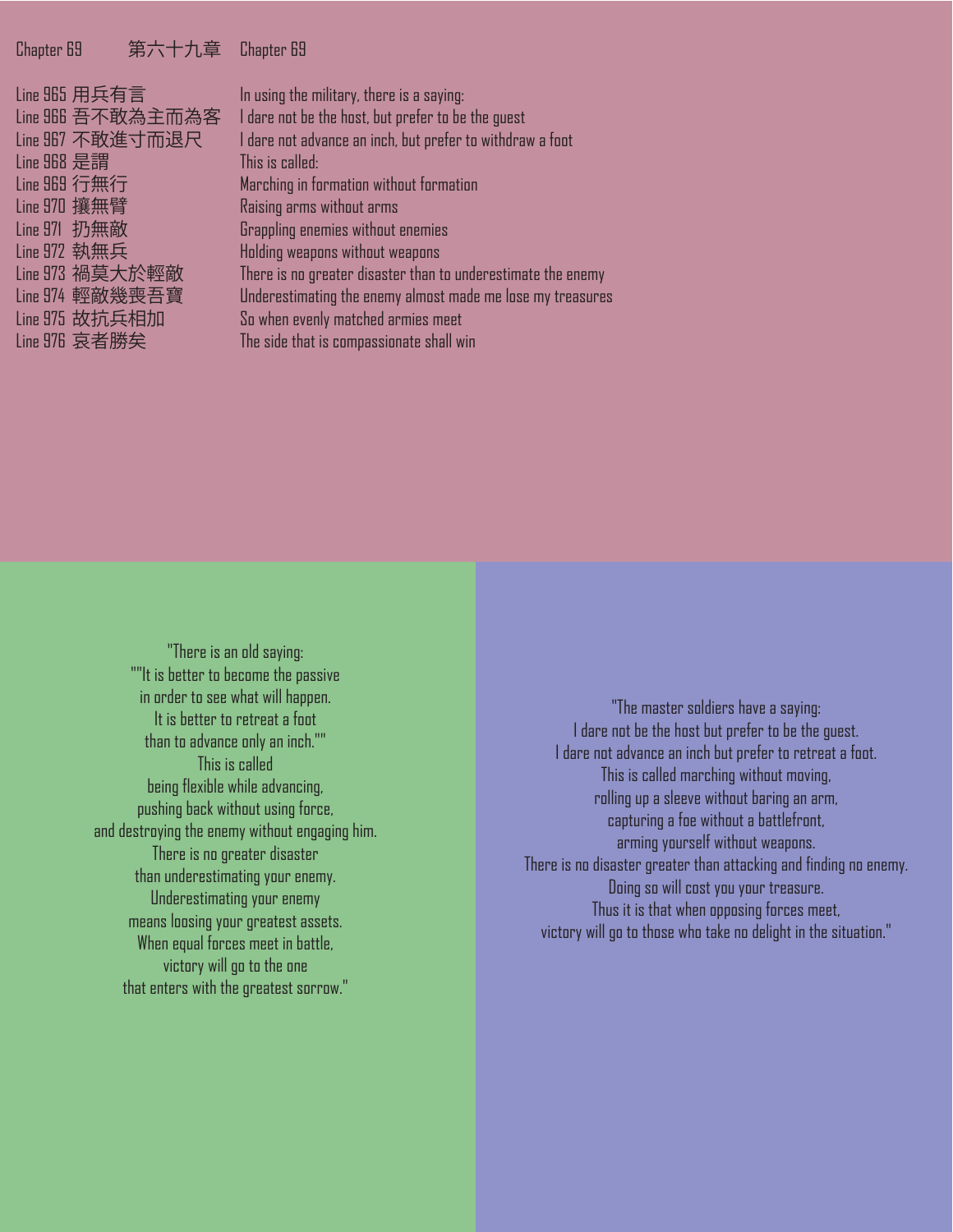| Chapter 69 | 第六十九章 | Chapter 69 |
|---|---|---|
| Line 965 | 用兵有言 | In using the military, there is a saying: |
| Line 966 | 吾不敢為主而為客 | I dare not be the host, but prefer to be the guest |
| Line 967 | 不敢進寸而退尺 | I dare not advance an inch, but prefer to withdraw a foot |
| Line 968 | 是謂 | This is called: |
| Line 969 | 行無行 | Marching in formation without formation |
| Line 970 | 攘無臂 | Raising arms without arms |
| Line 971 | 扔無敵 | Grappling enemies without enemies |
| Line 972 | 執無兵 | Holding weapons without weapons |
| Line 973 | 禍莫大於輕敵 | There is no greater disaster than to underestimate the enemy |
| Line 974 | 輕敵幾喪吾寶 | Underestimating the enemy almost made me lose my treasures |
| Line 975 | 故抗兵相加 | So when evenly matched armies meet |
| Line 976 | 哀者勝矣 | The side that is compassionate shall win |

"There is an old saying:
""It is better to become the passive
in order to see what will happen.
It is better to retreat a foot
than to advance only an inch.""
This is called
being flexible while advancing,
pushing back without using force,
and destroying the enemy without engaging him.
There is no greater disaster
than underestimating your enemy.
Underestimating your enemy
means loosing your greatest assets.
When equal forces meet in battle,
victory will go to the one
that enters with the greatest sorrow."

"The master soldiers have a saying:
I dare not be the host but prefer to be the guest.
I dare not advance an inch but prefer to retreat a foot.
This is called marching without moving,
rolling up a sleeve without baring an arm,
capturing a foe without a battlefront,
arming yourself without weapons.
There is no disaster greater than attacking and finding no enemy.
Doing so will cost you your treasure.
Thus it is that when opposing forces meet,
victory will go to those who take no delight in the situation."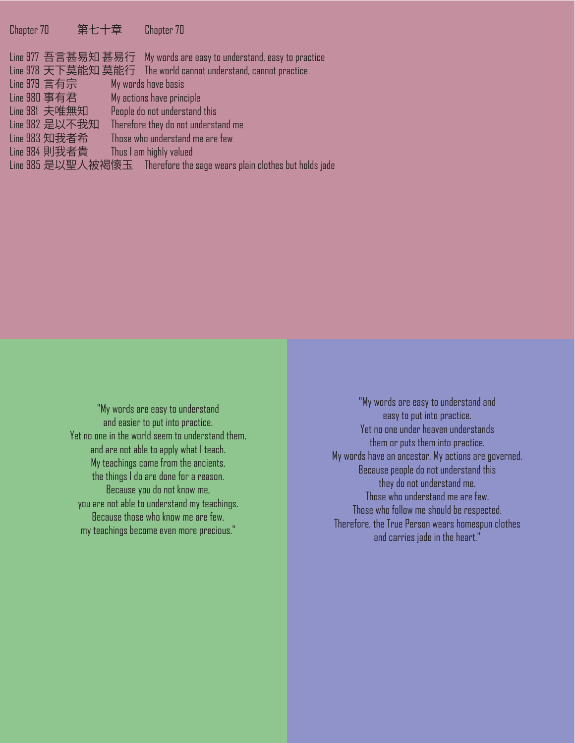Chapter 70 第七十章 Chapter 70

| Line | Chinese | English |
|---|---|---|
| Line 977 | 吾言甚易知 甚易行 | My words are easy to understand, easy to practice |
| Line 978 | 天下莫能知 莫能行 | The world cannot understand, cannot practice |
| Line 979 | 言有宗 | My words have basis |
| Line 980 | 事有君 | My actions have principle |
| Line 981 | 夫唯無知 | People do not understand this |
| Line 982 | 是以不我知 | Therefore they do not understand me |
| Line 983 | 知我者希 | Those who understand me are few |
| Line 984 | 則我者貴 | Thus I am highly valued |
| Line 985 | 是以聖人被褐懷玉 | Therefore the sage wears plain clothes but holds jade |

"My words are easy to understand
and easier to put into practice.
Yet no one in the world seem to understand them,
and are not able to apply what I teach.
My teachings come from the ancients,
the things I do are done for a reason.
Because you do not know me,
you are not able to understand my teachings.
Because those who know me are few,
my teachings become even more precious."

"My words are easy to understand and
easy to put into practice.
Yet no one under heaven understands
them or puts them into practice.
My words have an ancestor. My actions are governed.
Because people do not understand this
they do not understand me.
Those who understand me are few.
Those who follow me should be respected.
Therefore, the True Person wears homespun clothes
and carries jade in the heart."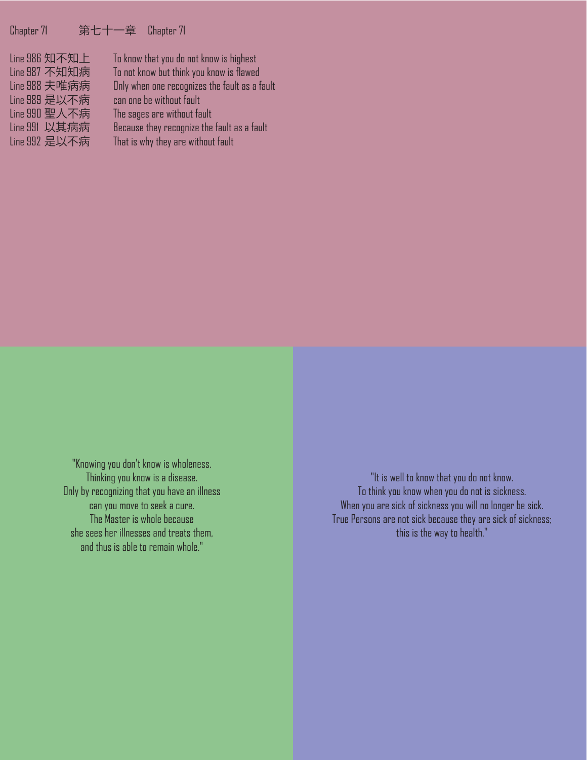Chapter 71 第七十一章 Chapter 71

| | |
|---|---|
| Line 986 知不知上 | To know that you do not know is highest |
| Line 987 不知知病 | To not know but think you know is flawed |
| Line 988 夫唯病病 | Only when one recognizes the fault as a fault |
| Line 989 是以不病 | can one be without fault |
| Line 990 聖人不病 | The sages are without fault |
| Line 991 以其病病 | Because they recognize the fault as a fault |
| Line 992 是以不病 | That is why they are without fault |

"Knowing you don't know is wholeness.
Thinking you know is a disease.
Only by recognizing that you have an illness
can you move to seek a cure.
The Master is whole because
she sees her illnesses and treats them,
and thus is able to remain whole."

"It is well to know that you do not know.
To think you know when you do not is sickness.
When you are sick of sickness you will no longer be sick.
True Persons are not sick because they are sick of sickness;
this is the way to health."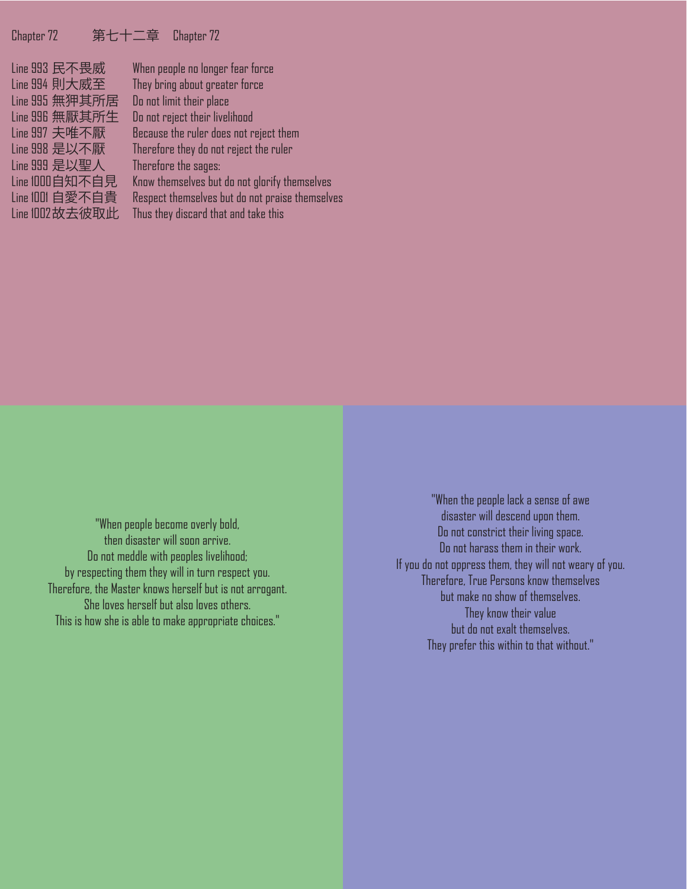Chapter 72 第七十二章 Chapter 72

| | |
|---|---|
| Line 993 民不畏威 | When people no longer fear force |
| Line 994 則大威至 | They bring about greater force |
| Line 995 無狎其所居 | Do not limit their place |
| Line 996 無厭其所生 | Do not reject their livelihood |
| Line 997 夫唯不厭 | Because the ruler does not reject them |
| Line 998 是以不厭 | Therefore they do not reject the ruler |
| Line 999 是以聖人 | Therefore the sages: |
| Line 1000 自知不自見 | Know themselves but do not glorify themselves |
| Line 1001 自愛不自貴 | Respect themselves but do not praise themselves |
| Line 1002 故去彼取此 | Thus they discard that and take this |

"When people become overly bold,
then disaster will soon arrive.
Do not meddle with peoples livelihood;
by respecting them they will in turn respect you.
Therefore, the Master knows herself but is not arrogant.
She loves herself but also loves others.
This is how she is able to make appropriate choices."

"When the people lack a sense of awe
disaster will descend upon them.
Do not constrict their living space.
Do not harass them in their work.
If you do not oppress them, they will not weary of you.
Therefore, True Persons know themselves
but make no show of themselves.
They know their value
but do not exalt themselves.
They prefer this within to that without."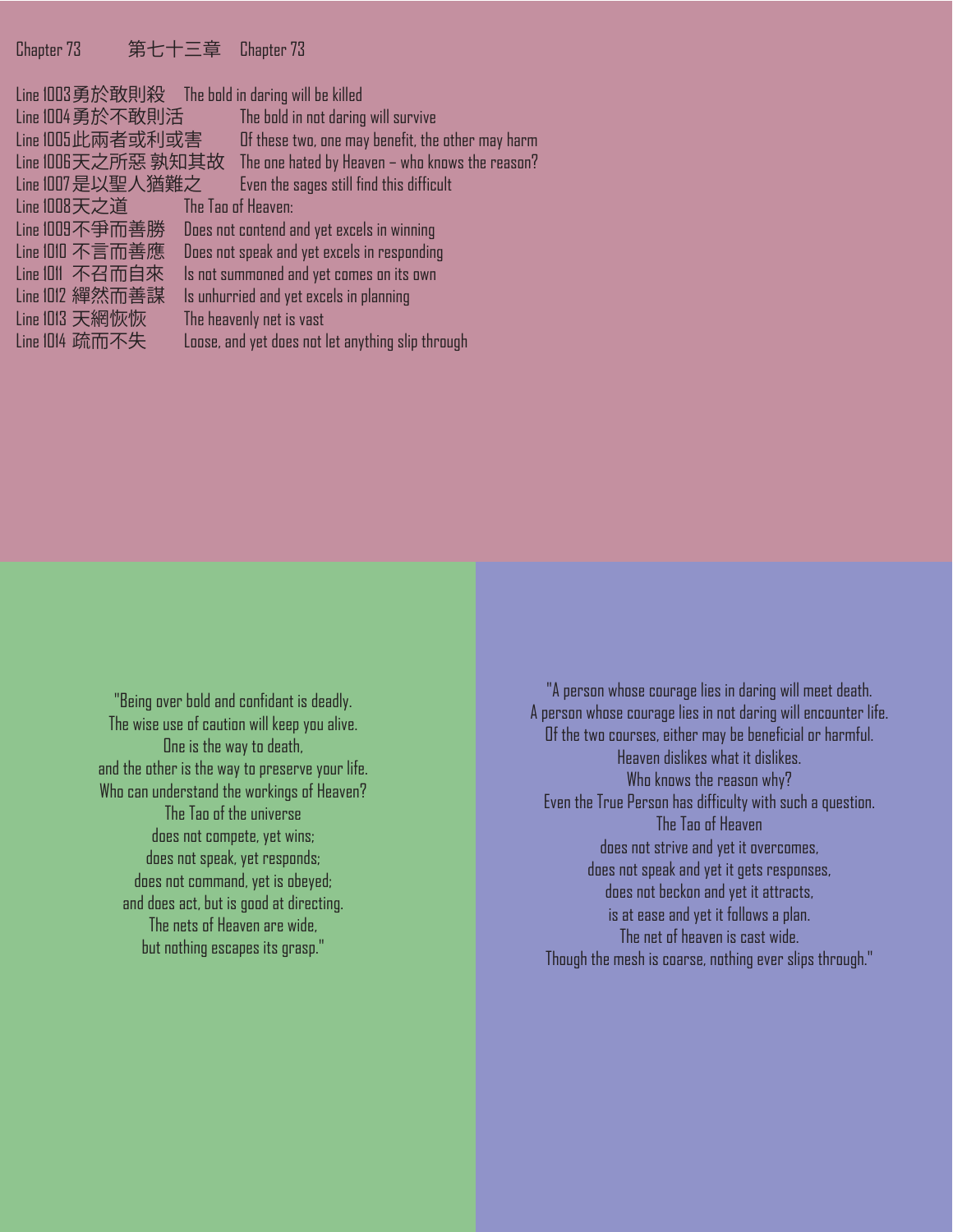Chapter 73 第七十三章 Chapter 73

| | | |
|---|---|---|
| Line 1003 | 勇於敢則殺 | The bold in daring will be killed |
| Line 1004 | 勇於不敢則活 | The bold in not daring will survive |
| Line 1005 | 此兩者或利或害 | Of these two, one may benefit, the other may harm |
| Line 1006 | 天之所惡 孰知其故 | The one hated by Heaven – who knows the reason? |
| Line 1007 | 是以聖人猶難之 | Even the sages still find this difficult |
| Line 1008 | 天之道 | The Tao of Heaven: |
| Line 1009 | 不爭而善勝 | Does not contend and yet excels in winning |
| Line 1010 | 不言而善應 | Does not speak and yet excels in responding |
| Line 1011 | 不召而自來 | Is not summoned and yet comes on its own |
| Line 1012 | 繟然而善謀 | Is unhurried and yet excels in planning |
| Line 1013 | 天網恢恢 | The heavenly net is vast |
| Line 1014 | 疏而不失 | Loose, and yet does not let anything slip through |

"Being over bold and confidant is deadly.
The wise use of caution will keep you alive.
One is the way to death,
and the other is the way to preserve your life.
Who can understand the workings of Heaven?
The Tao of the universe
does not compete, yet wins;
does not speak, yet responds;
does not command, yet is obeyed;
and does act, but is good at directing.
The nets of Heaven are wide,
but nothing escapes its grasp."

"A person whose courage lies in daring will meet death.
A person whose courage lies in not daring will encounter life.
Of the two courses, either may be beneficial or harmful.
Heaven dislikes what it dislikes.
Who knows the reason why?
Even the True Person has difficulty with such a question.
The Tao of Heaven
does not strive and yet it overcomes,
does not speak and yet it gets responses,
does not beckon and yet it attracts,
is at ease and yet it follows a plan.
The net of heaven is cast wide.
Though the mesh is coarse, nothing ever slips through."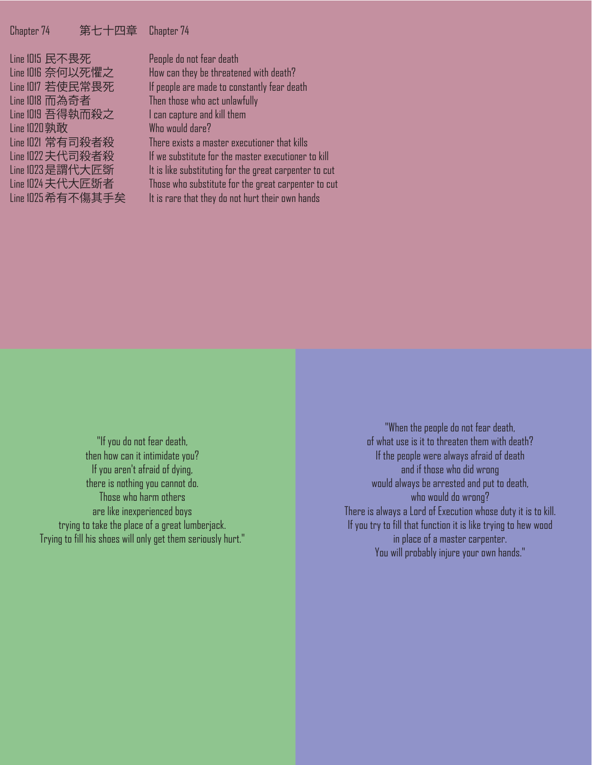Chapter 74 第七十四章 Chapter 74

| | |
|---|---|
| Line 1015 民不畏死 | People do not fear death |
| Line 1016 奈何以死懼之 | How can they be threatened with death? |
| Line 1017 若使民常畏死 | If people are made to constantly fear death |
| Line 1018 而為奇者 | Then those who act unlawfully |
| Line 1019 吾得執而殺之 | I can capture and kill them |
| Line 1020 孰敢 | Who would dare? |
| Line 1021 常有司殺者殺 | There exists a master executioner that kills |
| Line 1022 夫代司殺者殺 | If we substitute for the master executioner to kill |
| Line 1023 是謂代大匠斲 | It is like substituting for the great carpenter to cut |
| Line 1024 夫代大匠斲者 | Those who substitute for the great carpenter to cut |
| Line 1025 希有不傷其手矣 | It is rare that they do not hurt their own hands |

"If you do not fear death,
then how can it intimidate you?
If you aren't afraid of dying,
there is nothing you cannot do.
Those who harm others
are like inexperienced boys
trying to take the place of a great lumberjack.
Trying to fill his shoes will only get them seriously hurt."

"When the people do not fear death,
of what use is it to threaten them with death?
If the people were always afraid of death
and if those who did wrong
would always be arrested and put to death,
who would do wrong?
There is always a Lord of Execution whose duty it is to kill.
If you try to fill that function it is like trying to hew wood
in place of a master carpenter.
You will probably injure your own hands."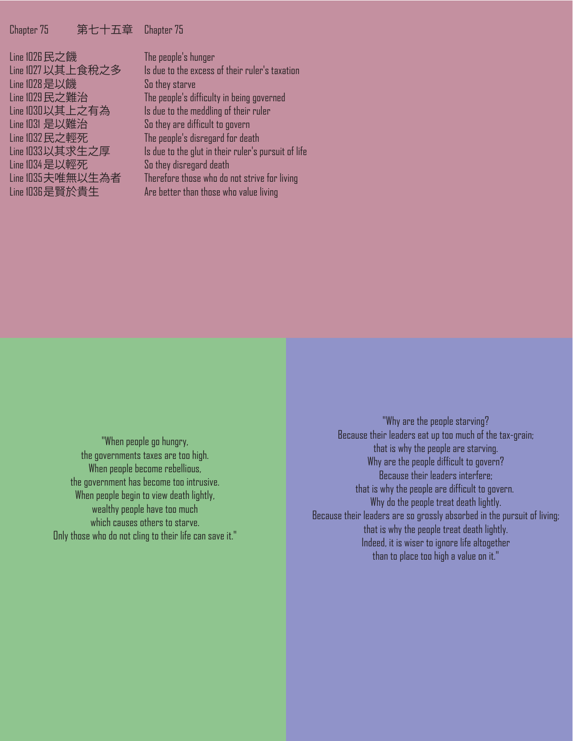Chapter 75 第七十五章 Chapter 75

| | |
|---|---|
| Line 1026 民之饑 | The people's hunger |
| Line 1027 以其上食稅之多 | Is due to the excess of their ruler's taxation |
| Line 1028 是以饑 | So they starve |
| Line 1029 民之難治 | The people's difficulty in being governed |
| Line 1030 以其上之有為 | Is due to the meddling of their ruler |
| Line 1031 是以難治 | So they are difficult to govern |
| Line 1032 民之輕死 | The people's disregard for death |
| Line 1033 以其求生之厚 | Is due to the glut in their ruler's pursuit of life |
| Line 1034 是以輕死 | So they disregard death |
| Line 1035 夫唯無以生為者 | Therefore those who do not strive for living |
| Line 1036 是賢於貴生 | Are better than those who value living |

"When people go hungry,
the governments taxes are too high.
When people become rebellious,
the government has become too intrusive.
When people begin to view death lightly,
wealthy people have too much
which causes others to starve.
Only those who do not cling to their life can save it."

"Why are the people starving?
Because their leaders eat up too much of the tax-grain;
that is why the people are starving.
Why are the people difficult to govern?
Because their leaders interfere;
that is why the people are difficult to govern.
Why do the people treat death lightly.
Because their leaders are so grossly absorbed in the pursuit of living;
that is why the people treat death lightly.
Indeed, it is wiser to ignore life altogether
than to place too high a value on it."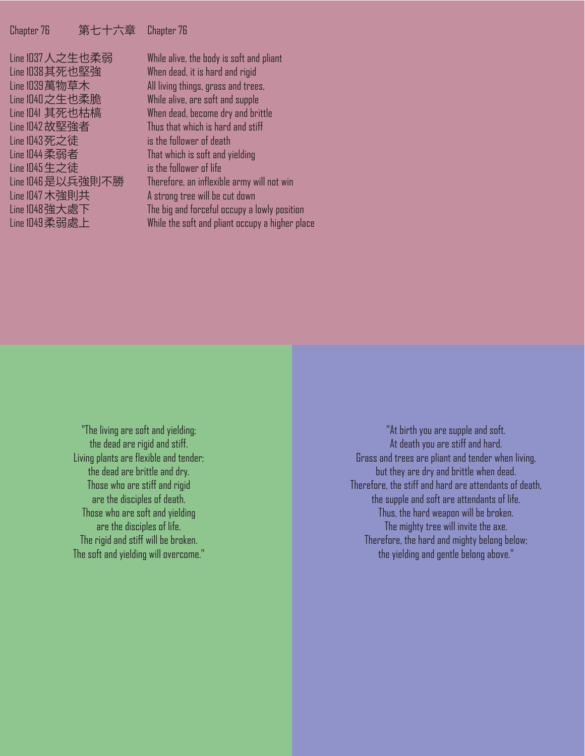Chapter 76 第七十六章 Chapter 76

| | |
|---|---|
| Line 1037 人之生也柔弱 | While alive, the body is soft and pliant |
| Line 1038 其死也堅強 | When dead, it is hard and rigid |
| Line 1039 萬物草木 | All living things, grass and trees, |
| Line 1040 之生也柔脆 | While alive, are soft and supple |
| Line 1041 其死也枯槁 | When dead, become dry and brittle |
| Line 1042 故堅強者 | Thus that which is hard and stiff |
| Line 1043 死之徒 | is the follower of death |
| Line 1044 柔弱者 | That which is soft and yielding |
| Line 1045 生之徒 | is the follower of life |
| Line 1046 是以兵強則不勝 | Therefore, an inflexible army will not win |
| Line 1047 木強則共 | A strong tree will be cut down |
| Line 1048 強大處下 | The big and forceful occupy a lowly position |
| Line 1049 柔弱處上 | While the soft and pliant occupy a higher place |

"The living are soft and yielding;
the dead are rigid and stiff.
Living plants are flexible and tender;
the dead are brittle and dry.
Those who are stiff and rigid
are the disciples of death.
Those who are soft and yielding
are the disciples of life.
The rigid and stiff will be broken.
The soft and yielding will overcome."

"At birth you are supple and soft.
At death you are stiff and hard.
Grass and trees are pliant and tender when living,
but they are dry and brittle when dead.
Therefore, the stiff and hard are attendants of death,
the supple and soft are attendants of life.
Thus, the hard weapon will be broken.
The mighty tree will invite the axe.
Therefore, the hard and mighty belong below;
the yielding and gentle belong above."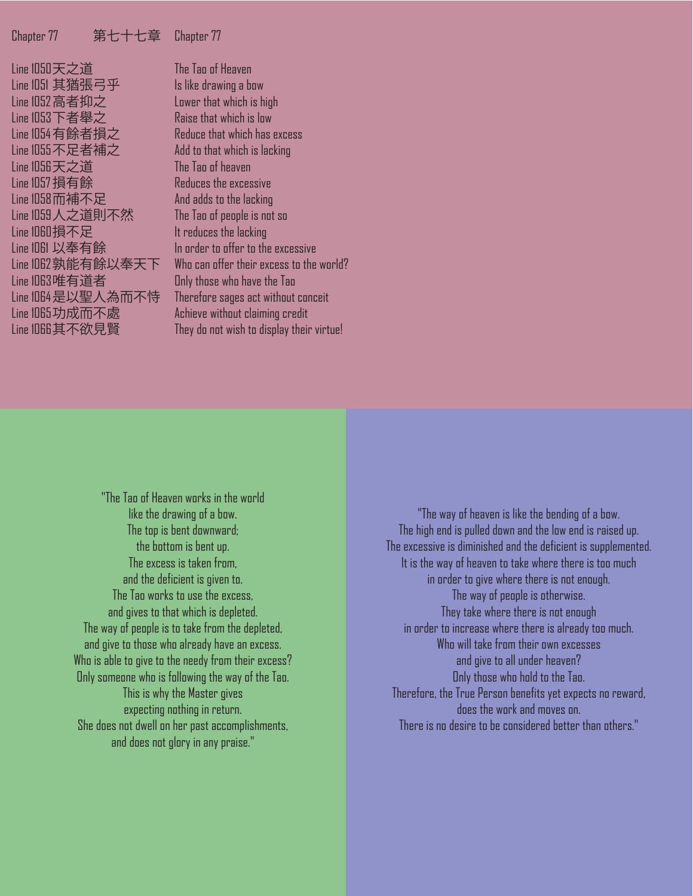Chapter 77 第七十七章 Chapter 77

| | |
|---|---|
| Line 1050 天之道 | The Tao of Heaven |
| Line 1051 其猶張弓乎 | Is like drawing a bow |
| Line 1052 高者抑之 | Lower that which is high |
| Line 1053 下者舉之 | Raise that which is low |
| Line 1054 有餘者損之 | Reduce that which has excess |
| Line 1055 不足者補之 | Add to that which is lacking |
| Line 1056 天之道 | The Tao of heaven |
| Line 1057 損有餘 | Reduces the excessive |
| Line 1058 而補不足 | And adds to the lacking |
| Line 1059 人之道則不然 | The Tao of people is not so |
| Line 1060 損不足 | It reduces the lacking |
| Line 1061 以奉有餘 | In order to offer to the excessive |
| Line 1062 孰能有餘以奉天下 | Who can offer their excess to the world? |
| Line 1063 唯有道者 | Only those who have the Tao |
| Line 1064 是以聖人為而不恃 | Therefore sages act without conceit |
| Line 1065 功成而不處 | Achieve without claiming credit |
| Line 1066 其不欲見賢 | They do not wish to display their virtue! |

"The Tao of Heaven works in the world
like the drawing of a bow.
The top is bent downward;
the bottom is bent up.
The excess is taken from,
and the deficient is given to.
The Tao works to use the excess,
and gives to that which is depleted.
The way of people is to take from the depleted,
and give to those who already have an excess.
Who is able to give to the needy from their excess?
Only someone who is following the way of the Tao.
This is why the Master gives
expecting nothing in return.
She does not dwell on her past accomplishments,
and does not glory in any praise."

"The way of heaven is like the bending of a bow.
The high end is pulled down and the low end is raised up.
The excessive is diminished and the deficient is supplemented.
It is the way of heaven to take where there is too much
in order to give where there is not enough.
The way of people is otherwise.
They take where there is not enough
in order to increase where there is already too much.
Who will take from their own excesses
and give to all under heaven?
Only those who hold to the Tao.
Therefore, the True Person benefits yet expects no reward,
does the work and moves on.
There is no desire to be considered better than others."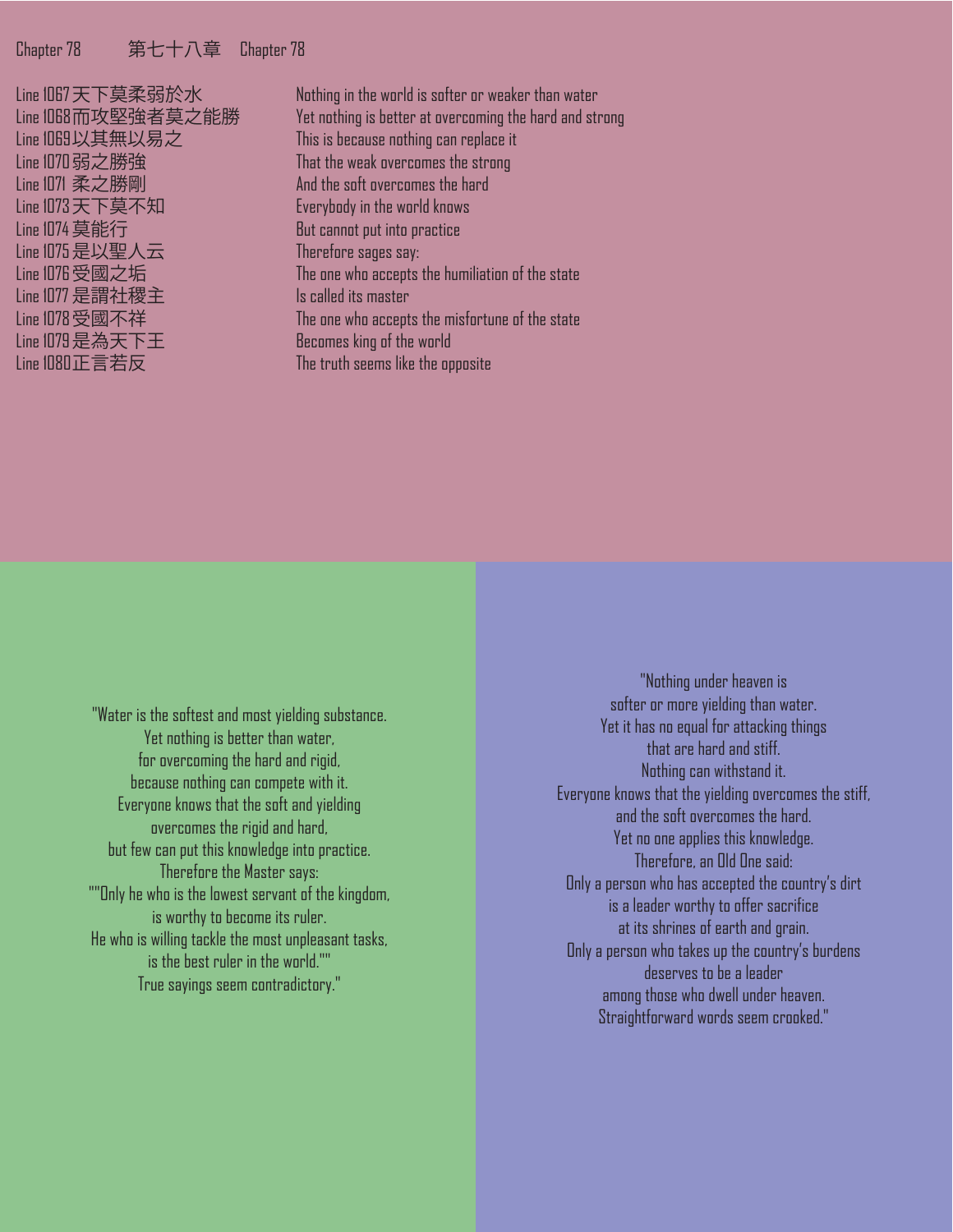## Chapter 78 第七十八章 Chapter 78

| | |
|---|---|
| Line 1067 天下莫柔弱於水 | Nothing in the world is softer or weaker than water |
| Line 1068 而攻堅強者莫之能勝 | Yet nothing is better at overcoming the hard and strong |
| Line 1069 以其無以易之 | This is because nothing can replace it |
| Line 1070 弱之勝強 | That the weak overcomes the strong |
| Line 1071 柔之勝剛 | And the soft overcomes the hard |
| Line 1073 天下莫不知 | Everybody in the world knows |
| Line 1074 莫能行 | But cannot put into practice |
| Line 1075 是以聖人云 | Therefore sages say: |
| Line 1076 受國之垢 | The one who accepts the humiliation of the state |
| Line 1077 是謂社稷主 | Is called its master |
| Line 1078 受國不祥 | The one who accepts the misfortune of the state |
| Line 1079 是為天下王 | Becomes king of the world |
| Line 1080 正言若反 | The truth seems like the opposite |

"Water is the softest and most yielding substance.
Yet nothing is better than water,
for overcoming the hard and rigid,
because nothing can compete with it.
Everyone knows that the soft and yielding
overcomes the rigid and hard,
but few can put this knowledge into practice.
Therefore the Master says:
""Only he who is the lowest servant of the kingdom,
is worthy to become its ruler.
He who is willing tackle the most unpleasant tasks,
is the best ruler in the world.""
True sayings seem contradictory."

"Nothing under heaven is
softer or more yielding than water.
Yet it has no equal for attacking things
that are hard and stiff.
Nothing can withstand it.
Everyone knows that the yielding overcomes the stiff,
and the soft overcomes the hard.
Yet no one applies this knowledge.
Therefore, an Old One said:
Only a person who has accepted the country's dirt
is a leader worthy to offer sacrifice
at its shrines of earth and grain.
Only a person who takes up the country's burdens
deserves to be a leader
among those who dwell under heaven.
Straightforward words seem crooked."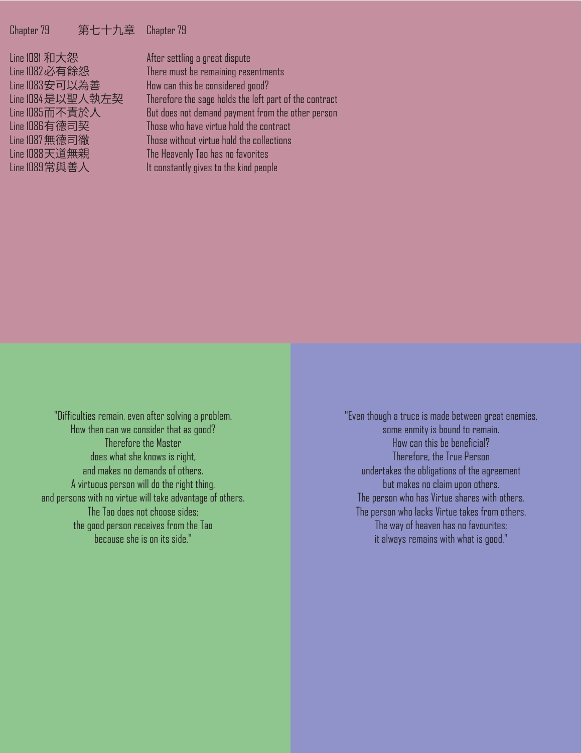Chapter 79 第七十九章 Chapter 79

| | |
|---|---|
| Line 1081 和大怨 | After settling a great dispute |
| Line 1082 必有餘怨 | There must be remaining resentments |
| Line 1083 安可以為善 | How can this be considered good? |
| Line 1084 是以聖人執左契 | Therefore the sage holds the left part of the contract |
| Line 1085 而不責於人 | But does not demand payment from the other person |
| Line 1086 有德司契 | Those who have virtue hold the contract |
| Line 1087 無德司徹 | Those without virtue hold the collections |
| Line 1088 天道無親 | The Heavenly Tao has no favorites |
| Line 1089 常與善人 | It constantly gives to the kind people |

"Difficulties remain, even after solving a problem.
How then can we consider that as good?
Therefore the Master
does what she knows is right,
and makes no demands of others.
A virtuous person will do the right thing,
and persons with no virtue will take advantage of others.
The Tao does not choose sides;
the good person receives from the Tao
because she is on its side."

"Even though a truce is made between great enemies,
some enmity is bound to remain.
How can this be beneficial?
Therefore, the True Person
undertakes the obligations of the agreement
but makes no claim upon others.
The person who has Virtue shares with others.
The person who lacks Virtue takes from others.
The way of heaven has no favourites;
it always remains with what is good."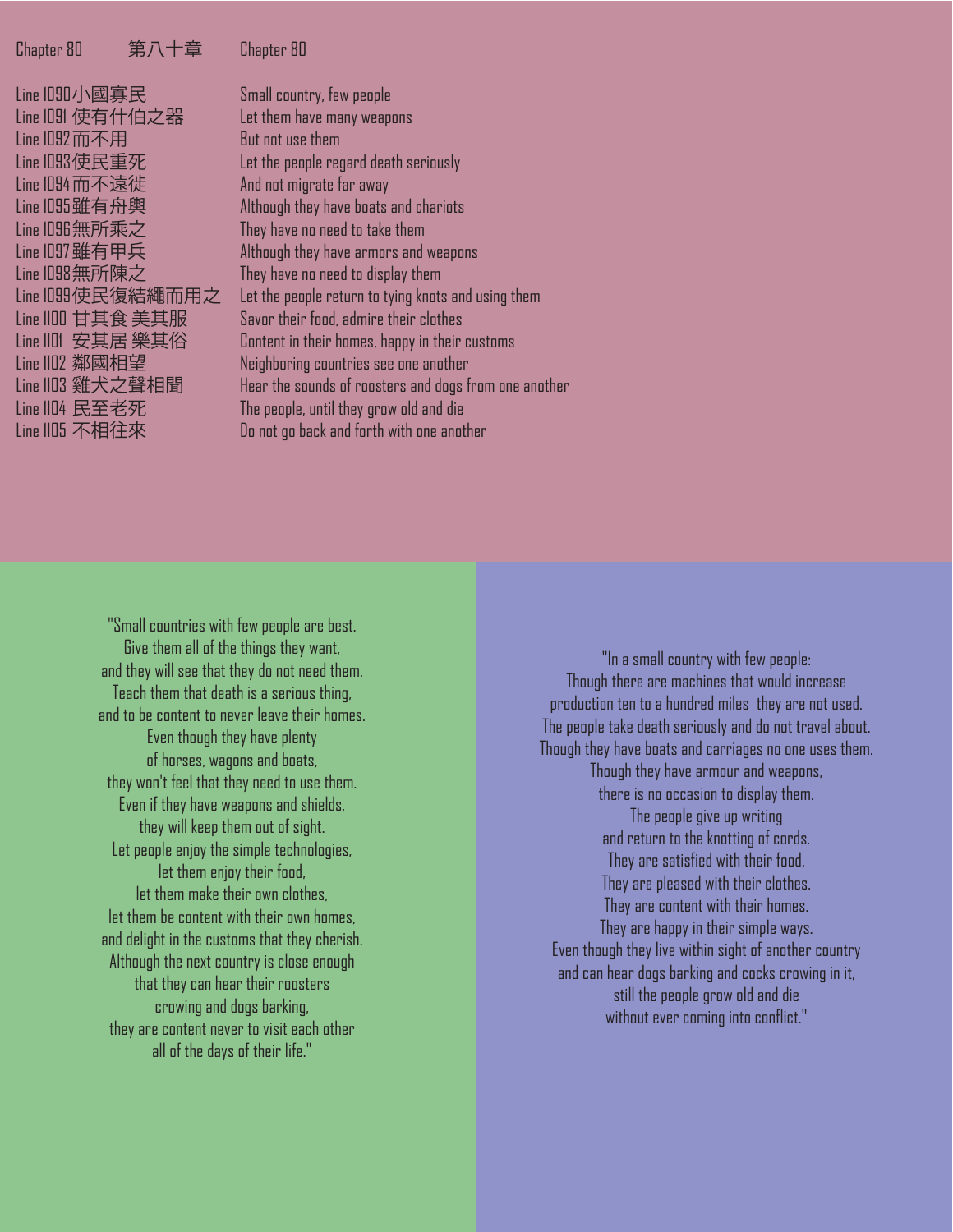## Chapter 80 第八十章 Chapter 80

| | |
|---|---|
| Line 1090小國寡民 | Small country, few people |
| Line 1091 使有什伯之器 | Let them have many weapons |
| Line 1092而不用 | But not use them |
| Line 1093使民重死 | Let the people regard death seriously |
| Line 1094而不遠徙 | And not migrate far away |
| Line 1095雖有舟輿 | Although they have boats and chariots |
| Line 1096無所乘之 | They have no need to take them |
| Line 1097雖有甲兵 | Although they have armors and weapons |
| Line 1098無所陳之 | They have no need to display them |
| Line 1099使民復結繩而用之 | Let the people return to tying knots and using them |
| Line 1100 甘其食 美其服 | Savor their food, admire their clothes |
| Line 1101 安其居 樂其俗 | Content in their homes, happy in their customs |
| Line 1102 鄰國相望 | Neighboring countries see one another |
| Line 1103 雞犬之聲相聞 | Hear the sounds of roosters and dogs from one another |
| Line 1104 民至老死 | The people, until they grow old and die |
| Line 1105 不相往來 | Do not go back and forth with one another |

"Small countries with few people are best.
Give them all of the things they want,
and they will see that they do not need them.
Teach them that death is a serious thing,
and to be content to never leave their homes.
Even though they have plenty
of horses, wagons and boats,
they won't feel that they need to use them.
Even if they have weapons and shields,
they will keep them out of sight.
Let people enjoy the simple technologies,
let them enjoy their food,
let them make their own clothes,
let them be content with their own homes,
and delight in the customs that they cherish.
Although the next country is close enough
that they can hear their roosters
crowing and dogs barking,
they are content never to visit each other
all of the days of their life."

"In a small country with few people:
Though there are machines that would increase
production ten to a hundred miles they are not used.
The people take death seriously and do not travel about.
Though they have boats and carriages no one uses them.
Though they have armour and weapons,
there is no occasion to display them.
The people give up writing
and return to the knotting of cords.
They are satisfied with their food.
They are pleased with their clothes.
They are content with their homes.
They are happy in their simple ways.
Even though they live within sight of another country
and can hear dogs barking and cocks crowing in it,
still the people grow old and die
without ever coming into conflict."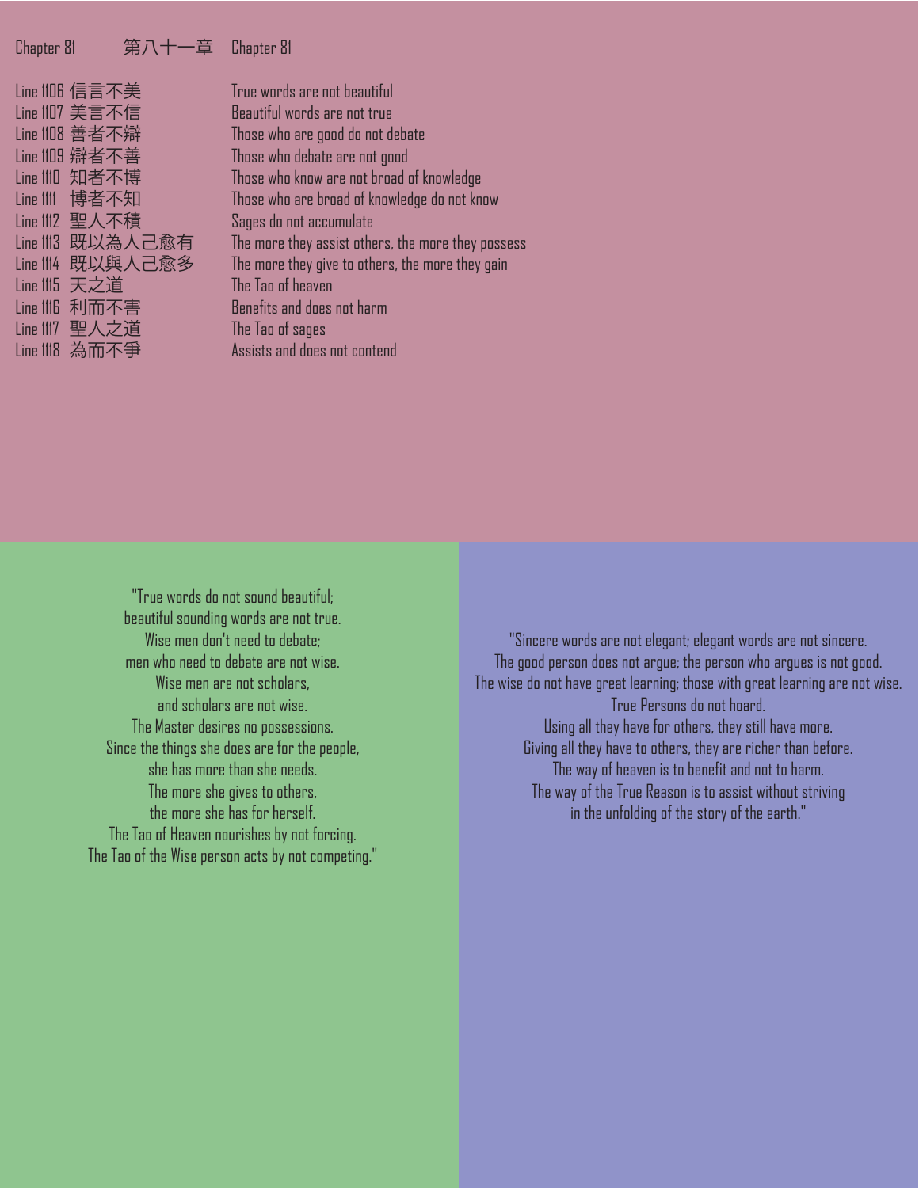Chapter 81 第八十一章 Chapter 81

| | | |
|---|---|---|
| Line 1106 | 信言不美 | True words are not beautiful |
| Line 1107 | 美言不信 | Beautiful words are not true |
| Line 1108 | 善者不辯 | Those who are good do not debate |
| Line 1109 | 辯者不善 | Those who debate are not good |
| Line 1110 | 知者不博 | Those who know are not broad of knowledge |
| Line 1111 | 博者不知 | Those who are broad of knowledge do not know |
| Line 1112 | 聖人不積 | Sages do not accumulate |
| Line 1113 | 既以為人己愈有 | The more they assist others, the more they possess |
| Line 1114 | 既以與人己愈多 | The more they give to others, the more they gain |
| Line 1115 | 天之道 | The Tao of heaven |
| Line 1116 | 利而不害 | Benefits and does not harm |
| Line 1117 | 聖人之道 | The Tao of sages |
| Line 1118 | 為而不爭 | Assists and does not contend |

"True words do not sound beautiful;
beautiful sounding words are not true.
Wise men don't need to debate;
men who need to debate are not wise.
Wise men are not scholars,
and scholars are not wise.
The Master desires no possessions.
Since the things she does are for the people,
she has more than she needs.
The more she gives to others,
the more she has for herself.
The Tao of Heaven nourishes by not forcing.
The Tao of the Wise person acts by not competing."

"Sincere words are not elegant; elegant words are not sincere.
The good person does not argue; the person who argues is not good.
The wise do not have great learning; those with great learning are not wise.
True Persons do not hoard.
Using all they have for others, they still have more.
Giving all they have to others, they are richer than before.
The way of heaven is to benefit and not to harm.
The way of the True Reason is to assist without striving
in the unfolding of the story of the earth."